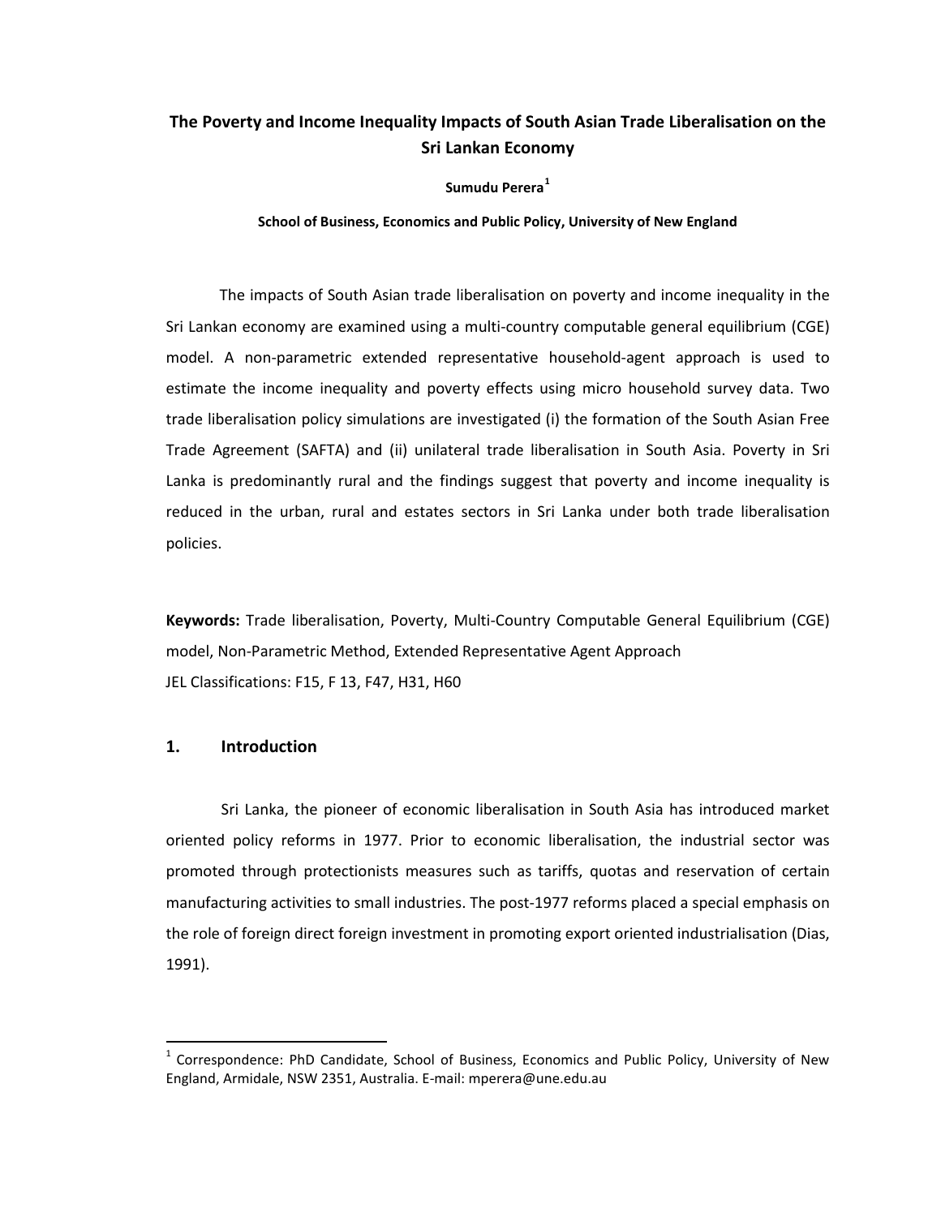# The Poverty and Income Inequality Impacts of South Asian Trade Liberalisation on the Sri Lankan Economy

**Sumudu Perera**[1]

**School of Business, Economics and Public Policy, University of New England**

The impacts of South Asian trade liberalisation on poverty and income inequality in the Sri Lankan economy are examined using a multi-country computable general equilibrium (CGE) model. A non-parametric extended representative household-agent approach is used to estimate the income inequality and poverty effects using micro household survey data. Two trade liberalisation policy simulations are investigated (i) the formation of the South Asian Free Trade Agreement (SAFTA) and (ii) unilateral trade liberalisation in South Asia. Poverty in Sri Lanka is predominantly rural and the findings suggest that poverty and income inequality is reduced in the urban, rural and estates sectors in Sri Lanka under both trade liberalisation policies.

**Keywords:** Trade liberalisation, Poverty, Multi-Country Computable General Equilibrium (CGE) model, Non-Parametric Method, Extended Representative Agent Approach
JEL Classifications: F15, F 13, F47, H31, H60

## 1. Introduction

Sri Lanka, the pioneer of economic liberalisation in South Asia has introduced market oriented policy reforms in 1977. Prior to economic liberalisation, the industrial sector was promoted through protectionists measures such as tariffs, quotas and reservation of certain manufacturing activities to small industries. The post-1977 reforms placed a special emphasis on the role of foreign direct foreign investment in promoting export oriented industrialisation (Dias, 1991).

[1] Correspondence: PhD Candidate, School of Business, Economics and Public Policy, University of New England, Armidale, NSW 2351, Australia. E-mail: mperera@une.edu.au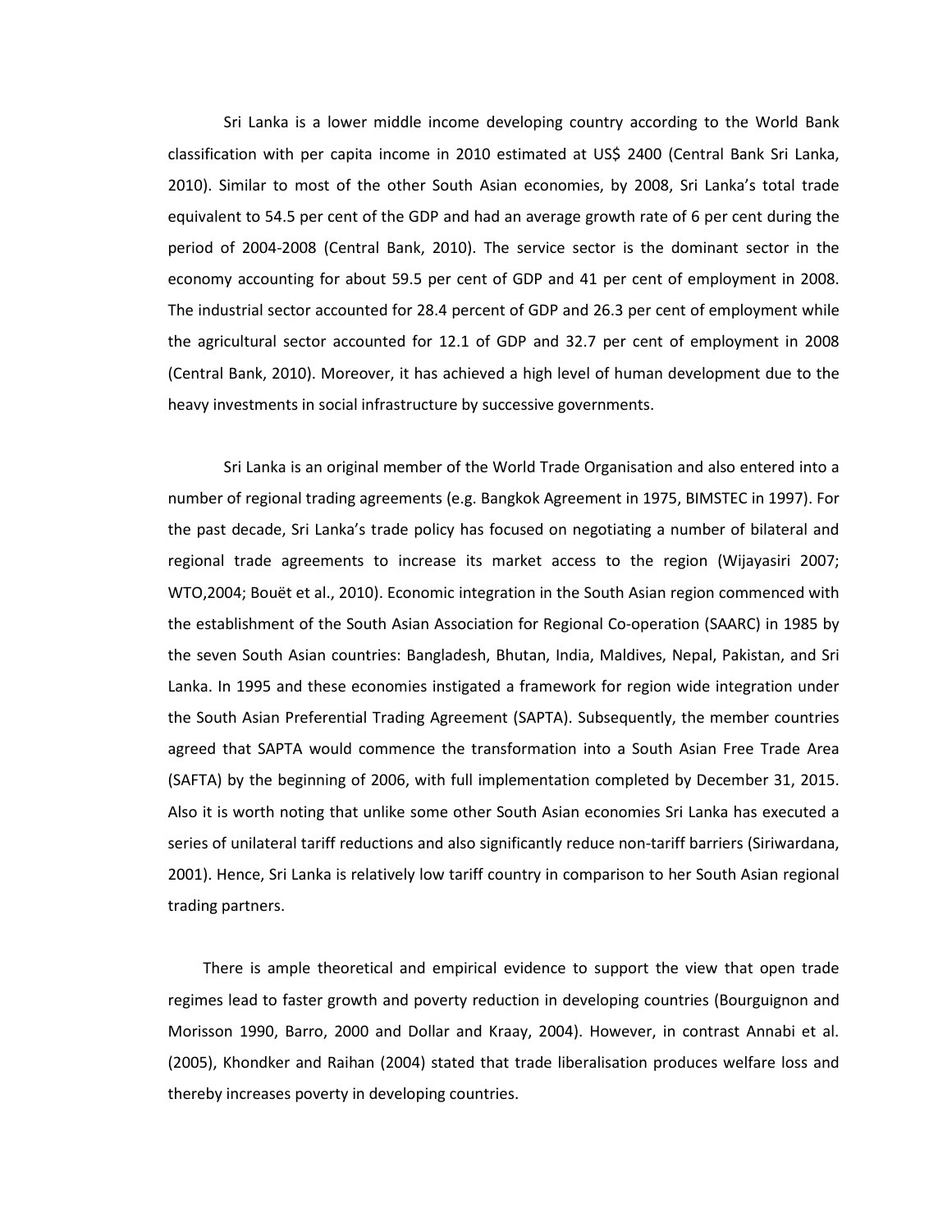Sri Lanka is a lower middle income developing country according to the World Bank classification with per capita income in 2010 estimated at US$ 2400 (Central Bank Sri Lanka, 2010). Similar to most of the other South Asian economies, by 2008, Sri Lanka's total trade equivalent to 54.5 per cent of the GDP and had an average growth rate of 6 per cent during the period of 2004-2008 (Central Bank, 2010). The service sector is the dominant sector in the economy accounting for about 59.5 per cent of GDP and 41 per cent of employment in 2008. The industrial sector accounted for 28.4 percent of GDP and 26.3 per cent of employment while the agricultural sector accounted for 12.1 of GDP and 32.7 per cent of employment in 2008 (Central Bank, 2010). Moreover, it has achieved a high level of human development due to the heavy investments in social infrastructure by successive governments.

Sri Lanka is an original member of the World Trade Organisation and also entered into a number of regional trading agreements (e.g. Bangkok Agreement in 1975, BIMSTEC in 1997). For the past decade, Sri Lanka's trade policy has focused on negotiating a number of bilateral and regional trade agreements to increase its market access to the region (Wijayasiri 2007; WTO,2004; Bouët et al., 2010). Economic integration in the South Asian region commenced with the establishment of the South Asian Association for Regional Co-operation (SAARC) in 1985 by the seven South Asian countries: Bangladesh, Bhutan, India, Maldives, Nepal, Pakistan, and Sri Lanka. In 1995 and these economies instigated a framework for region wide integration under the South Asian Preferential Trading Agreement (SAPTA). Subsequently, the member countries agreed that SAPTA would commence the transformation into a South Asian Free Trade Area (SAFTA) by the beginning of 2006, with full implementation completed by December 31, 2015. Also it is worth noting that unlike some other South Asian economies Sri Lanka has executed a series of unilateral tariff reductions and also significantly reduce non-tariff barriers (Siriwardana, 2001). Hence, Sri Lanka is relatively low tariff country in comparison to her South Asian regional trading partners.

There is ample theoretical and empirical evidence to support the view that open trade regimes lead to faster growth and poverty reduction in developing countries (Bourguignon and Morisson 1990, Barro, 2000 and Dollar and Kraay, 2004). However, in contrast Annabi et al. (2005), Khondker and Raihan (2004) stated that trade liberalisation produces welfare loss and thereby increases poverty in developing countries.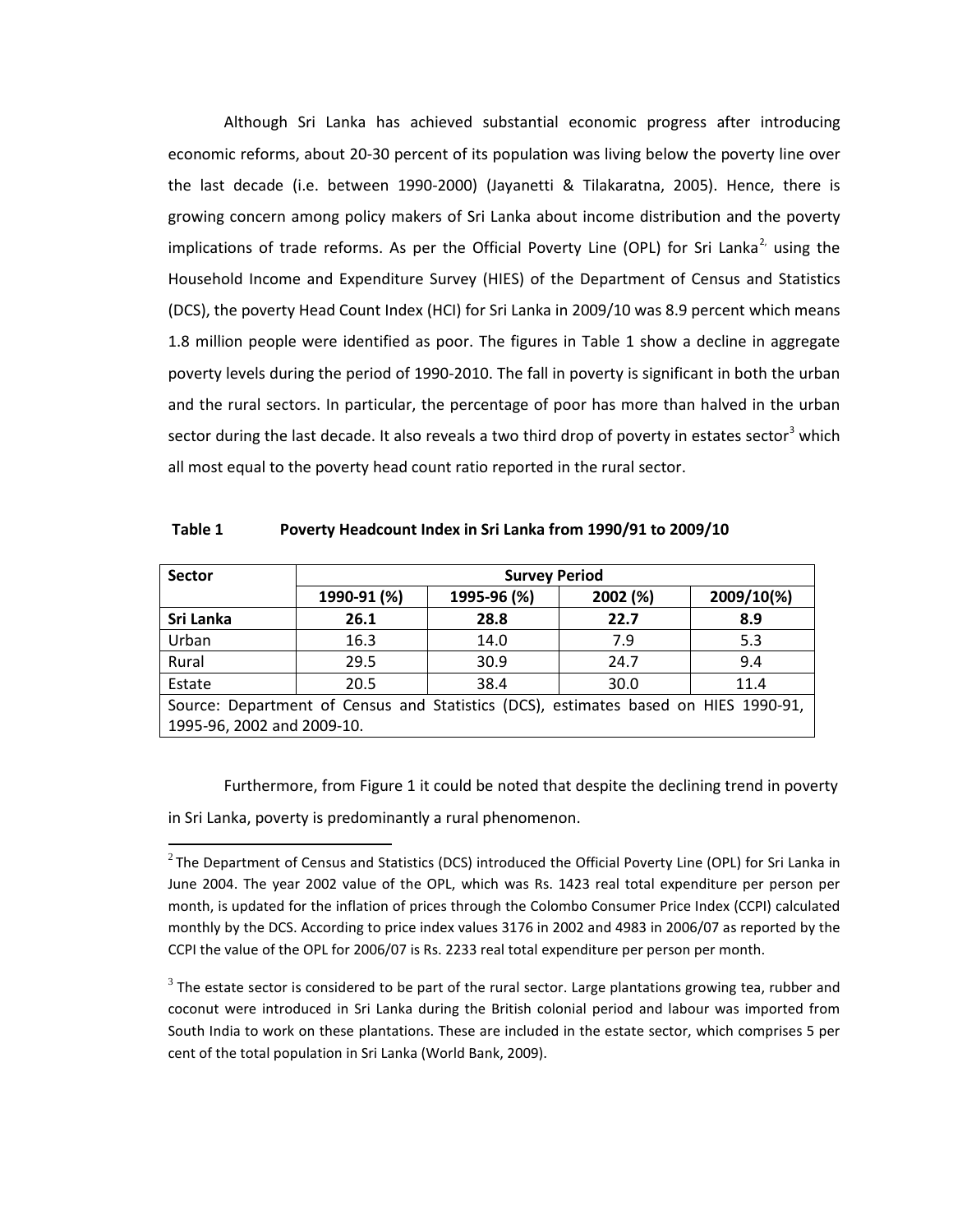Although Sri Lanka has achieved substantial economic progress after introducing economic reforms, about 20-30 percent of its population was living below the poverty line over the last decade (i.e. between 1990-2000) (Jayanetti & Tilakaratna, 2005). Hence, there is growing concern among policy makers of Sri Lanka about income distribution and the poverty implications of trade reforms. As per the Official Poverty Line (OPL) for Sri Lanka[2] using the Household Income and Expenditure Survey (HIES) of the Department of Census and Statistics (DCS), the poverty Head Count Index (HCI) for Sri Lanka in 2009/10 was 8.9 percent which means 1.8 million people were identified as poor. The figures in Table 1 show a decline in aggregate poverty levels during the period of 1990-2010. The fall in poverty is significant in both the urban and the rural sectors. In particular, the percentage of poor has more than halved in the urban sector during the last decade. It also reveals a two third drop of poverty in estates sector[3] which all most equal to the poverty head count ratio reported in the rural sector.

**Table 1 Poverty Headcount Index in Sri Lanka from 1990/91 to 2009/10**

| Sector | Survey Period | | | |
|---|---|---|---|---|
| | 1990-91 (%) | 1995-96 (%) | 2002 (%) | 2009/10(%) |
| **Sri Lanka** | **26.1** | **28.8** | **22.7** | **8.9** |
| Urban | 16.3 | 14.0 | 7.9 | 5.3 |
| Rural | 29.5 | 30.9 | 24.7 | 9.4 |
| Estate | 20.5 | 38.4 | 30.0 | 11.4 |
| Source: Department of Census and Statistics (DCS), estimates based on HIES 1990-91, 1995-96, 2002 and 2009-10. | | | | |

Furthermore, from Figure 1 it could be noted that despite the declining trend in poverty in Sri Lanka, poverty is predominantly a rural phenomenon.

---

[2] The Department of Census and Statistics (DCS) introduced the Official Poverty Line (OPL) for Sri Lanka in June 2004. The year 2002 value of the OPL, which was Rs. 1423 real total expenditure per person per month, is updated for the inflation of prices through the Colombo Consumer Price Index (CCPI) calculated monthly by the DCS. According to price index values 3176 in 2002 and 4983 in 2006/07 as reported by the CCPI the value of the OPL for 2006/07 is Rs. 2233 real total expenditure per person per month.

[3] The estate sector is considered to be part of the rural sector. Large plantations growing tea, rubber and coconut were introduced in Sri Lanka during the British colonial period and labour was imported from South India to work on these plantations. These are included in the estate sector, which comprises 5 per cent of the total population in Sri Lanka (World Bank, 2009).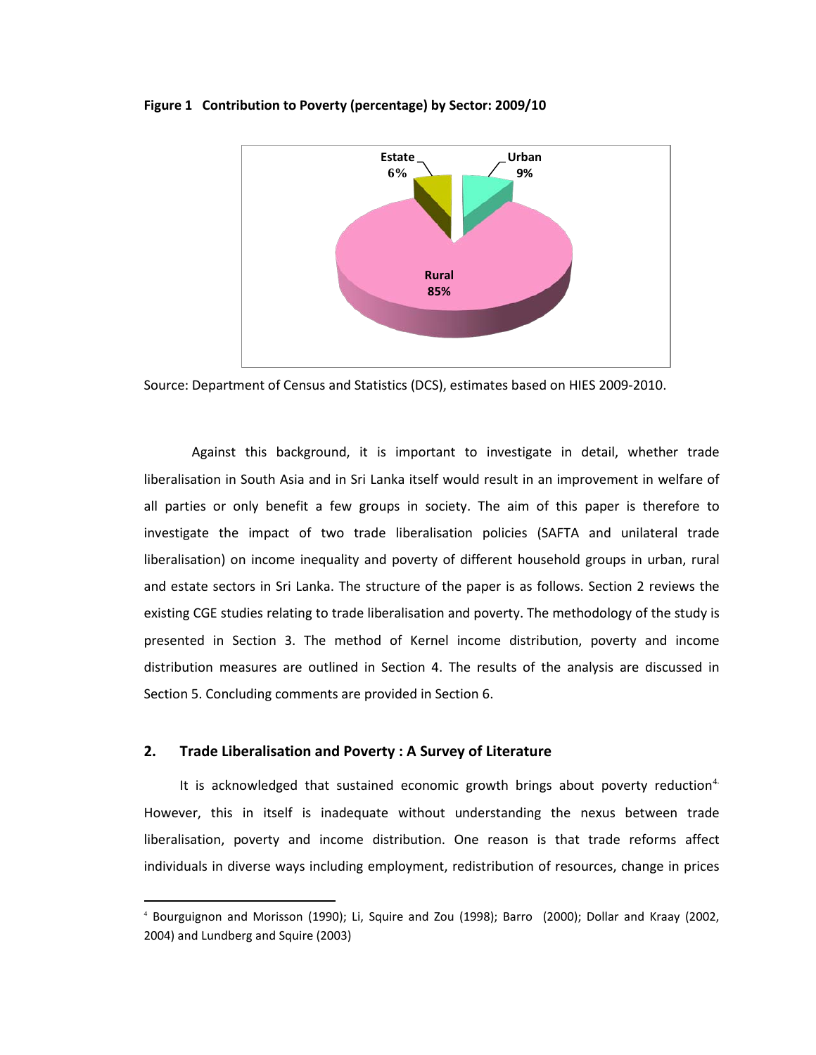**Figure 1 Contribution to Poverty (percentage) by Sector: 2009/10**

Estate 6%

Urban 9%

Rural 85%

Source: Department of Census and Statistics (DCS), estimates based on HIES 2009-2010.

Against this background, it is important to investigate in detail, whether trade liberalisation in South Asia and in Sri Lanka itself would result in an improvement in welfare of all parties or only benefit a few groups in society. The aim of this paper is therefore to investigate the impact of two trade liberalisation policies (SAFTA and unilateral trade liberalisation) on income inequality and poverty of different household groups in urban, rural and estate sectors in Sri Lanka. The structure of the paper is as follows. Section 2 reviews the existing CGE studies relating to trade liberalisation and poverty. The methodology of the study is presented in Section 3. The method of Kernel income distribution, poverty and income distribution measures are outlined in Section 4. The results of the analysis are discussed in Section 5. Concluding comments are provided in Section 6.

## 2. Trade Liberalisation and Poverty : A Survey of Literature

It is acknowledged that sustained economic growth brings about poverty reduction[4]. However, this in itself is inadequate without understanding the nexus between trade liberalisation, poverty and income distribution. One reason is that trade reforms affect individuals in diverse ways including employment, redistribution of resources, change in prices

---

[4] Bourguignon and Morisson (1990); Li, Squire and Zou (1998); Barro (2000); Dollar and Kraay (2002, 2004) and Lundberg and Squire (2003)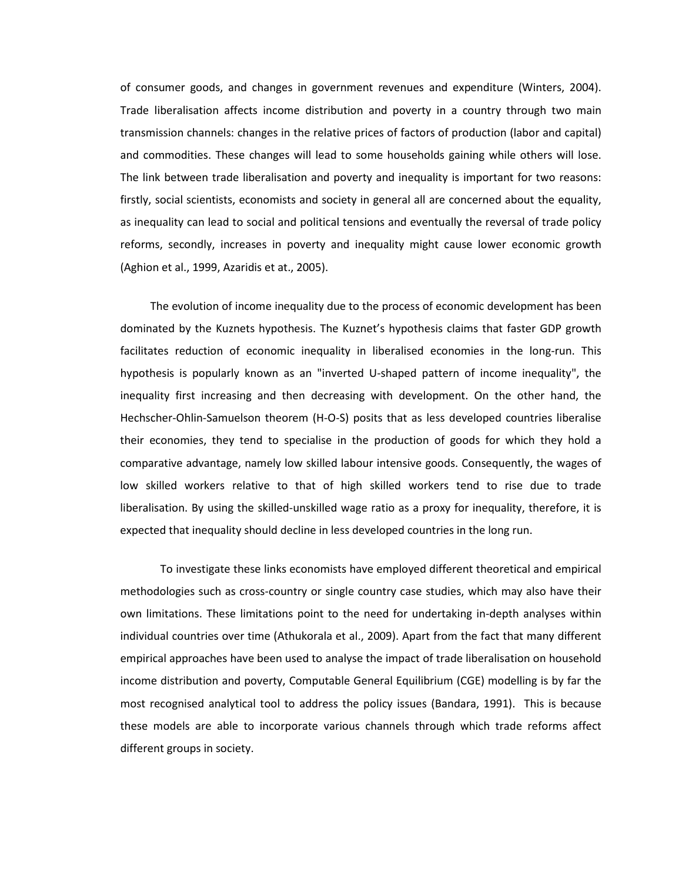of consumer goods, and changes in government revenues and expenditure (Winters, 2004). Trade liberalisation affects income distribution and poverty in a country through two main transmission channels: changes in the relative prices of factors of production (labor and capital) and commodities. These changes will lead to some households gaining while others will lose. The link between trade liberalisation and poverty and inequality is important for two reasons: firstly, social scientists, economists and society in general all are concerned about the equality, as inequality can lead to social and political tensions and eventually the reversal of trade policy reforms, secondly, increases in poverty and inequality might cause lower economic growth (Aghion et al., 1999, Azaridis et at., 2005).

The evolution of income inequality due to the process of economic development has been dominated by the Kuznets hypothesis. The Kuznet's hypothesis claims that faster GDP growth facilitates reduction of economic inequality in liberalised economies in the long-run. This hypothesis is popularly known as an "inverted U-shaped pattern of income inequality", the inequality first increasing and then decreasing with development. On the other hand, the Hechscher-Ohlin-Samuelson theorem (H-O-S) posits that as less developed countries liberalise their economies, they tend to specialise in the production of goods for which they hold a comparative advantage, namely low skilled labour intensive goods. Consequently, the wages of low skilled workers relative to that of high skilled workers tend to rise due to trade liberalisation. By using the skilled-unskilled wage ratio as a proxy for inequality, therefore, it is expected that inequality should decline in less developed countries in the long run.

To investigate these links economists have employed different theoretical and empirical methodologies such as cross-country or single country case studies, which may also have their own limitations. These limitations point to the need for undertaking in-depth analyses within individual countries over time (Athukorala et al., 2009). Apart from the fact that many different empirical approaches have been used to analyse the impact of trade liberalisation on household income distribution and poverty, Computable General Equilibrium (CGE) modelling is by far the most recognised analytical tool to address the policy issues (Bandara, 1991). This is because these models are able to incorporate various channels through which trade reforms affect different groups in society.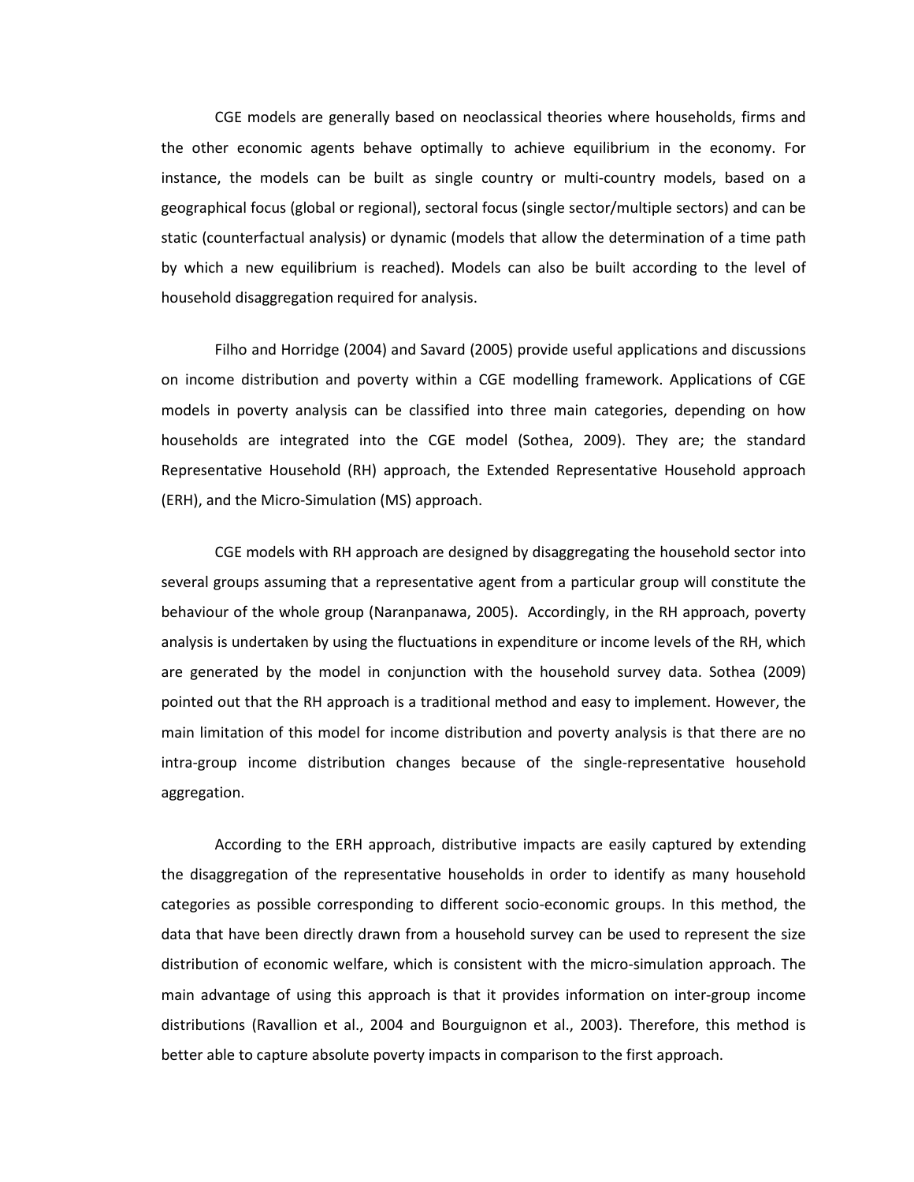CGE models are generally based on neoclassical theories where households, firms and the other economic agents behave optimally to achieve equilibrium in the economy. For instance, the models can be built as single country or multi-country models, based on a geographical focus (global or regional), sectoral focus (single sector/multiple sectors) and can be static (counterfactual analysis) or dynamic (models that allow the determination of a time path by which a new equilibrium is reached). Models can also be built according to the level of household disaggregation required for analysis.

Filho and Horridge (2004) and Savard (2005) provide useful applications and discussions on income distribution and poverty within a CGE modelling framework. Applications of CGE models in poverty analysis can be classified into three main categories, depending on how households are integrated into the CGE model (Sothea, 2009). They are; the standard Representative Household (RH) approach, the Extended Representative Household approach (ERH), and the Micro-Simulation (MS) approach.

CGE models with RH approach are designed by disaggregating the household sector into several groups assuming that a representative agent from a particular group will constitute the behaviour of the whole group (Naranpanawa, 2005). Accordingly, in the RH approach, poverty analysis is undertaken by using the fluctuations in expenditure or income levels of the RH, which are generated by the model in conjunction with the household survey data. Sothea (2009) pointed out that the RH approach is a traditional method and easy to implement. However, the main limitation of this model for income distribution and poverty analysis is that there are no intra-group income distribution changes because of the single-representative household aggregation.

According to the ERH approach, distributive impacts are easily captured by extending the disaggregation of the representative households in order to identify as many household categories as possible corresponding to different socio-economic groups. In this method, the data that have been directly drawn from a household survey can be used to represent the size distribution of economic welfare, which is consistent with the micro-simulation approach. The main advantage of using this approach is that it provides information on inter-group income distributions (Ravallion et al., 2004 and Bourguignon et al., 2003). Therefore, this method is better able to capture absolute poverty impacts in comparison to the first approach.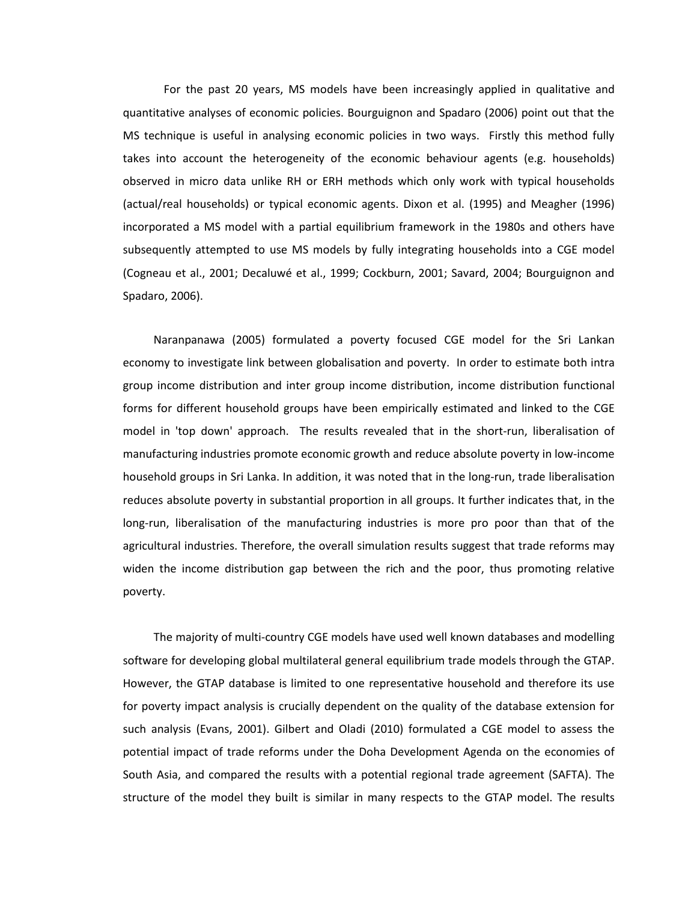For the past 20 years, MS models have been increasingly applied in qualitative and quantitative analyses of economic policies. Bourguignon and Spadaro (2006) point out that the MS technique is useful in analysing economic policies in two ways. Firstly this method fully takes into account the heterogeneity of the economic behaviour agents (e.g. households) observed in micro data unlike RH or ERH methods which only work with typical households (actual/real households) or typical economic agents. Dixon et al. (1995) and Meagher (1996) incorporated a MS model with a partial equilibrium framework in the 1980s and others have subsequently attempted to use MS models by fully integrating households into a CGE model (Cogneau et al., 2001; Decaluwé et al., 1999; Cockburn, 2001; Savard, 2004; Bourguignon and Spadaro, 2006).

Naranpanawa (2005) formulated a poverty focused CGE model for the Sri Lankan economy to investigate link between globalisation and poverty. In order to estimate both intra group income distribution and inter group income distribution, income distribution functional forms for different household groups have been empirically estimated and linked to the CGE model in 'top down' approach. The results revealed that in the short-run, liberalisation of manufacturing industries promote economic growth and reduce absolute poverty in low-income household groups in Sri Lanka. In addition, it was noted that in the long-run, trade liberalisation reduces absolute poverty in substantial proportion in all groups. It further indicates that, in the long-run, liberalisation of the manufacturing industries is more pro poor than that of the agricultural industries. Therefore, the overall simulation results suggest that trade reforms may widen the income distribution gap between the rich and the poor, thus promoting relative poverty.

The majority of multi-country CGE models have used well known databases and modelling software for developing global multilateral general equilibrium trade models through the GTAP. However, the GTAP database is limited to one representative household and therefore its use for poverty impact analysis is crucially dependent on the quality of the database extension for such analysis (Evans, 2001). Gilbert and Oladi (2010) formulated a CGE model to assess the potential impact of trade reforms under the Doha Development Agenda on the economies of South Asia, and compared the results with a potential regional trade agreement (SAFTA). The structure of the model they built is similar in many respects to the GTAP model. The results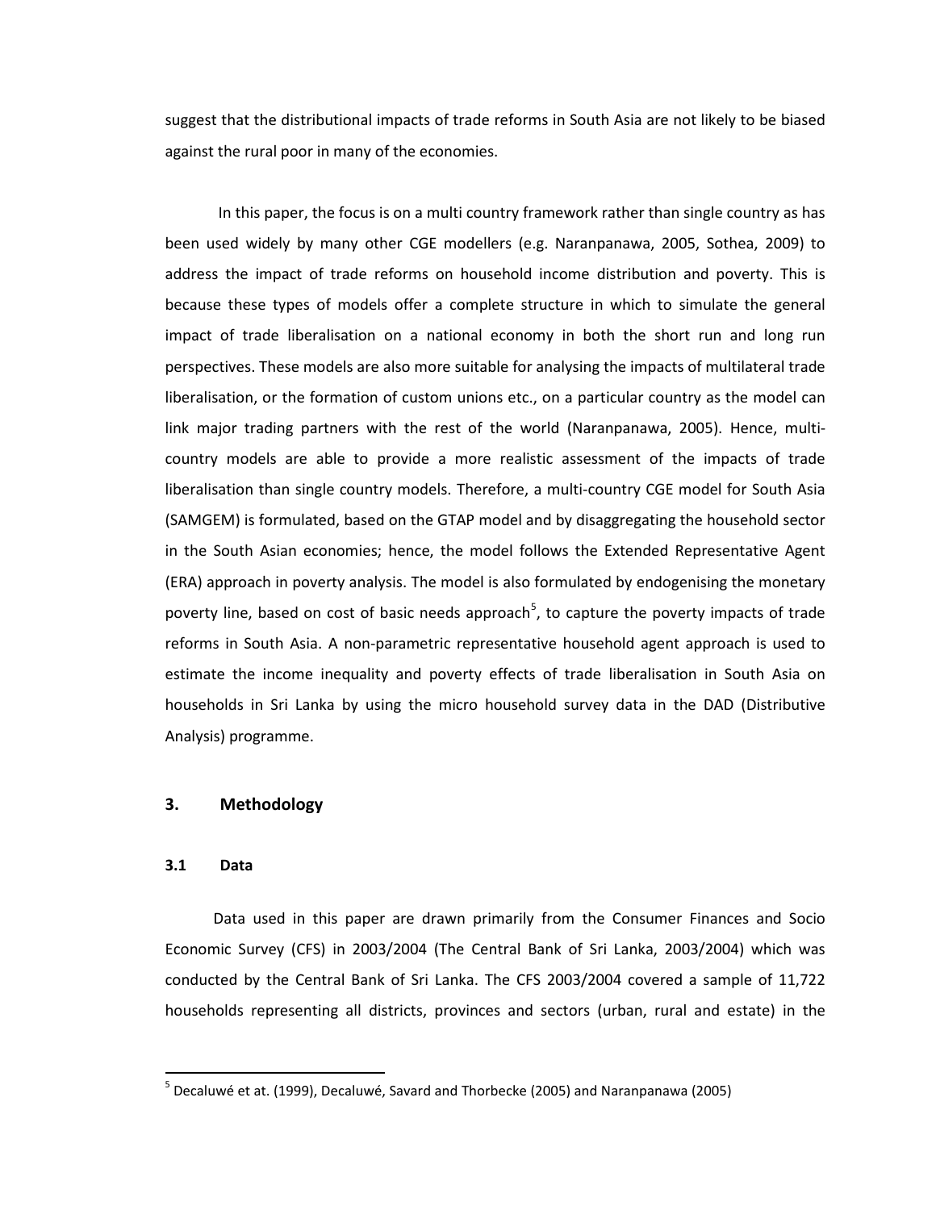suggest that the distributional impacts of trade reforms in South Asia are not likely to be biased against the rural poor in many of the economies.

In this paper, the focus is on a multi country framework rather than single country as has been used widely by many other CGE modellers (e.g. Naranpanawa, 2005, Sothea, 2009) to address the impact of trade reforms on household income distribution and poverty. This is because these types of models offer a complete structure in which to simulate the general impact of trade liberalisation on a national economy in both the short run and long run perspectives. These models are also more suitable for analysing the impacts of multilateral trade liberalisation, or the formation of custom unions etc., on a particular country as the model can link major trading partners with the rest of the world (Naranpanawa, 2005). Hence, multi-country models are able to provide a more realistic assessment of the impacts of trade liberalisation than single country models. Therefore, a multi-country CGE model for South Asia (SAMGEM) is formulated, based on the GTAP model and by disaggregating the household sector in the South Asian economies; hence, the model follows the Extended Representative Agent (ERA) approach in poverty analysis. The model is also formulated by endogenising the monetary poverty line, based on cost of basic needs approach[5], to capture the poverty impacts of trade reforms in South Asia. A non-parametric representative household agent approach is used to estimate the income inequality and poverty effects of trade liberalisation in South Asia on households in Sri Lanka by using the micro household survey data in the DAD (Distributive Analysis) programme.

## 3. Methodology

### 3.1 Data

Data used in this paper are drawn primarily from the Consumer Finances and Socio Economic Survey (CFS) in 2003/2004 (The Central Bank of Sri Lanka, 2003/2004) which was conducted by the Central Bank of Sri Lanka. The CFS 2003/2004 covered a sample of 11,722 households representing all districts, provinces and sectors (urban, rural and estate) in the

---

[5] Decaluwé et at. (1999), Decaluwé, Savard and Thorbecke (2005) and Naranpanawa (2005)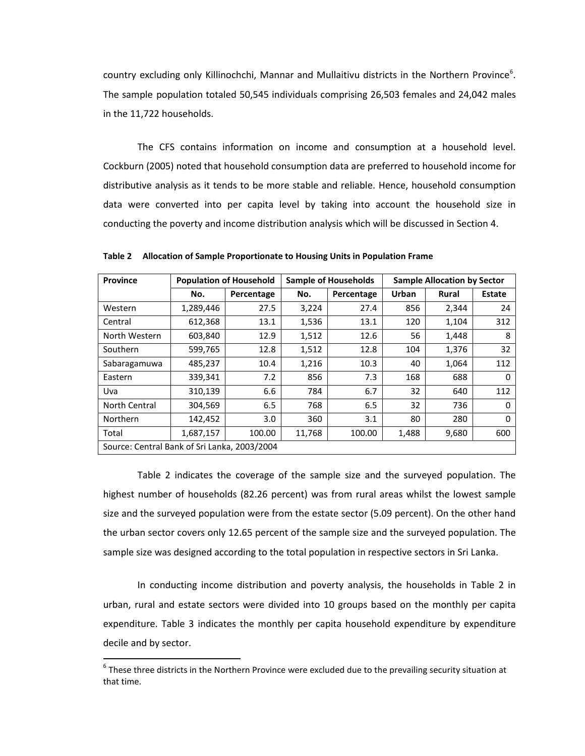country excluding only Killinochchi, Mannar and Mullaitivu districts in the Northern Province[6]. The sample population totaled 50,545 individuals comprising 26,503 females and 24,042 males in the 11,722 households.

The CFS contains information on income and consumption at a household level. Cockburn (2005) noted that household consumption data are preferred to household income for distributive analysis as it tends to be more stable and reliable. Hence, household consumption data were converted into per capita level by taking into account the household size in conducting the poverty and income distribution analysis which will be discussed in Section 4.

**Table 2 Allocation of Sample Proportionate to Housing Units in Population Frame**

| Province | Population of Household | | Sample of Households | | Sample Allocation by Sector | | |
|---|---|---|---|---|---|---|---|
| | No. | Percentage | No. | Percentage | Urban | Rural | Estate |
| Western | 1,289,446 | 27.5 | 3,224 | 27.4 | 856 | 2,344 | 24 |
| Central | 612,368 | 13.1 | 1,536 | 13.1 | 120 | 1,104 | 312 |
| North Western | 603,840 | 12.9 | 1,512 | 12.6 | 56 | 1,448 | 8 |
| Southern | 599,765 | 12.8 | 1,512 | 12.8 | 104 | 1,376 | 32 |
| Sabaragamuwa | 485,237 | 10.4 | 1,216 | 10.3 | 40 | 1,064 | 112 |
| Eastern | 339,341 | 7.2 | 856 | 7.3 | 168 | 688 | 0 |
| Uva | 310,139 | 6.6 | 784 | 6.7 | 32 | 640 | 112 |
| North Central | 304,569 | 6.5 | 768 | 6.5 | 32 | 736 | 0 |
| Northern | 142,452 | 3.0 | 360 | 3.1 | 80 | 280 | 0 |
| Total | 1,687,157 | 100.00 | 11,768 | 100.00 | 1,488 | 9,680 | 600 |
| Source: Central Bank of Sri Lanka, 2003/2004 | | | | | | | |

Table 2 indicates the coverage of the sample size and the surveyed population. The highest number of households (82.26 percent) was from rural areas whilst the lowest sample size and the surveyed population were from the estate sector (5.09 percent). On the other hand the urban sector covers only 12.65 percent of the sample size and the surveyed population. The sample size was designed according to the total population in respective sectors in Sri Lanka.

In conducting income distribution and poverty analysis, the households in Table 2 in urban, rural and estate sectors were divided into 10 groups based on the monthly per capita expenditure. Table 3 indicates the monthly per capita household expenditure by expenditure decile and by sector.

[6] These three districts in the Northern Province were excluded due to the prevailing security situation at that time.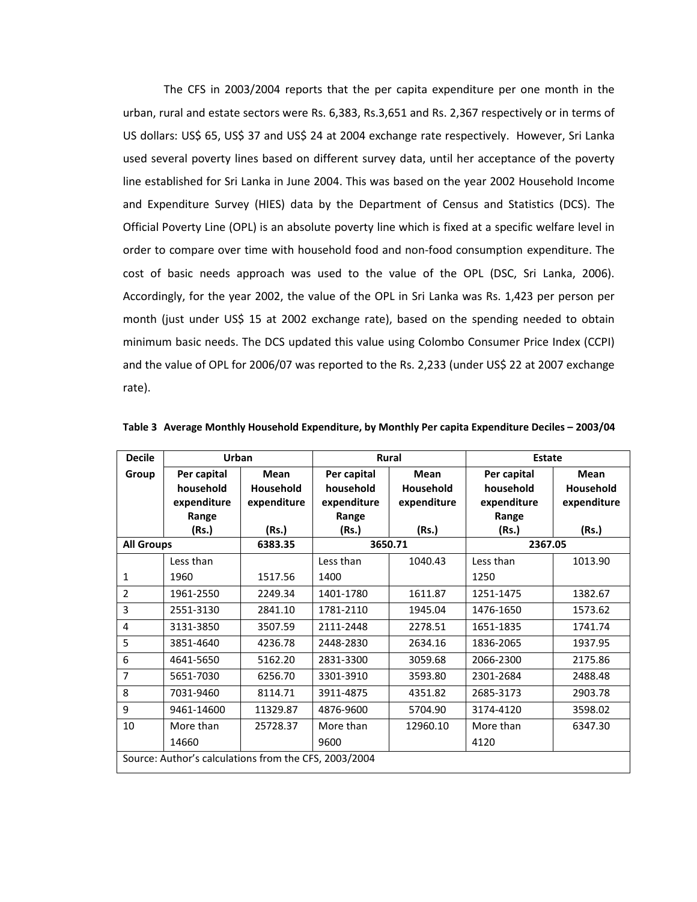The CFS in 2003/2004 reports that the per capita expenditure per one month in the urban, rural and estate sectors were Rs. 6,383, Rs.3,651 and Rs. 2,367 respectively or in terms of US dollars: US$ 65, US$ 37 and US$ 24 at 2004 exchange rate respectively. However, Sri Lanka used several poverty lines based on different survey data, until her acceptance of the poverty line established for Sri Lanka in June 2004. This was based on the year 2002 Household Income and Expenditure Survey (HIES) data by the Department of Census and Statistics (DCS). The Official Poverty Line (OPL) is an absolute poverty line which is fixed at a specific welfare level in order to compare over time with household food and non-food consumption expenditure. The cost of basic needs approach was used to the value of the OPL (DSC, Sri Lanka, 2006). Accordingly, for the year 2002, the value of the OPL in Sri Lanka was Rs. 1,423 per person per month (just under US$ 15 at 2002 exchange rate), based on the spending needed to obtain minimum basic needs. The DCS updated this value using Colombo Consumer Price Index (CCPI) and the value of OPL for 2006/07 was reported to the Rs. 2,233 (under US$ 22 at 2007 exchange rate).

**Table 3 Average Monthly Household Expenditure, by Monthly Per capita Expenditure Deciles – 2003/04**

| Decile | Urban | | Rural | | Estate | |
|---|---|---|---|---|---|---|
| Group | Per capital household expenditure Range (Rs.) | Mean Household expenditure (Rs.) | Per capital household expenditure Range (Rs.) | Mean Household expenditure (Rs.) | Per capital household expenditure Range (Rs.) | Mean Household expenditure (Rs.) |
| All Groups | | 6383.35 | 3650.71 | | 2367.05 | |
| 1 | Less than 1960 | 1517.56 | Less than 1400 | 1040.43 | Less than 1250 | 1013.90 |
| 2 | 1961-2550 | 2249.34 | 1401-1780 | 1611.87 | 1251-1475 | 1382.67 |
| 3 | 2551-3130 | 2841.10 | 1781-2110 | 1945.04 | 1476-1650 | 1573.62 |
| 4 | 3131-3850 | 3507.59 | 2111-2448 | 2278.51 | 1651-1835 | 1741.74 |
| 5 | 3851-4640 | 4236.78 | 2448-2830 | 2634.16 | 1836-2065 | 1937.95 |
| 6 | 4641-5650 | 5162.20 | 2831-3300 | 3059.68 | 2066-2300 | 2175.86 |
| 7 | 5651-7030 | 6256.70 | 3301-3910 | 3593.80 | 2301-2684 | 2488.48 |
| 8 | 7031-9460 | 8114.71 | 3911-4875 | 4351.82 | 2685-3173 | 2903.78 |
| 9 | 9461-14600 | 11329.87 | 4876-9600 | 5704.90 | 3174-4120 | 3598.02 |
| 10 | More than 14660 | 25728.37 | More than 9600 | 12960.10 | More than 4120 | 6347.30 |

Source: Author's calculations from the CFS, 2003/2004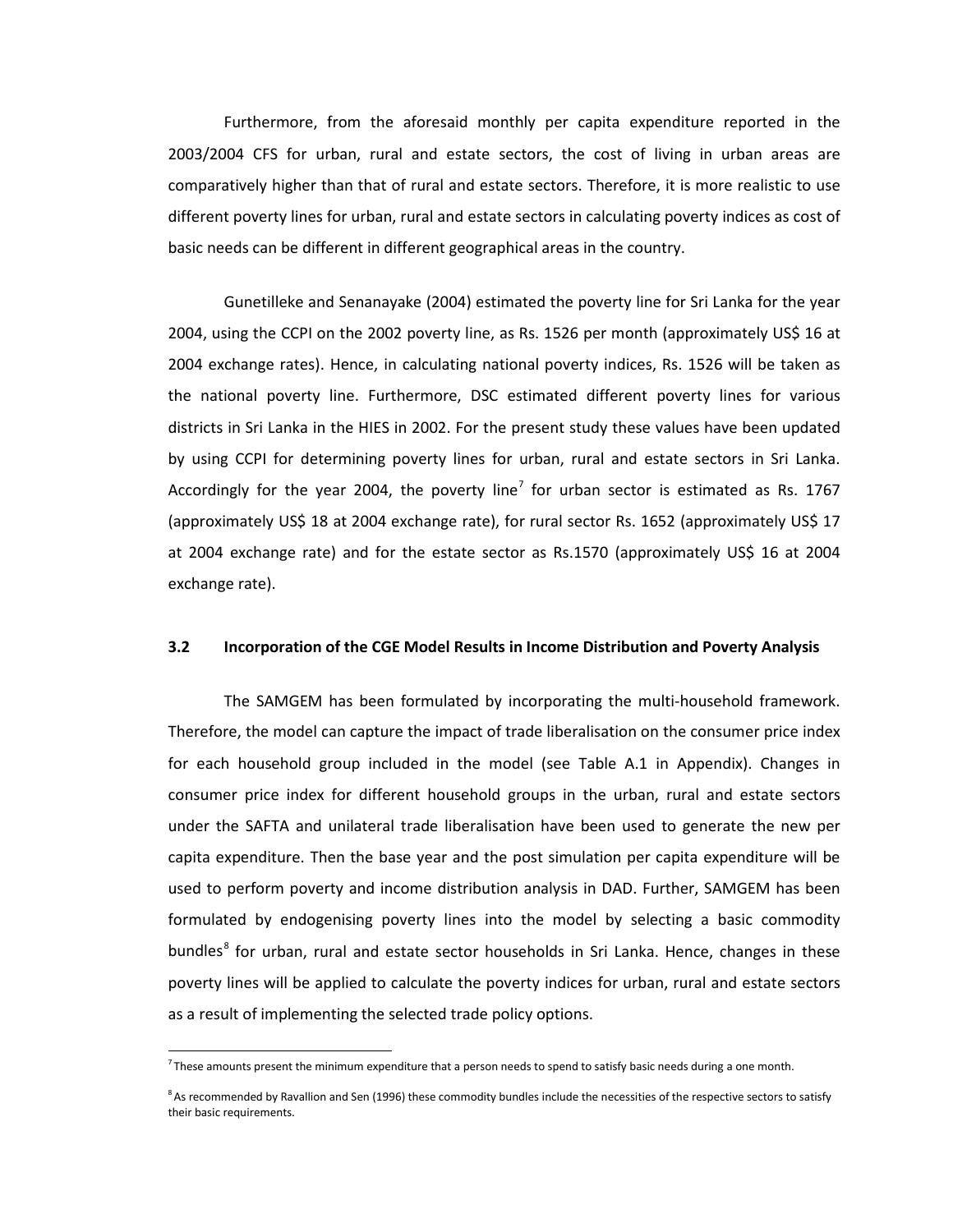Furthermore, from the aforesaid monthly per capita expenditure reported in the 2003/2004 CFS for urban, rural and estate sectors, the cost of living in urban areas are comparatively higher than that of rural and estate sectors. Therefore, it is more realistic to use different poverty lines for urban, rural and estate sectors in calculating poverty indices as cost of basic needs can be different in different geographical areas in the country.

Gunetilleke and Senanayake (2004) estimated the poverty line for Sri Lanka for the year 2004, using the CCPI on the 2002 poverty line, as Rs. 1526 per month (approximately US$ 16 at 2004 exchange rates). Hence, in calculating national poverty indices, Rs. 1526 will be taken as the national poverty line. Furthermore, DSC estimated different poverty lines for various districts in Sri Lanka in the HIES in 2002. For the present study these values have been updated by using CCPI for determining poverty lines for urban, rural and estate sectors in Sri Lanka. Accordingly for the year 2004, the poverty line[7] for urban sector is estimated as Rs. 1767 (approximately US$ 18 at 2004 exchange rate), for rural sector Rs. 1652 (approximately US$ 17 at 2004 exchange rate) and for the estate sector as Rs.1570 (approximately US$ 16 at 2004 exchange rate).

### 3.2 Incorporation of the CGE Model Results in Income Distribution and Poverty Analysis

The SAMGEM has been formulated by incorporating the multi-household framework. Therefore, the model can capture the impact of trade liberalisation on the consumer price index for each household group included in the model (see Table A.1 in Appendix). Changes in consumer price index for different household groups in the urban, rural and estate sectors under the SAFTA and unilateral trade liberalisation have been used to generate the new per capita expenditure. Then the base year and the post simulation per capita expenditure will be used to perform poverty and income distribution analysis in DAD. Further, SAMGEM has been formulated by endogenising poverty lines into the model by selecting a basic commodity bundles[8] for urban, rural and estate sector households in Sri Lanka. Hence, changes in these poverty lines will be applied to calculate the poverty indices for urban, rural and estate sectors as a result of implementing the selected trade policy options.

---

[7] These amounts present the minimum expenditure that a person needs to spend to satisfy basic needs during a one month.

[8] As recommended by Ravallion and Sen (1996) these commodity bundles include the necessities of the respective sectors to satisfy their basic requirements.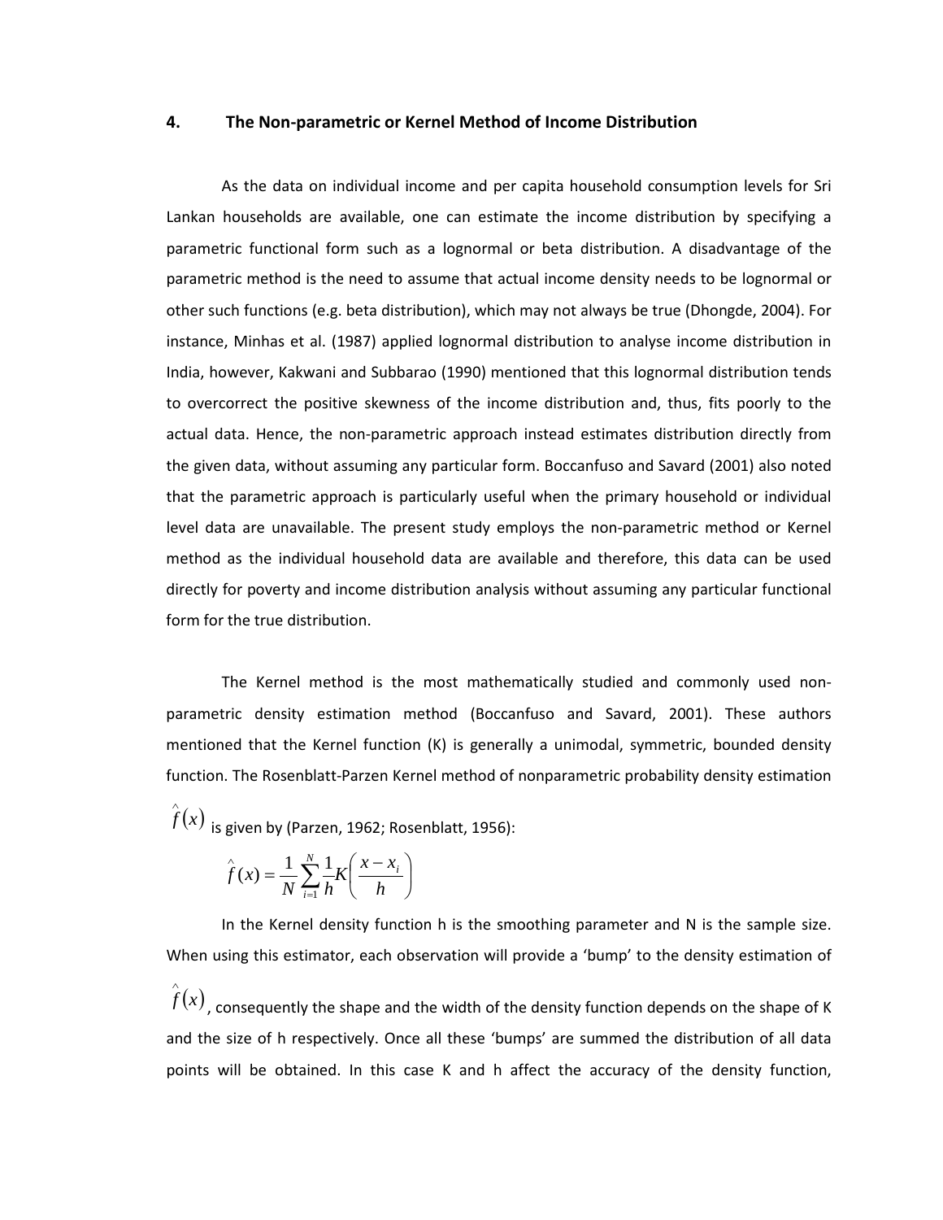## 4. The Non-parametric or Kernel Method of Income Distribution

As the data on individual income and per capita household consumption levels for Sri Lankan households are available, one can estimate the income distribution by specifying a parametric functional form such as a lognormal or beta distribution. A disadvantage of the parametric method is the need to assume that actual income density needs to be lognormal or other such functions (e.g. beta distribution), which may not always be true (Dhongde, 2004). For instance, Minhas et al. (1987) applied lognormal distribution to analyse income distribution in India, however, Kakwani and Subbarao (1990) mentioned that this lognormal distribution tends to overcorrect the positive skewness of the income distribution and, thus, fits poorly to the actual data. Hence, the non-parametric approach instead estimates distribution directly from the given data, without assuming any particular form. Boccanfuso and Savard (2001) also noted that the parametric approach is particularly useful when the primary household or individual level data are unavailable. The present study employs the non-parametric method or Kernel method as the individual household data are available and therefore, this data can be used directly for poverty and income distribution analysis without assuming any particular functional form for the true distribution.

The Kernel method is the most mathematically studied and commonly used non-parametric density estimation method (Boccanfuso and Savard, 2001). These authors mentioned that the Kernel function (K) is generally a unimodal, symmetric, bounded density function. The Rosenblatt-Parzen Kernel method of nonparametric probability density estimation $\hat{f}(x)$ is given by (Parzen, 1962; Rosenblatt, 1956):

$$\hat{f}(x) = \frac{1}{N}\sum_{i=1}^{N}\frac{1}{h}K\left(\frac{x - x_i}{h}\right)$$

In the Kernel density function h is the smoothing parameter and N is the sample size. When using this estimator, each observation will provide a 'bump' to the density estimation of $\hat{f}(x)$, consequently the shape and the width of the density function depends on the shape of K and the size of h respectively. Once all these 'bumps' are summed the distribution of all data points will be obtained. In this case K and h affect the accuracy of the density function,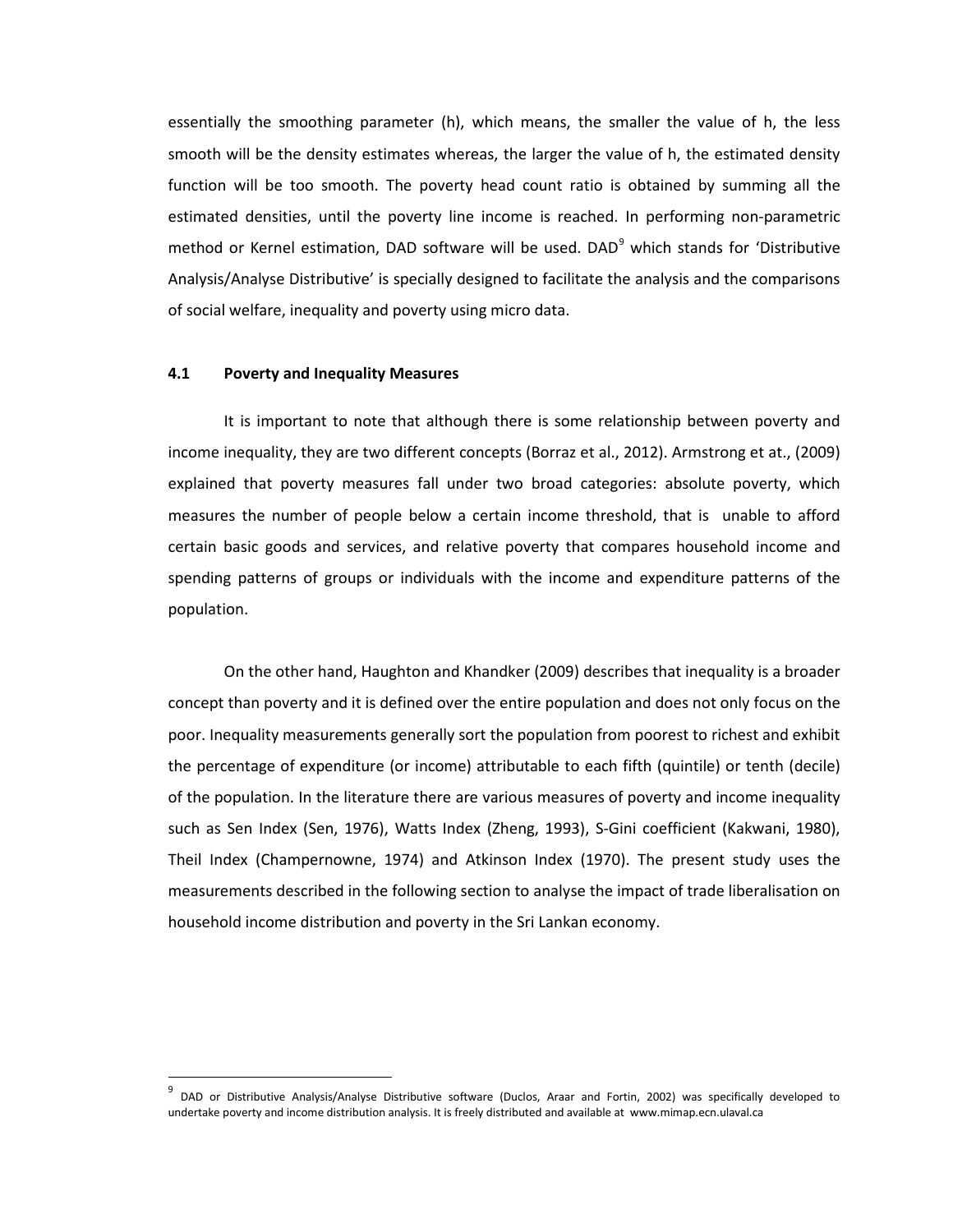essentially the smoothing parameter (h), which means, the smaller the value of h, the less smooth will be the density estimates whereas, the larger the value of h, the estimated density function will be too smooth. The poverty head count ratio is obtained by summing all the estimated densities, until the poverty line income is reached. In performing non-parametric method or Kernel estimation, DAD software will be used. DAD[9] which stands for 'Distributive Analysis/Analyse Distributive' is specially designed to facilitate the analysis and the comparisons of social welfare, inequality and poverty using micro data.

### 4.1 Poverty and Inequality Measures

It is important to note that although there is some relationship between poverty and income inequality, they are two different concepts (Borraz et al., 2012). Armstrong et at., (2009) explained that poverty measures fall under two broad categories: absolute poverty, which measures the number of people below a certain income threshold, that is unable to afford certain basic goods and services, and relative poverty that compares household income and spending patterns of groups or individuals with the income and expenditure patterns of the population.

On the other hand, Haughton and Khandker (2009) describes that inequality is a broader concept than poverty and it is defined over the entire population and does not only focus on the poor. Inequality measurements generally sort the population from poorest to richest and exhibit the percentage of expenditure (or income) attributable to each fifth (quintile) or tenth (decile) of the population. In the literature there are various measures of poverty and income inequality such as Sen Index (Sen, 1976), Watts Index (Zheng, 1993), S-Gini coefficient (Kakwani, 1980), Theil Index (Champernowne, 1974) and Atkinson Index (1970). The present study uses the measurements described in the following section to analyse the impact of trade liberalisation on household income distribution and poverty in the Sri Lankan economy.

---

[9] DAD or Distributive Analysis/Analyse Distributive software (Duclos, Araar and Fortin, 2002) was specifically developed to undertake poverty and income distribution analysis. It is freely distributed and available at www.mimap.ecn.ulaval.ca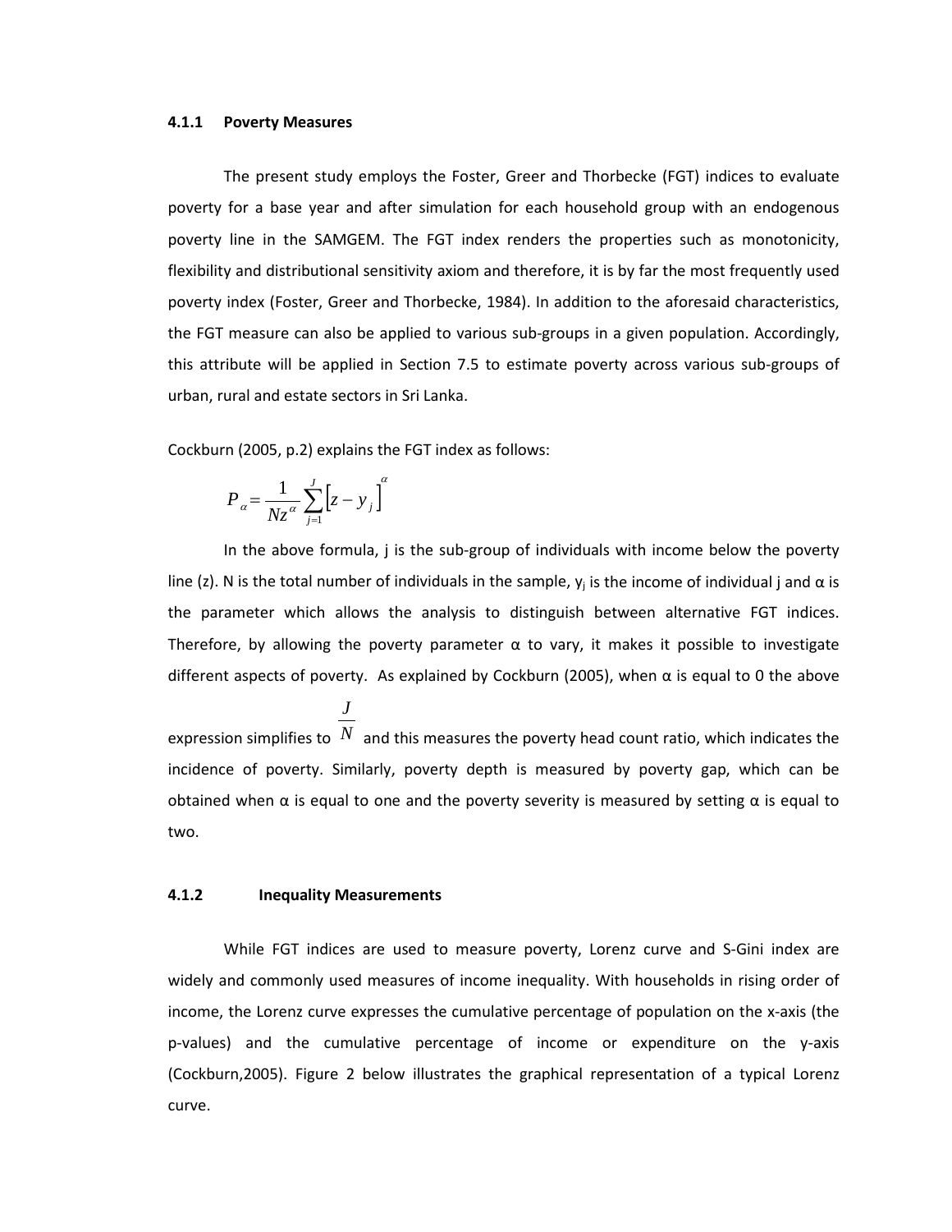### 4.1.1 Poverty Measures

The present study employs the Foster, Greer and Thorbecke (FGT) indices to evaluate poverty for a base year and after simulation for each household group with an endogenous poverty line in the SAMGEM. The FGT index renders the properties such as monotonicity, flexibility and distributional sensitivity axiom and therefore, it is by far the most frequently used poverty index (Foster, Greer and Thorbecke, 1984). In addition to the aforesaid characteristics, the FGT measure can also be applied to various sub-groups in a given population. Accordingly, this attribute will be applied in Section 7.5 to estimate poverty across various sub-groups of urban, rural and estate sectors in Sri Lanka.

Cockburn (2005, p.2) explains the FGT index as follows:

$$P_{\alpha} = \frac{1}{Nz^{\alpha}} \sum_{j=1}^{J} \left[ z - y_j \right]^{\alpha}$$

In the above formula, j is the sub-group of individuals with income below the poverty line (z). N is the total number of individuals in the sample, $y_j$ is the income of individual j and α is the parameter which allows the analysis to distinguish between alternative FGT indices. Therefore, by allowing the poverty parameter α to vary, it makes it possible to investigate different aspects of poverty. As explained by Cockburn (2005), when α is equal to 0 the above expression simplifies to $\frac{J}{N}$ and this measures the poverty head count ratio, which indicates the incidence of poverty. Similarly, poverty depth is measured by poverty gap, which can be obtained when α is equal to one and the poverty severity is measured by setting α is equal to two.

### 4.1.2 Inequality Measurements

While FGT indices are used to measure poverty, Lorenz curve and S-Gini index are widely and commonly used measures of income inequality. With households in rising order of income, the Lorenz curve expresses the cumulative percentage of population on the x-axis (the p-values) and the cumulative percentage of income or expenditure on the y-axis (Cockburn,2005). Figure 2 below illustrates the graphical representation of a typical Lorenz curve.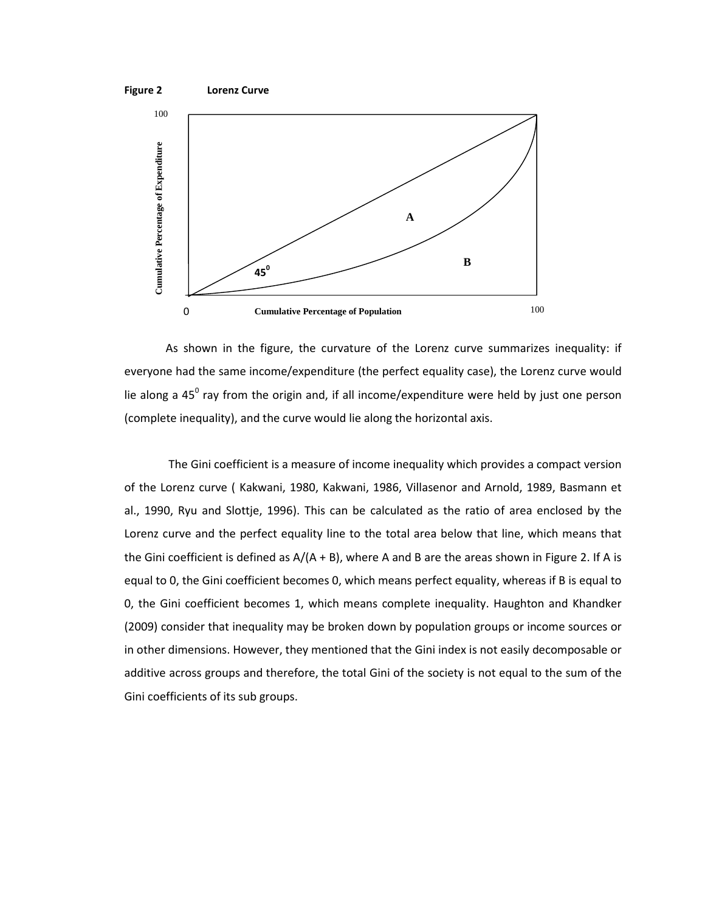**Figure 2 Lorenz Curve**

As shown in the figure, the curvature of the Lorenz curve summarizes inequality: if everyone had the same income/expenditure (the perfect equality case), the Lorenz curve would lie along a $45^0$ ray from the origin and, if all income/expenditure were held by just one person (complete inequality), and the curve would lie along the horizontal axis.

The Gini coefficient is a measure of income inequality which provides a compact version of the Lorenz curve ( Kakwani, 1980, Kakwani, 1986, Villasenor and Arnold, 1989, Basmann et al., 1990, Ryu and Slottje, 1996). This can be calculated as the ratio of area enclosed by the Lorenz curve and the perfect equality line to the total area below that line, which means that the Gini coefficient is defined as A/(A + B), where A and B are the areas shown in Figure 2. If A is equal to 0, the Gini coefficient becomes 0, which means perfect equality, whereas if B is equal to 0, the Gini coefficient becomes 1, which means complete inequality. Haughton and Khandker (2009) consider that inequality may be broken down by population groups or income sources or in other dimensions. However, they mentioned that the Gini index is not easily decomposable or additive across groups and therefore, the total Gini of the society is not equal to the sum of the Gini coefficients of its sub groups.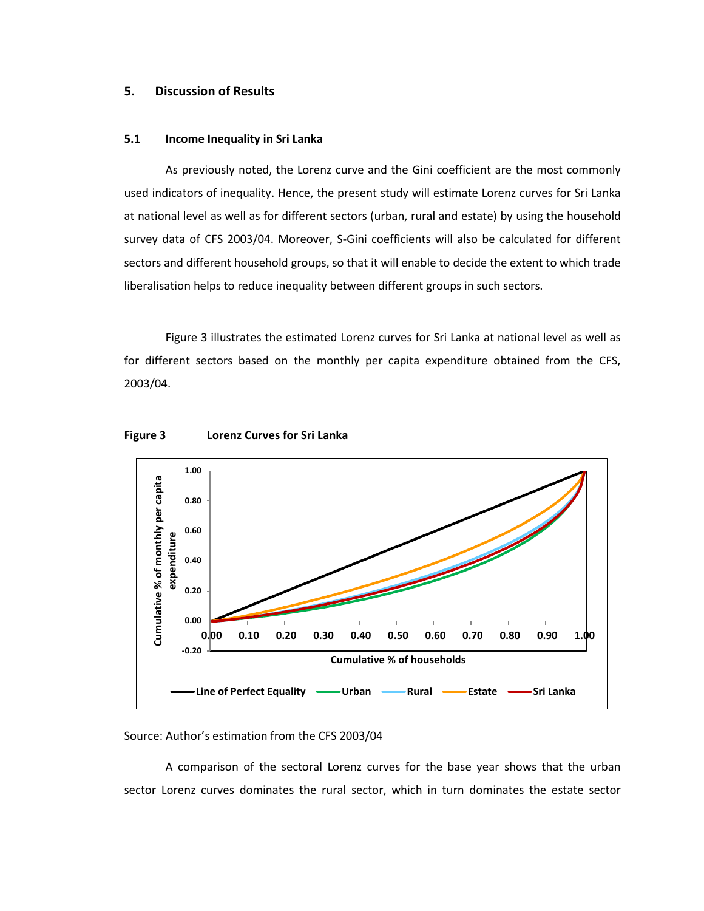## 5. Discussion of Results

### 5.1 Income Inequality in Sri Lanka

As previously noted, the Lorenz curve and the Gini coefficient are the most commonly used indicators of inequality. Hence, the present study will estimate Lorenz curves for Sri Lanka at national level as well as for different sectors (urban, rural and estate) by using the household survey data of CFS 2003/04. Moreover, S-Gini coefficients will also be calculated for different sectors and different household groups, so that it will enable to decide the extent to which trade liberalisation helps to reduce inequality between different groups in such sectors.

Figure 3 illustrates the estimated Lorenz curves for Sri Lanka at national level as well as for different sectors based on the monthly per capita expenditure obtained from the CFS, 2003/04.

**Figure 3 Lorenz Curves for Sri Lanka**

Source: Author's estimation from the CFS 2003/04

A comparison of the sectoral Lorenz curves for the base year shows that the urban sector Lorenz curves dominates the rural sector, which in turn dominates the estate sector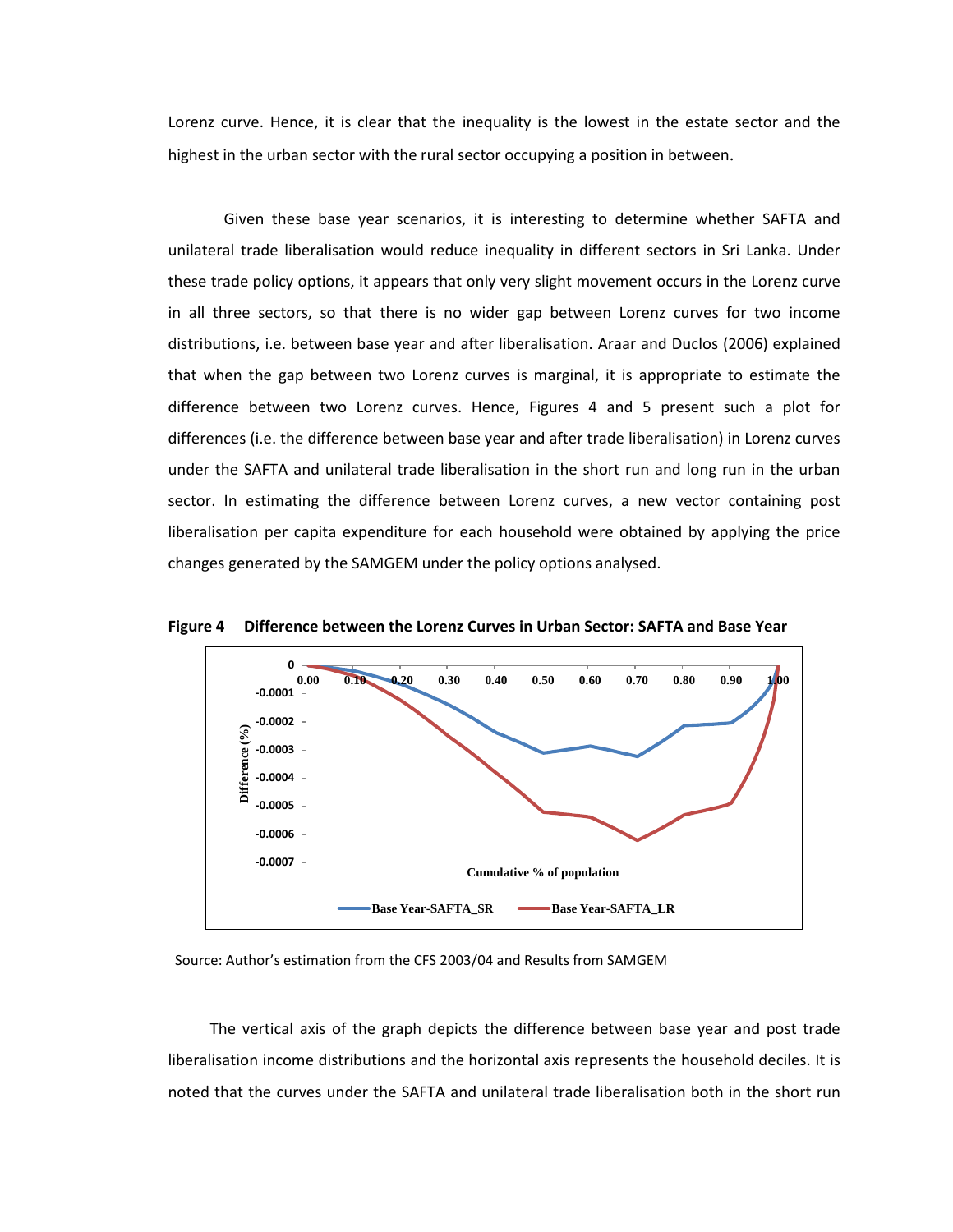Lorenz curve. Hence, it is clear that the inequality is the lowest in the estate sector and the highest in the urban sector with the rural sector occupying a position in between.

Given these base year scenarios, it is interesting to determine whether SAFTA and unilateral trade liberalisation would reduce inequality in different sectors in Sri Lanka. Under these trade policy options, it appears that only very slight movement occurs in the Lorenz curve in all three sectors, so that there is no wider gap between Lorenz curves for two income distributions, i.e. between base year and after liberalisation. Araar and Duclos (2006) explained that when the gap between two Lorenz curves is marginal, it is appropriate to estimate the difference between two Lorenz curves. Hence, Figures 4 and 5 present such a plot for differences (i.e. the difference between base year and after trade liberalisation) in Lorenz curves under the SAFTA and unilateral trade liberalisation in the short run and long run in the urban sector. In estimating the difference between Lorenz curves, a new vector containing post liberalisation per capita expenditure for each household were obtained by applying the price changes generated by the SAMGEM under the policy options analysed.

**Figure 4 Difference between the Lorenz Curves in Urban Sector: SAFTA and Base Year**

Source: Author's estimation from the CFS 2003/04 and Results from SAMGEM

The vertical axis of the graph depicts the difference between base year and post trade liberalisation income distributions and the horizontal axis represents the household deciles. It is noted that the curves under the SAFTA and unilateral trade liberalisation both in the short run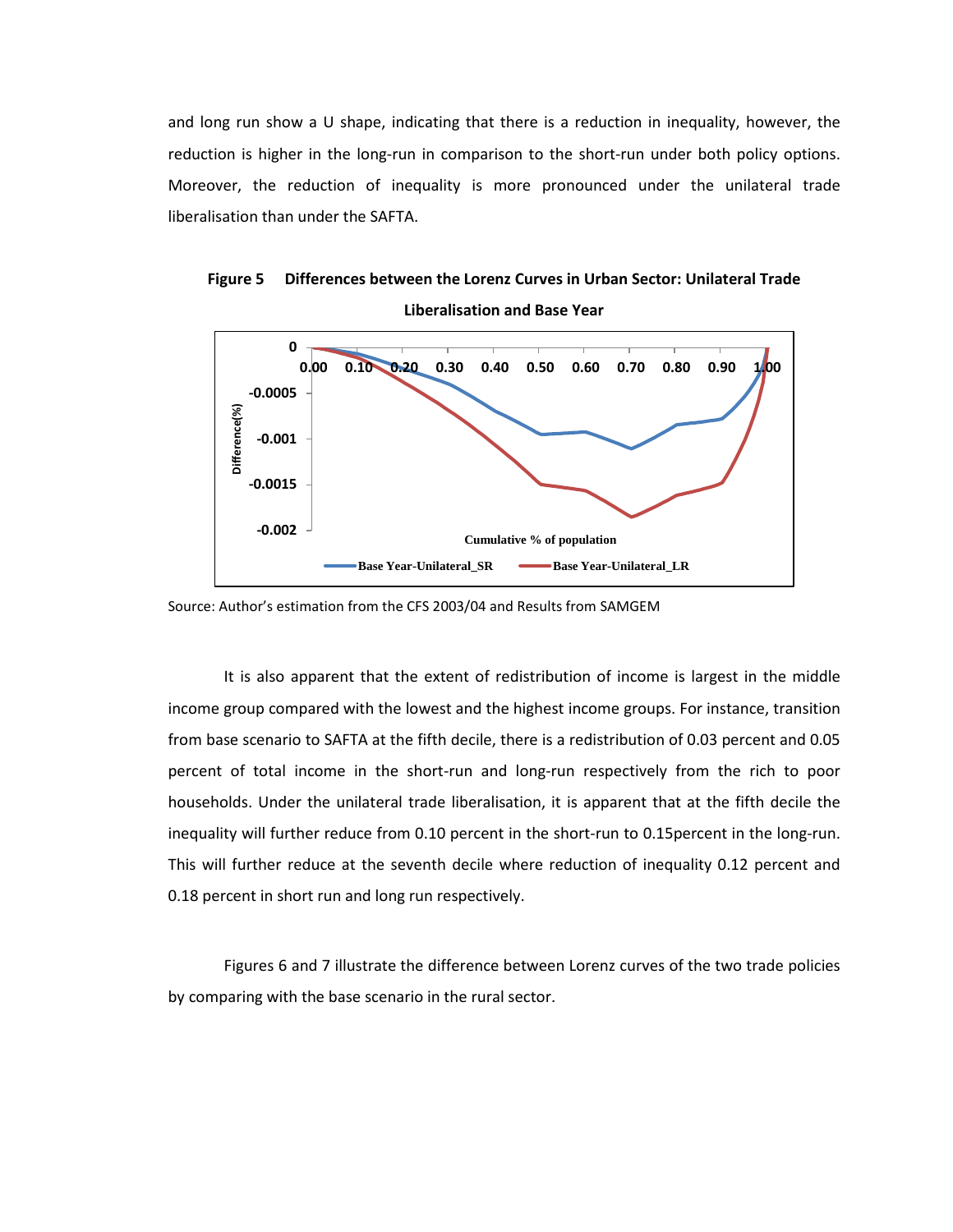and long run show a U shape, indicating that there is a reduction in inequality, however, the reduction is higher in the long-run in comparison to the short-run under both policy options. Moreover, the reduction of inequality is more pronounced under the unilateral trade liberalisation than under the SAFTA.

**Figure 5 Differences between the Lorenz Curves in Urban Sector: Unilateral Trade Liberalisation and Base Year**

Source: Author's estimation from the CFS 2003/04 and Results from SAMGEM

It is also apparent that the extent of redistribution of income is largest in the middle income group compared with the lowest and the highest income groups. For instance, transition from base scenario to SAFTA at the fifth decile, there is a redistribution of 0.03 percent and 0.05 percent of total income in the short-run and long-run respectively from the rich to poor households. Under the unilateral trade liberalisation, it is apparent that at the fifth decile the inequality will further reduce from 0.10 percent in the short-run to 0.15percent in the long-run. This will further reduce at the seventh decile where reduction of inequality 0.12 percent and 0.18 percent in short run and long run respectively.

Figures 6 and 7 illustrate the difference between Lorenz curves of the two trade policies by comparing with the base scenario in the rural sector.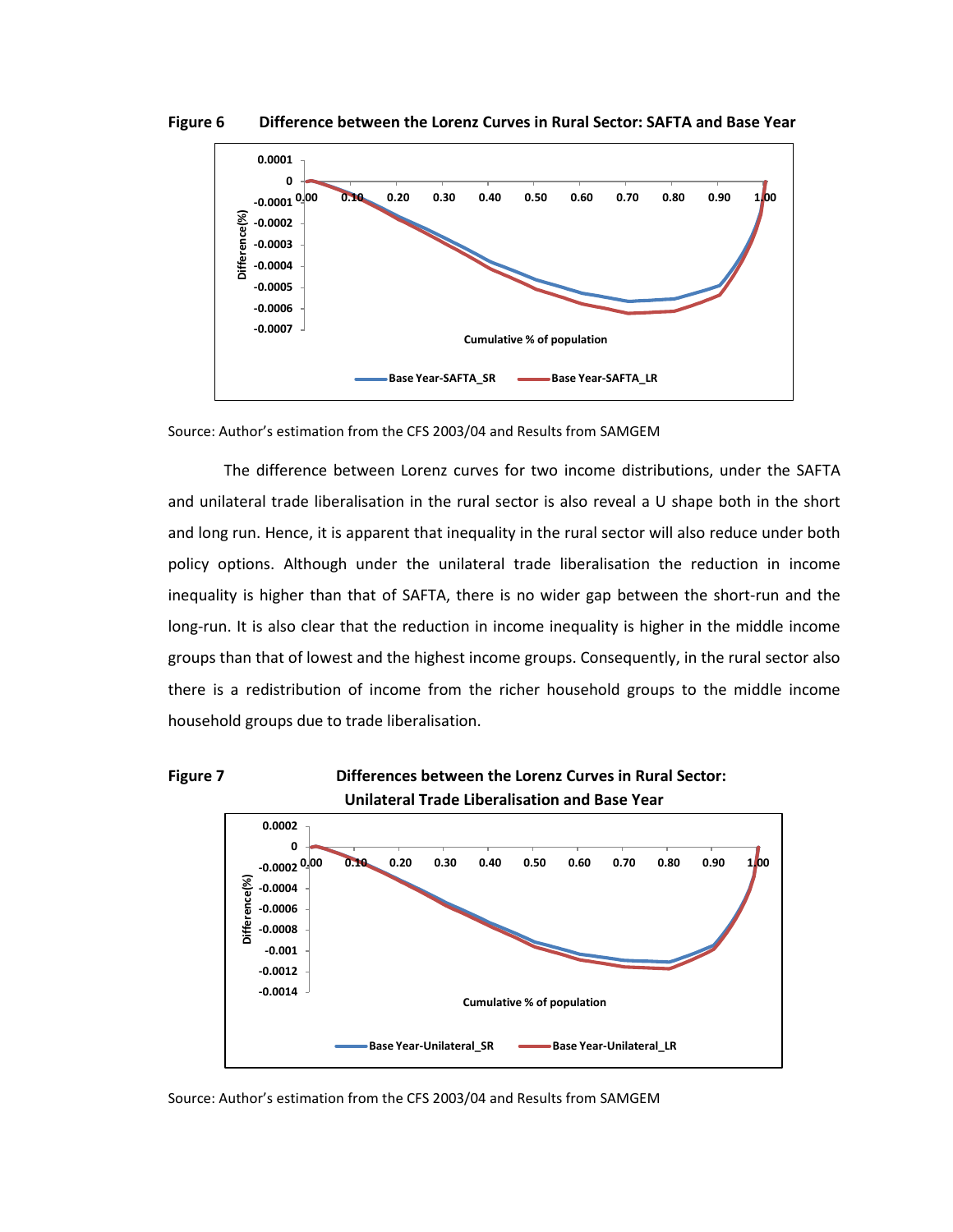**Figure 6 Difference between the Lorenz Curves in Rural Sector: SAFTA and Base Year**

Source: Author's estimation from the CFS 2003/04 and Results from SAMGEM

The difference between Lorenz curves for two income distributions, under the SAFTA and unilateral trade liberalisation in the rural sector is also reveal a U shape both in the short and long run. Hence, it is apparent that inequality in the rural sector will also reduce under both policy options. Although under the unilateral trade liberalisation the reduction in income inequality is higher than that of SAFTA, there is no wider gap between the short-run and the long-run. It is also clear that the reduction in income inequality is higher in the middle income groups than that of lowest and the highest income groups. Consequently, in the rural sector also there is a redistribution of income from the richer household groups to the middle income household groups due to trade liberalisation.

**Figure 7 Differences between the Lorenz Curves in Rural Sector: Unilateral Trade Liberalisation and Base Year**

Source: Author's estimation from the CFS 2003/04 and Results from SAMGEM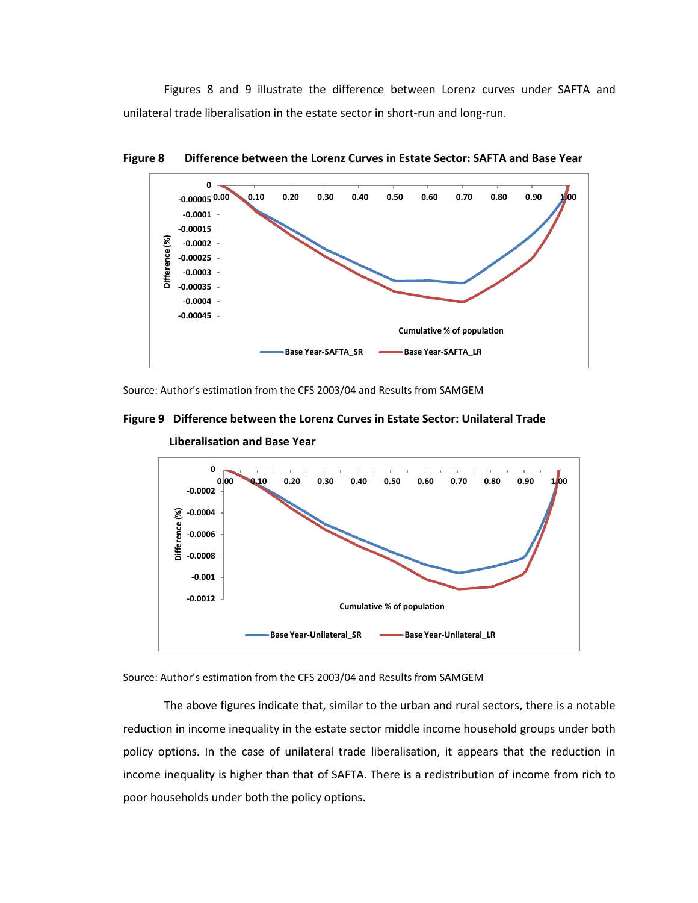Figures 8 and 9 illustrate the difference between Lorenz curves under SAFTA and unilateral trade liberalisation in the estate sector in short-run and long-run.

**Figure 8 Difference between the Lorenz Curves in Estate Sector: SAFTA and Base Year**

Source: Author's estimation from the CFS 2003/04 and Results from SAMGEM

**Figure 9 Difference between the Lorenz Curves in Estate Sector: Unilateral Trade Liberalisation and Base Year**

Source: Author's estimation from the CFS 2003/04 and Results from SAMGEM

The above figures indicate that, similar to the urban and rural sectors, there is a notable reduction in income inequality in the estate sector middle income household groups under both policy options. In the case of unilateral trade liberalisation, it appears that the reduction in income inequality is higher than that of SAFTA. There is a redistribution of income from rich to poor households under both the policy options.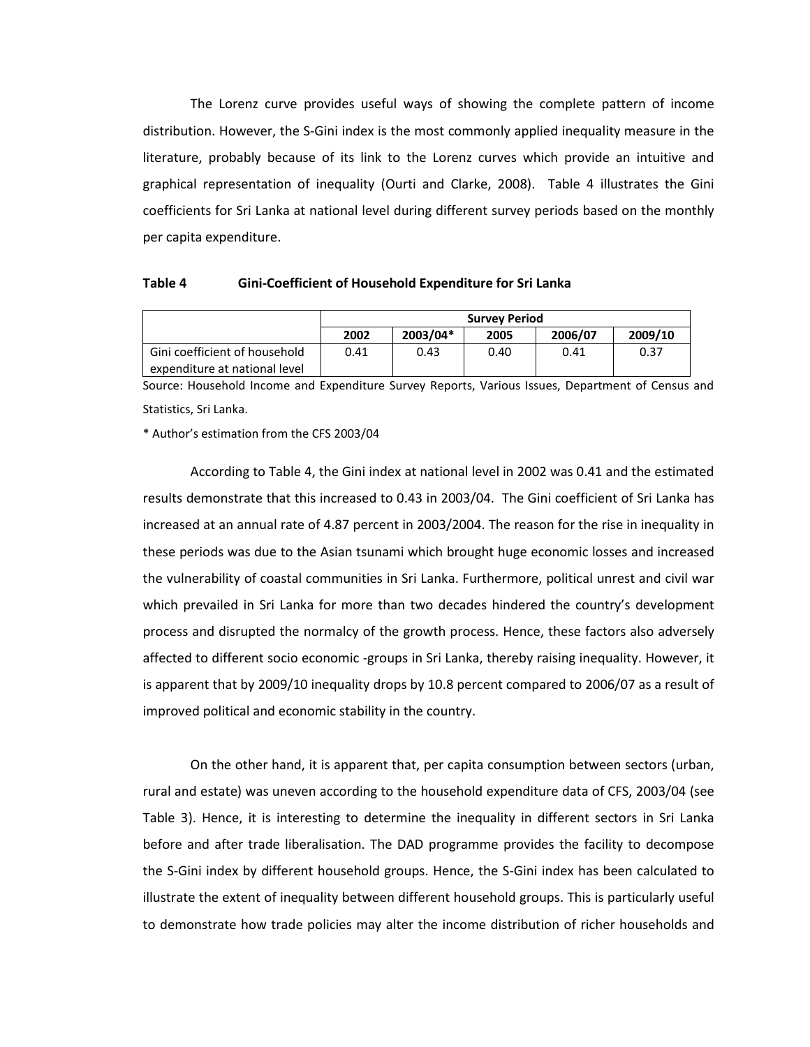The Lorenz curve provides useful ways of showing the complete pattern of income distribution. However, the S-Gini index is the most commonly applied inequality measure in the literature, probably because of its link to the Lorenz curves which provide an intuitive and graphical representation of inequality (Ourti and Clarke, 2008). Table 4 illustrates the Gini coefficients for Sri Lanka at national level during different survey periods based on the monthly per capita expenditure.

**Table 4 Gini-Coefficient of Household Expenditure for Sri Lanka**

| | Survey Period | | | | |
|---|---|---|---|---|---|
| | 2002 | 2003/04* | 2005 | 2006/07 | 2009/10 |
| Gini coefficient of household expenditure at national level | 0.41 | 0.43 | 0.40 | 0.41 | 0.37 |

Source: Household Income and Expenditure Survey Reports, Various Issues, Department of Census and Statistics, Sri Lanka.

* Author's estimation from the CFS 2003/04

According to Table 4, the Gini index at national level in 2002 was 0.41 and the estimated results demonstrate that this increased to 0.43 in 2003/04. The Gini coefficient of Sri Lanka has increased at an annual rate of 4.87 percent in 2003/2004. The reason for the rise in inequality in these periods was due to the Asian tsunami which brought huge economic losses and increased the vulnerability of coastal communities in Sri Lanka. Furthermore, political unrest and civil war which prevailed in Sri Lanka for more than two decades hindered the country's development process and disrupted the normalcy of the growth process. Hence, these factors also adversely affected to different socio economic -groups in Sri Lanka, thereby raising inequality. However, it is apparent that by 2009/10 inequality drops by 10.8 percent compared to 2006/07 as a result of improved political and economic stability in the country.

On the other hand, it is apparent that, per capita consumption between sectors (urban, rural and estate) was uneven according to the household expenditure data of CFS, 2003/04 (see Table 3). Hence, it is interesting to determine the inequality in different sectors in Sri Lanka before and after trade liberalisation. The DAD programme provides the facility to decompose the S-Gini index by different household groups. Hence, the S-Gini index has been calculated to illustrate the extent of inequality between different household groups. This is particularly useful to demonstrate how trade policies may alter the income distribution of richer households and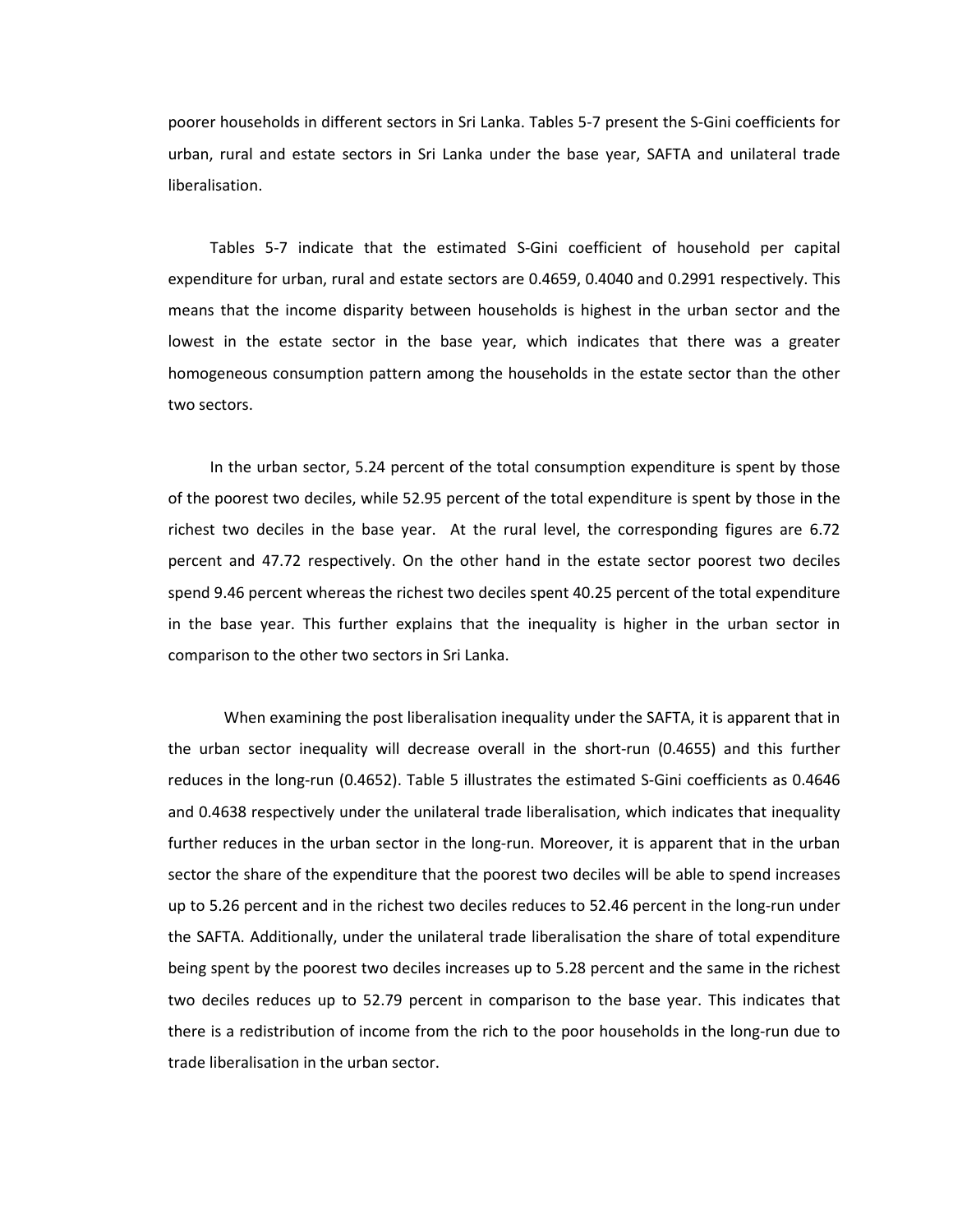poorer households in different sectors in Sri Lanka. Tables 5-7 present the S-Gini coefficients for urban, rural and estate sectors in Sri Lanka under the base year, SAFTA and unilateral trade liberalisation.

Tables 5-7 indicate that the estimated S-Gini coefficient of household per capital expenditure for urban, rural and estate sectors are 0.4659, 0.4040 and 0.2991 respectively. This means that the income disparity between households is highest in the urban sector and the lowest in the estate sector in the base year, which indicates that there was a greater homogeneous consumption pattern among the households in the estate sector than the other two sectors.

In the urban sector, 5.24 percent of the total consumption expenditure is spent by those of the poorest two deciles, while 52.95 percent of the total expenditure is spent by those in the richest two deciles in the base year. At the rural level, the corresponding figures are 6.72 percent and 47.72 respectively. On the other hand in the estate sector poorest two deciles spend 9.46 percent whereas the richest two deciles spent 40.25 percent of the total expenditure in the base year. This further explains that the inequality is higher in the urban sector in comparison to the other two sectors in Sri Lanka.

When examining the post liberalisation inequality under the SAFTA, it is apparent that in the urban sector inequality will decrease overall in the short-run (0.4655) and this further reduces in the long-run (0.4652). Table 5 illustrates the estimated S-Gini coefficients as 0.4646 and 0.4638 respectively under the unilateral trade liberalisation, which indicates that inequality further reduces in the urban sector in the long-run. Moreover, it is apparent that in the urban sector the share of the expenditure that the poorest two deciles will be able to spend increases up to 5.26 percent and in the richest two deciles reduces to 52.46 percent in the long-run under the SAFTA. Additionally, under the unilateral trade liberalisation the share of total expenditure being spent by the poorest two deciles increases up to 5.28 percent and the same in the richest two deciles reduces up to 52.79 percent in comparison to the base year. This indicates that there is a redistribution of income from the rich to the poor households in the long-run due to trade liberalisation in the urban sector.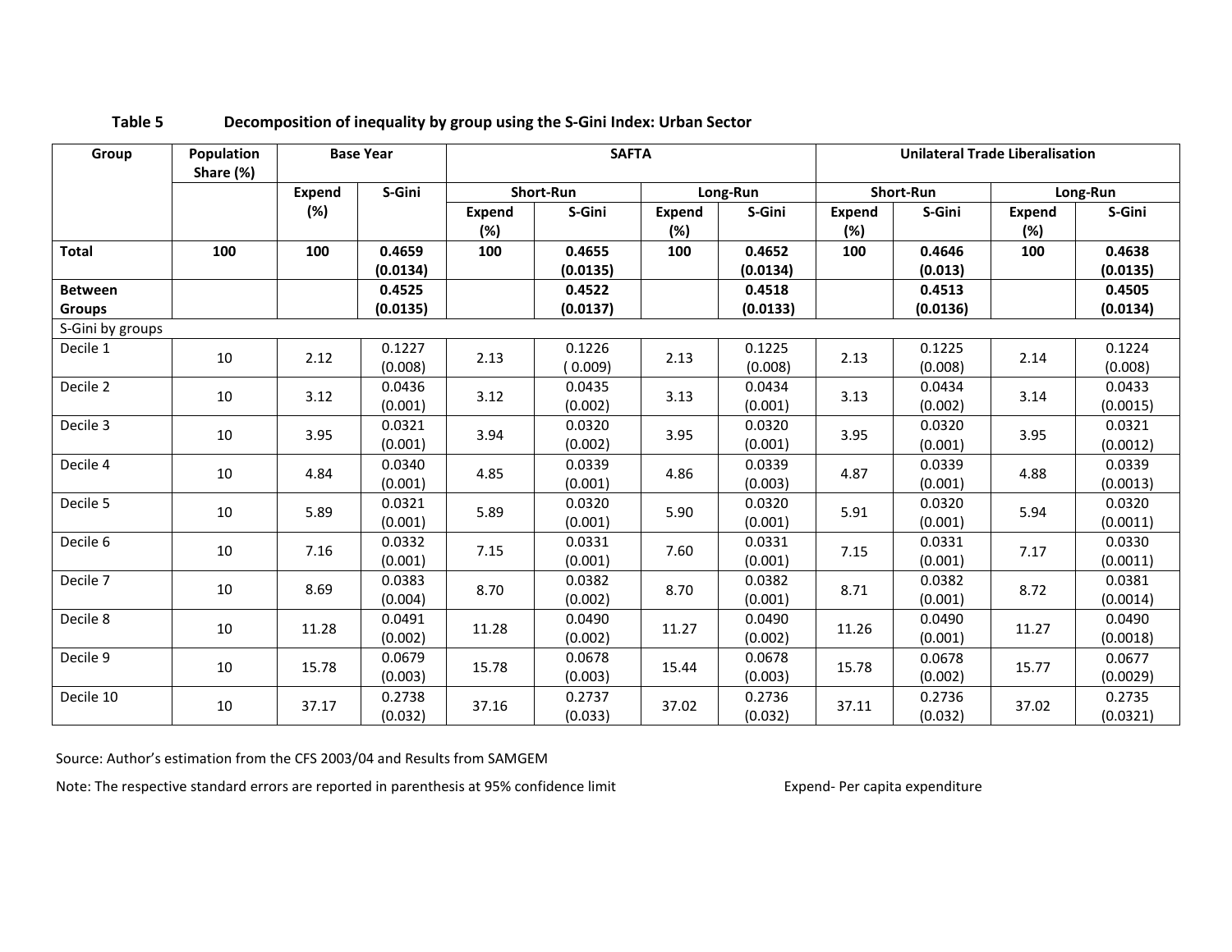**Table 5 Decomposition of inequality by group using the S-Gini Index: Urban Sector**

| Group | Population Share (%) | Base Year | | SAFTA | | | | Unilateral Trade Liberalisation | | | |
|---|---|---|---|---|---|---|---|---|---|---|---|
| | | | | Short-Run | | Long-Run | | Short-Run | | Long-Run | |
| | | Expend (%) | S-Gini | Expend (%) | S-Gini | Expend (%) | S-Gini | Expend (%) | S-Gini | Expend (%) | S-Gini |
| **Total** | **100** | **100** | **0.4659 (0.0134)** | **100** | **0.4655 (0.0135)** | **100** | **0.4652 (0.0134)** | **100** | **0.4646 (0.013)** | **100** | **0.4638 (0.0135)** |
| **Between Groups** | | | **0.4525 (0.0135)** | | **0.4522 (0.0137)** | | **0.4518 (0.0133)** | | **0.4513 (0.0136)** | | **0.4505 (0.0134)** |
| S-Gini by groups | | | | | | | | | | | |
| Decile 1 | 10 | 2.12 | 0.1227 (0.008) | 2.13 | 0.1226 ( 0.009) | 2.13 | 0.1225 (0.008) | 2.13 | 0.1225 (0.008) | 2.14 | 0.1224 (0.008) |
| Decile 2 | 10 | 3.12 | 0.0436 (0.001) | 3.12 | 0.0435 (0.002) | 3.13 | 0.0434 (0.001) | 3.13 | 0.0434 (0.002) | 3.14 | 0.0433 (0.0015) |
| Decile 3 | 10 | 3.95 | 0.0321 (0.001) | 3.94 | 0.0320 (0.002) | 3.95 | 0.0320 (0.001) | 3.95 | 0.0320 (0.001) | 3.95 | 0.0321 (0.0012) |
| Decile 4 | 10 | 4.84 | 0.0340 (0.001) | 4.85 | 0.0339 (0.001) | 4.86 | 0.0339 (0.003) | 4.87 | 0.0339 (0.001) | 4.88 | 0.0339 (0.0013) |
| Decile 5 | 10 | 5.89 | 0.0321 (0.001) | 5.89 | 0.0320 (0.001) | 5.90 | 0.0320 (0.001) | 5.91 | 0.0320 (0.001) | 5.94 | 0.0320 (0.0011) |
| Decile 6 | 10 | 7.16 | 0.0332 (0.001) | 7.15 | 0.0331 (0.001) | 7.60 | 0.0331 (0.001) | 7.15 | 0.0331 (0.001) | 7.17 | 0.0330 (0.0011) |
| Decile 7 | 10 | 8.69 | 0.0383 (0.004) | 8.70 | 0.0382 (0.002) | 8.70 | 0.0382 (0.001) | 8.71 | 0.0382 (0.001) | 8.72 | 0.0381 (0.0014) |
| Decile 8 | 10 | 11.28 | 0.0491 (0.002) | 11.28 | 0.0490 (0.002) | 11.27 | 0.0490 (0.002) | 11.26 | 0.0490 (0.001) | 11.27 | 0.0490 (0.0018) |
| Decile 9 | 10 | 15.78 | 0.0679 (0.003) | 15.78 | 0.0678 (0.003) | 15.44 | 0.0678 (0.003) | 15.78 | 0.0678 (0.002) | 15.77 | 0.0677 (0.0029) |
| Decile 10 | 10 | 37.17 | 0.2738 (0.032) | 37.16 | 0.2737 (0.033) | 37.02 | 0.2736 (0.032) | 37.11 | 0.2736 (0.032) | 37.02 | 0.2735 (0.0321) |

Source: Author's estimation from the CFS 2003/04 and Results from SAMGEM

Note: The respective standard errors are reported in parenthesis at 95% confidence limit

Expend- Per capita expenditure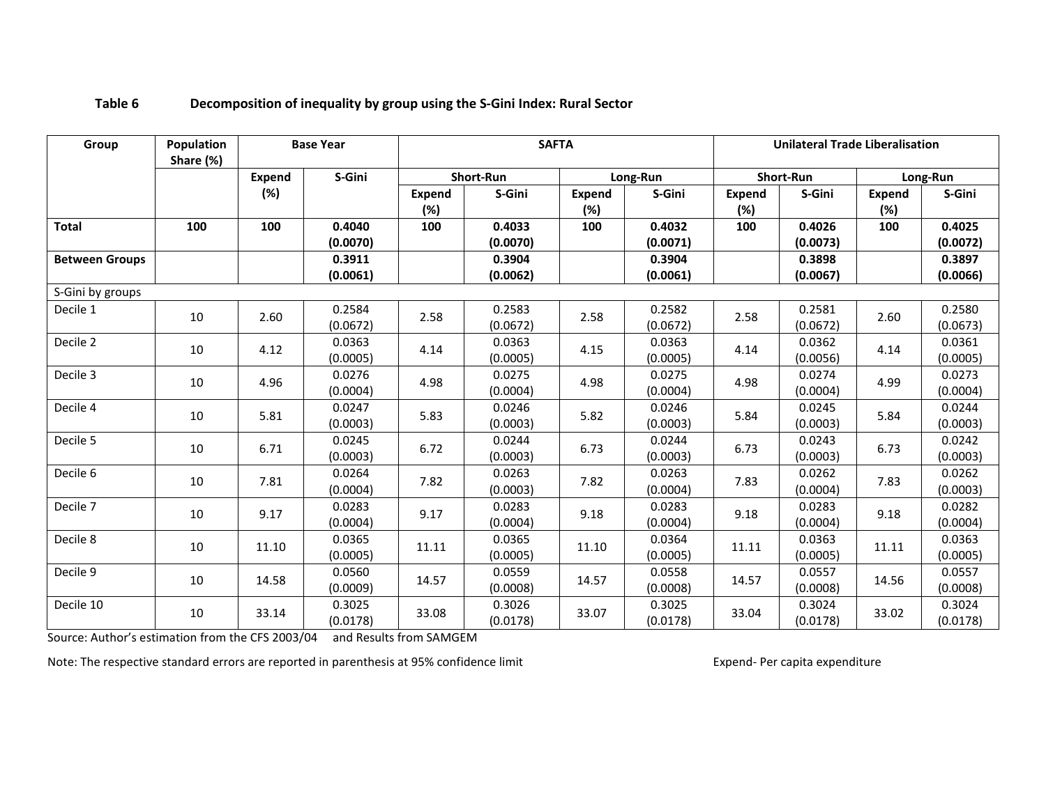**Table 6 Decomposition of inequality by group using the S-Gini Index: Rural Sector**

| Group | Population Share (%) | Base Year | | SAFTA | | | | Unilateral Trade Liberalisation | | | |
|---|---|---|---|---|---|---|---|---|---|---|---|
| | | | | Short-Run | | Long-Run | | Short-Run | | Long-Run | |
| | | Expend (%) | S-Gini | Expend (%) | S-Gini | Expend (%) | S-Gini | Expend (%) | S-Gini | Expend (%) | S-Gini |
| **Total** | **100** | **100** | **0.4040 (0.0070)** | **100** | **0.4033 (0.0070)** | **100** | **0.4032 (0.0071)** | **100** | **0.4026 (0.0073)** | **100** | **0.4025 (0.0072)** |
| **Between Groups** | | | **0.3911 (0.0061)** | | **0.3904 (0.0062)** | | **0.3904 (0.0061)** | | **0.3898 (0.0067)** | | **0.3897 (0.0066)** |
| S-Gini by groups | | | | | | | | | | | |
| Decile 1 | 10 | 2.60 | 0.2584 (0.0672) | 2.58 | 0.2583 (0.0672) | 2.58 | 0.2582 (0.0672) | 2.58 | 0.2581 (0.0672) | 2.60 | 0.2580 (0.0673) |
| Decile 2 | 10 | 4.12 | 0.0363 (0.0005) | 4.14 | 0.0363 (0.0005) | 4.15 | 0.0363 (0.0005) | 4.14 | 0.0362 (0.0056) | 4.14 | 0.0361 (0.0005) |
| Decile 3 | 10 | 4.96 | 0.0276 (0.0004) | 4.98 | 0.0275 (0.0004) | 4.98 | 0.0275 (0.0004) | 4.98 | 0.0274 (0.0004) | 4.99 | 0.0273 (0.0004) |
| Decile 4 | 10 | 5.81 | 0.0247 (0.0003) | 5.83 | 0.0246 (0.0003) | 5.82 | 0.0246 (0.0003) | 5.84 | 0.0245 (0.0003) | 5.84 | 0.0244 (0.0003) |
| Decile 5 | 10 | 6.71 | 0.0245 (0.0003) | 6.72 | 0.0244 (0.0003) | 6.73 | 0.0244 (0.0003) | 6.73 | 0.0243 (0.0003) | 6.73 | 0.0242 (0.0003) |
| Decile 6 | 10 | 7.81 | 0.0264 (0.0004) | 7.82 | 0.0263 (0.0003) | 7.82 | 0.0263 (0.0004) | 7.83 | 0.0262 (0.0004) | 7.83 | 0.0262 (0.0003) |
| Decile 7 | 10 | 9.17 | 0.0283 (0.0004) | 9.17 | 0.0283 (0.0004) | 9.18 | 0.0283 (0.0004) | 9.18 | 0.0283 (0.0004) | 9.18 | 0.0282 (0.0004) |
| Decile 8 | 10 | 11.10 | 0.0365 (0.0005) | 11.11 | 0.0365 (0.0005) | 11.10 | 0.0364 (0.0005) | 11.11 | 0.0363 (0.0005) | 11.11 | 0.0363 (0.0005) |
| Decile 9 | 10 | 14.58 | 0.0560 (0.0009) | 14.57 | 0.0559 (0.0008) | 14.57 | 0.0558 (0.0008) | 14.57 | 0.0557 (0.0008) | 14.56 | 0.0557 (0.0008) |
| Decile 10 | 10 | 33.14 | 0.3025 (0.0178) | 33.08 | 0.3026 (0.0178) | 33.07 | 0.3025 (0.0178) | 33.04 | 0.3024 (0.0178) | 33.02 | 0.3024 (0.0178) |

Source: Author's estimation from the CFS 2003/04 and Results from SAMGEM

Note: The respective standard errors are reported in parenthesis at 95% confidence limit

Expend- Per capita expenditure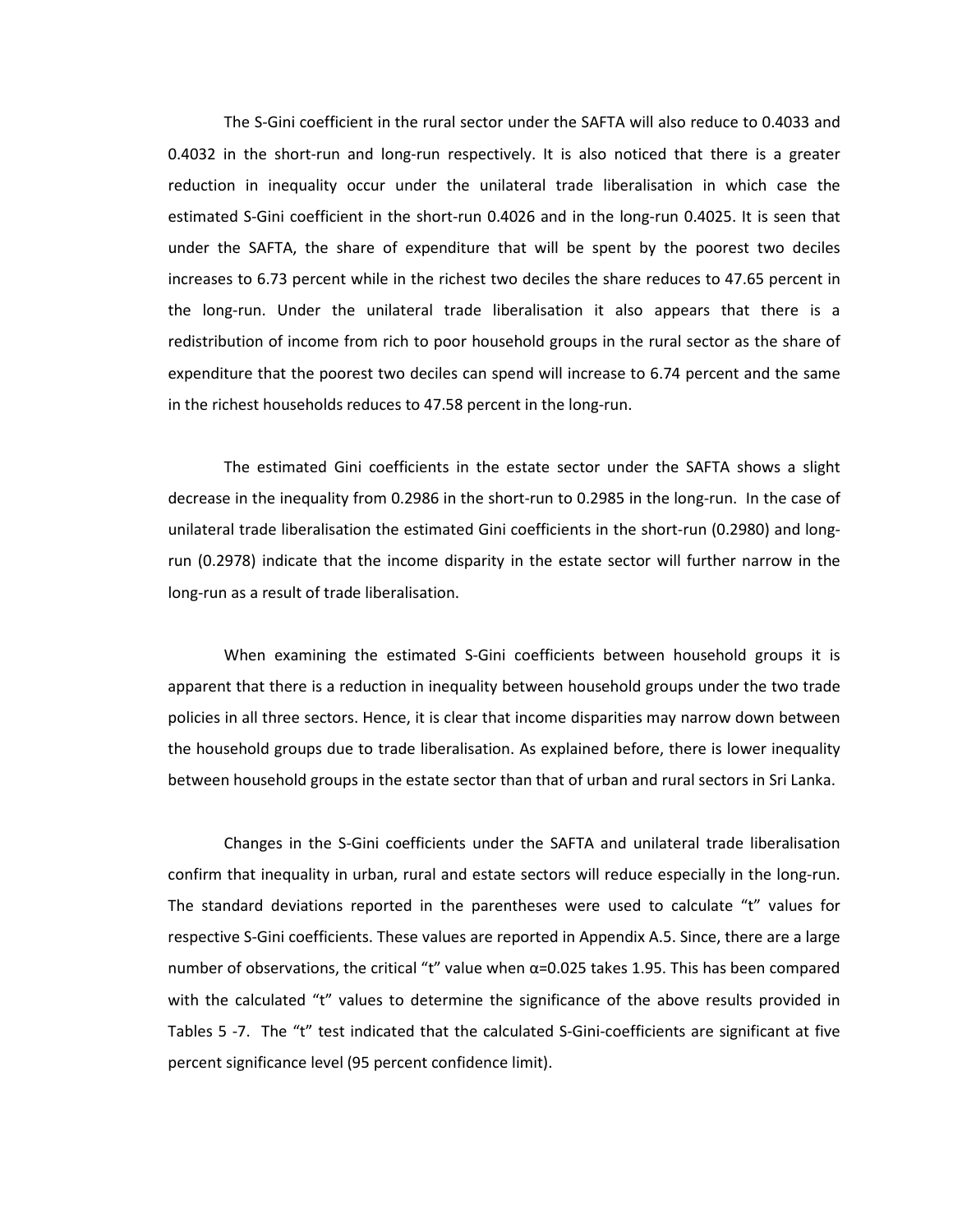The S-Gini coefficient in the rural sector under the SAFTA will also reduce to 0.4033 and 0.4032 in the short-run and long-run respectively. It is also noticed that there is a greater reduction in inequality occur under the unilateral trade liberalisation in which case the estimated S-Gini coefficient in the short-run 0.4026 and in the long-run 0.4025. It is seen that under the SAFTA, the share of expenditure that will be spent by the poorest two deciles increases to 6.73 percent while in the richest two deciles the share reduces to 47.65 percent in the long-run. Under the unilateral trade liberalisation it also appears that there is a redistribution of income from rich to poor household groups in the rural sector as the share of expenditure that the poorest two deciles can spend will increase to 6.74 percent and the same in the richest households reduces to 47.58 percent in the long-run.

The estimated Gini coefficients in the estate sector under the SAFTA shows a slight decrease in the inequality from 0.2986 in the short-run to 0.2985 in the long-run. In the case of unilateral trade liberalisation the estimated Gini coefficients in the short-run (0.2980) and long-run (0.2978) indicate that the income disparity in the estate sector will further narrow in the long-run as a result of trade liberalisation.

When examining the estimated S-Gini coefficients between household groups it is apparent that there is a reduction in inequality between household groups under the two trade policies in all three sectors. Hence, it is clear that income disparities may narrow down between the household groups due to trade liberalisation. As explained before, there is lower inequality between household groups in the estate sector than that of urban and rural sectors in Sri Lanka.

Changes in the S-Gini coefficients under the SAFTA and unilateral trade liberalisation confirm that inequality in urban, rural and estate sectors will reduce especially in the long-run. The standard deviations reported in the parentheses were used to calculate "t" values for respective S-Gini coefficients. These values are reported in Appendix A.5. Since, there are a large number of observations, the critical "t" value when $\alpha$=0.025 takes 1.95. This has been compared with the calculated "t" values to determine the significance of the above results provided in Tables 5 -7. The "t" test indicated that the calculated S-Gini-coefficients are significant at five percent significance level (95 percent confidence limit).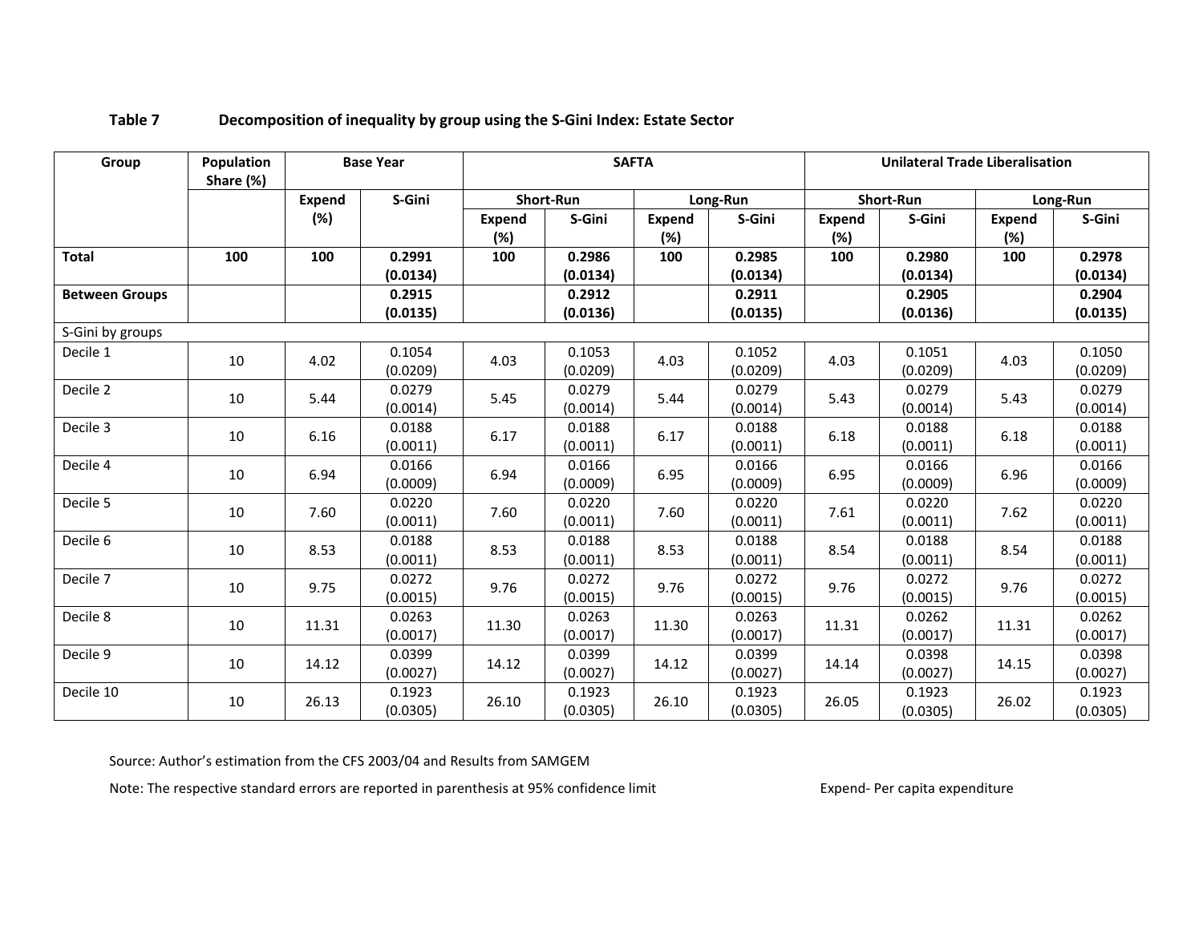**Table 7 Decomposition of inequality by group using the S-Gini Index: Estate Sector**

| Group | Population Share (%) | Base Year | | SAFTA | | | | Unilateral Trade Liberalisation | | | |
|---|---|---|---|---|---|---|---|---|---|---|---|
| | | | | Short-Run | | Long-Run | | Short-Run | | Long-Run | |
| | | Expend (%) | S-Gini | Expend (%) | S-Gini | Expend (%) | S-Gini | Expend (%) | S-Gini | Expend (%) | S-Gini |
| **Total** | **100** | **100** | **0.2991 (0.0134)** | **100** | **0.2986 (0.0134)** | **100** | **0.2985 (0.0134)** | **100** | **0.2980 (0.0134)** | **100** | **0.2978 (0.0134)** |
| **Between Groups** | | | **0.2915 (0.0135)** | | **0.2912 (0.0136)** | | **0.2911 (0.0135)** | | **0.2905 (0.0136)** | | **0.2904 (0.0135)** |
| S-Gini by groups | | | | | | | | | | | |
| Decile 1 | 10 | 4.02 | 0.1054 (0.0209) | 4.03 | 0.1053 (0.0209) | 4.03 | 0.1052 (0.0209) | 4.03 | 0.1051 (0.0209) | 4.03 | 0.1050 (0.0209) |
| Decile 2 | 10 | 5.44 | 0.0279 (0.0014) | 5.45 | 0.0279 (0.0014) | 5.44 | 0.0279 (0.0014) | 5.43 | 0.0279 (0.0014) | 5.43 | 0.0279 (0.0014) |
| Decile 3 | 10 | 6.16 | 0.0188 (0.0011) | 6.17 | 0.0188 (0.0011) | 6.17 | 0.0188 (0.0011) | 6.18 | 0.0188 (0.0011) | 6.18 | 0.0188 (0.0011) |
| Decile 4 | 10 | 6.94 | 0.0166 (0.0009) | 6.94 | 0.0166 (0.0009) | 6.95 | 0.0166 (0.0009) | 6.95 | 0.0166 (0.0009) | 6.96 | 0.0166 (0.0009) |
| Decile 5 | 10 | 7.60 | 0.0220 (0.0011) | 7.60 | 0.0220 (0.0011) | 7.60 | 0.0220 (0.0011) | 7.61 | 0.0220 (0.0011) | 7.62 | 0.0220 (0.0011) |
| Decile 6 | 10 | 8.53 | 0.0188 (0.0011) | 8.53 | 0.0188 (0.0011) | 8.53 | 0.0188 (0.0011) | 8.54 | 0.0188 (0.0011) | 8.54 | 0.0188 (0.0011) |
| Decile 7 | 10 | 9.75 | 0.0272 (0.0015) | 9.76 | 0.0272 (0.0015) | 9.76 | 0.0272 (0.0015) | 9.76 | 0.0272 (0.0015) | 9.76 | 0.0272 (0.0015) |
| Decile 8 | 10 | 11.31 | 0.0263 (0.0017) | 11.30 | 0.0263 (0.0017) | 11.30 | 0.0263 (0.0017) | 11.31 | 0.0262 (0.0017) | 11.31 | 0.0262 (0.0017) |
| Decile 9 | 10 | 14.12 | 0.0399 (0.0027) | 14.12 | 0.0399 (0.0027) | 14.12 | 0.0399 (0.0027) | 14.14 | 0.0398 (0.0027) | 14.15 | 0.0398 (0.0027) |
| Decile 10 | 10 | 26.13 | 0.1923 (0.0305) | 26.10 | 0.1923 (0.0305) | 26.10 | 0.1923 (0.0305) | 26.05 | 0.1923 (0.0305) | 26.02 | 0.1923 (0.0305) |

Source: Author's estimation from the CFS 2003/04 and Results from SAMGEM

Note: The respective standard errors are reported in parenthesis at 95% confidence limit

Expend- Per capita expenditure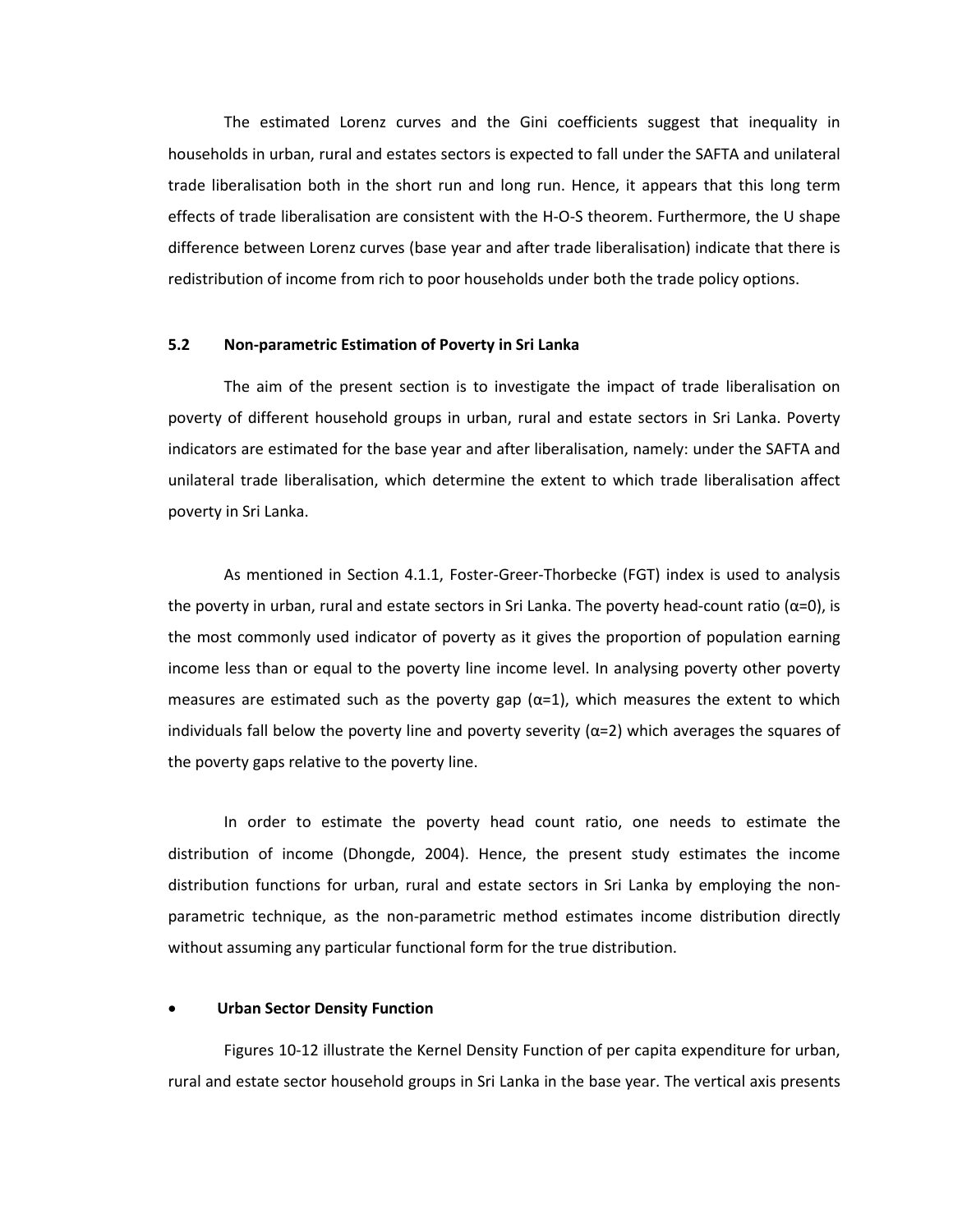The estimated Lorenz curves and the Gini coefficients suggest that inequality in households in urban, rural and estates sectors is expected to fall under the SAFTA and unilateral trade liberalisation both in the short run and long run. Hence, it appears that this long term effects of trade liberalisation are consistent with the H-O-S theorem. Furthermore, the U shape difference between Lorenz curves (base year and after trade liberalisation) indicate that there is redistribution of income from rich to poor households under both the trade policy options.

## 5.2 Non-parametric Estimation of Poverty in Sri Lanka

The aim of the present section is to investigate the impact of trade liberalisation on poverty of different household groups in urban, rural and estate sectors in Sri Lanka. Poverty indicators are estimated for the base year and after liberalisation, namely: under the SAFTA and unilateral trade liberalisation, which determine the extent to which trade liberalisation affect poverty in Sri Lanka.

As mentioned in Section 4.1.1, Foster-Greer-Thorbecke (FGT) index is used to analysis the poverty in urban, rural and estate sectors in Sri Lanka. The poverty head-count ratio ($\alpha$=0), is the most commonly used indicator of poverty as it gives the proportion of population earning income less than or equal to the poverty line income level. In analysing poverty other poverty measures are estimated such as the poverty gap ($\alpha$=1), which measures the extent to which individuals fall below the poverty line and poverty severity ($\alpha$=2) which averages the squares of the poverty gaps relative to the poverty line.

In order to estimate the poverty head count ratio, one needs to estimate the distribution of income (Dhongde, 2004). Hence, the present study estimates the income distribution functions for urban, rural and estate sectors in Sri Lanka by employing the non-parametric technique, as the non-parametric method estimates income distribution directly without assuming any particular functional form for the true distribution.

- **Urban Sector Density Function**

Figures 10-12 illustrate the Kernel Density Function of per capita expenditure for urban, rural and estate sector household groups in Sri Lanka in the base year. The vertical axis presents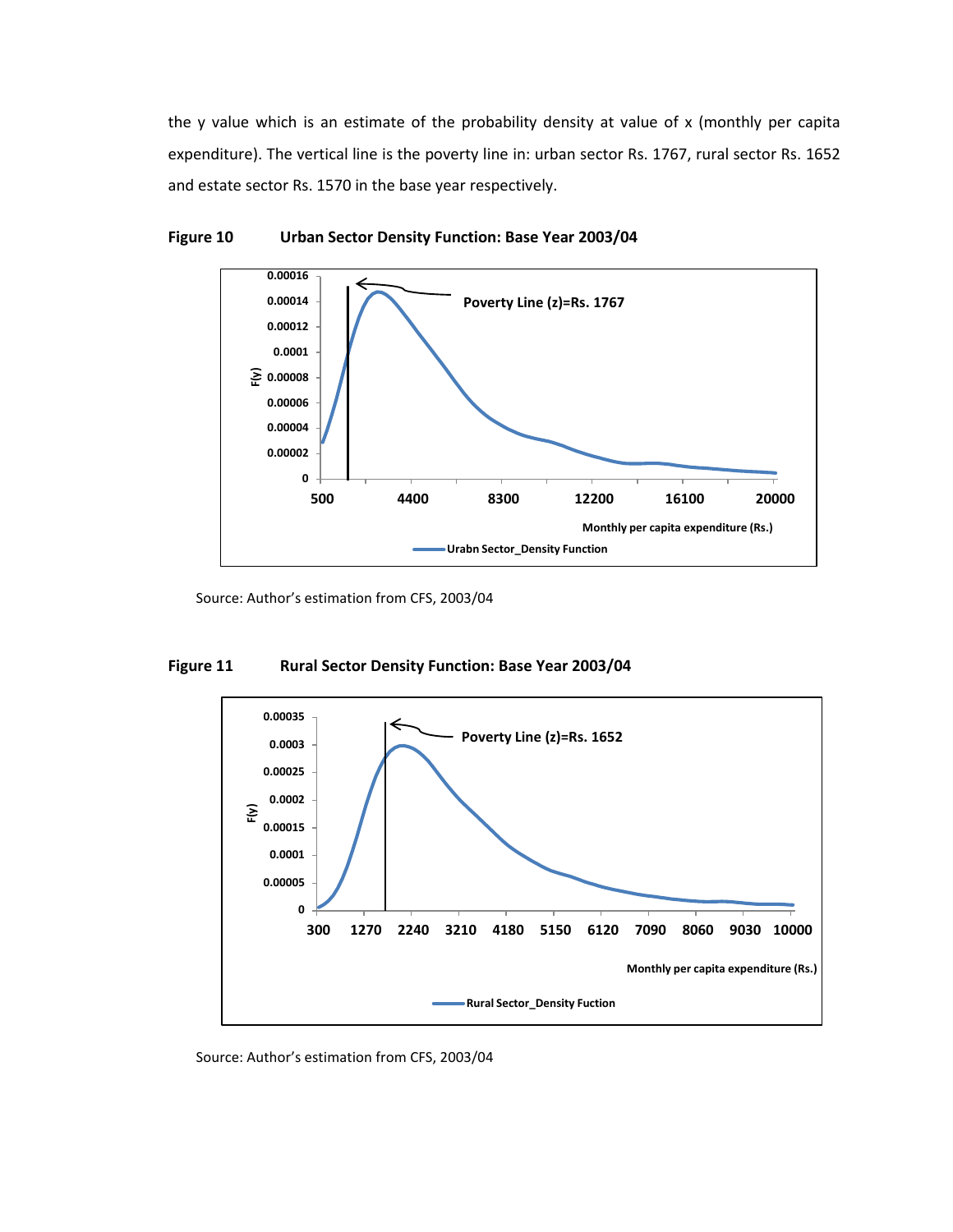the y value which is an estimate of the probability density at value of x (monthly per capita expenditure). The vertical line is the poverty line in: urban sector Rs. 1767, rural sector Rs. 1652 and estate sector Rs. 1570 in the base year respectively.

**Figure 10 Urban Sector Density Function: Base Year 2003/04**

Source: Author's estimation from CFS, 2003/04

**Figure 11 Rural Sector Density Function: Base Year 2003/04**

Source: Author's estimation from CFS, 2003/04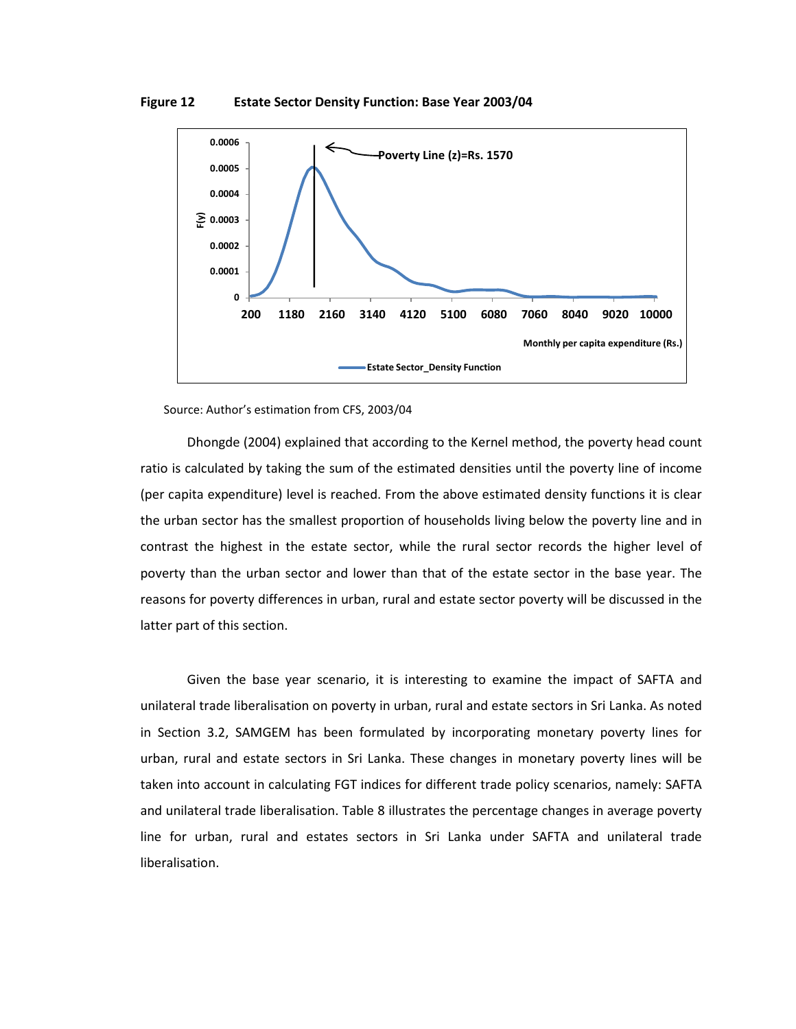**Figure 12 Estate Sector Density Function: Base Year 2003/04**

Source: Author's estimation from CFS, 2003/04

Dhongde (2004) explained that according to the Kernel method, the poverty head count ratio is calculated by taking the sum of the estimated densities until the poverty line of income (per capita expenditure) level is reached. From the above estimated density functions it is clear the urban sector has the smallest proportion of households living below the poverty line and in contrast the highest in the estate sector, while the rural sector records the higher level of poverty than the urban sector and lower than that of the estate sector in the base year. The reasons for poverty differences in urban, rural and estate sector poverty will be discussed in the latter part of this section.

Given the base year scenario, it is interesting to examine the impact of SAFTA and unilateral trade liberalisation on poverty in urban, rural and estate sectors in Sri Lanka. As noted in Section 3.2, SAMGEM has been formulated by incorporating monetary poverty lines for urban, rural and estate sectors in Sri Lanka. These changes in monetary poverty lines will be taken into account in calculating FGT indices for different trade policy scenarios, namely: SAFTA and unilateral trade liberalisation. Table 8 illustrates the percentage changes in average poverty line for urban, rural and estates sectors in Sri Lanka under SAFTA and unilateral trade liberalisation.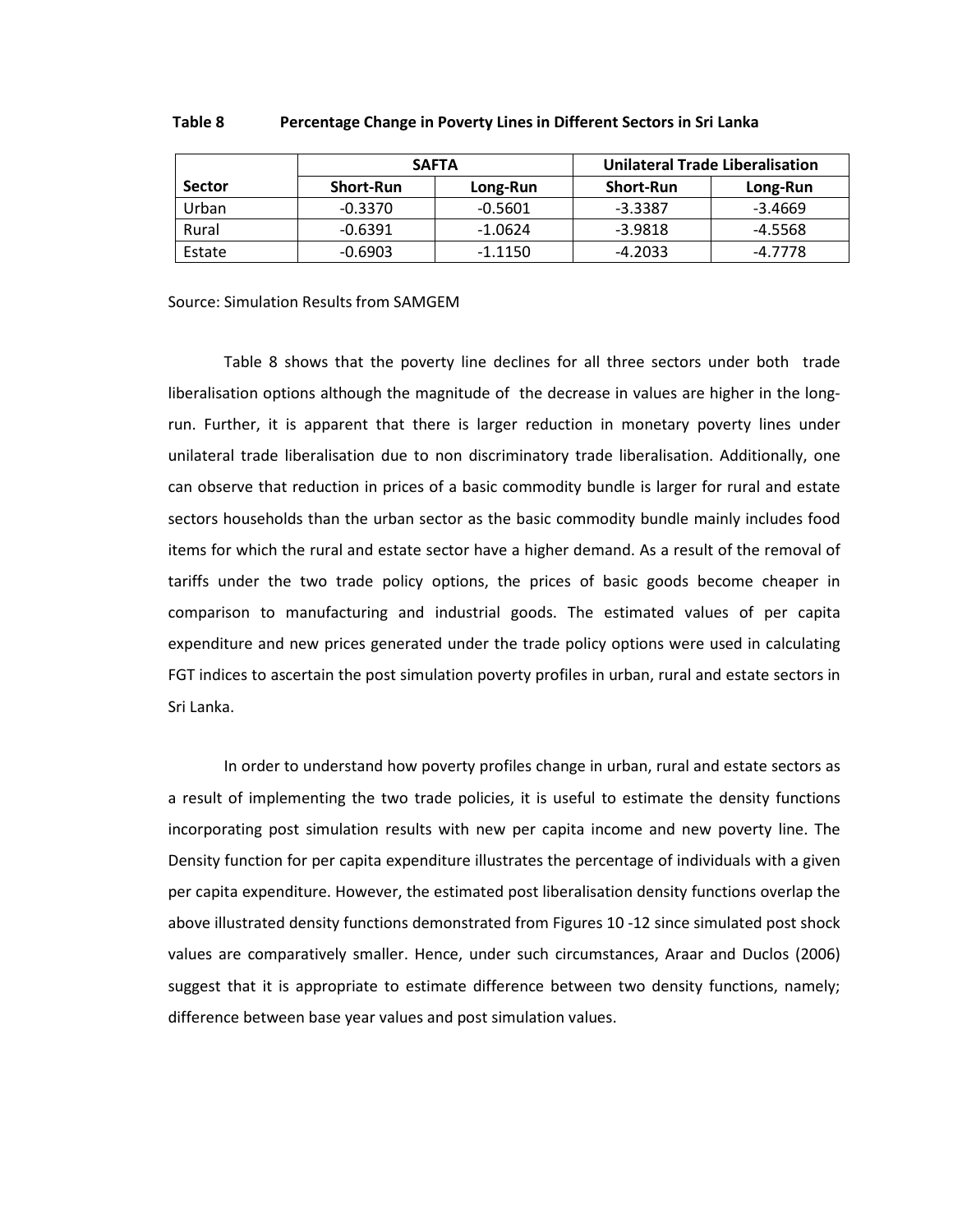**Table 8 Percentage Change in Poverty Lines in Different Sectors in Sri Lanka**

| | SAFTA | | Unilateral Trade Liberalisation | |
|---|---|---|---|---|
| **Sector** | **Short-Run** | **Long-Run** | **Short-Run** | **Long-Run** |
| Urban | -0.3370 | -0.5601 | -3.3387 | -3.4669 |
| Rural | -0.6391 | -1.0624 | -3.9818 | -4.5568 |
| Estate | -0.6903 | -1.1150 | -4.2033 | -4.7778 |

Source: Simulation Results from SAMGEM

Table 8 shows that the poverty line declines for all three sectors under both trade liberalisation options although the magnitude of the decrease in values are higher in the long-run. Further, it is apparent that there is larger reduction in monetary poverty lines under unilateral trade liberalisation due to non discriminatory trade liberalisation. Additionally, one can observe that reduction in prices of a basic commodity bundle is larger for rural and estate sectors households than the urban sector as the basic commodity bundle mainly includes food items for which the rural and estate sector have a higher demand. As a result of the removal of tariffs under the two trade policy options, the prices of basic goods become cheaper in comparison to manufacturing and industrial goods. The estimated values of per capita expenditure and new prices generated under the trade policy options were used in calculating FGT indices to ascertain the post simulation poverty profiles in urban, rural and estate sectors in Sri Lanka.

In order to understand how poverty profiles change in urban, rural and estate sectors as a result of implementing the two trade policies, it is useful to estimate the density functions incorporating post simulation results with new per capita income and new poverty line. The Density function for per capita expenditure illustrates the percentage of individuals with a given per capita expenditure. However, the estimated post liberalisation density functions overlap the above illustrated density functions demonstrated from Figures 10 -12 since simulated post shock values are comparatively smaller. Hence, under such circumstances, Araar and Duclos (2006) suggest that it is appropriate to estimate difference between two density functions, namely; difference between base year values and post simulation values.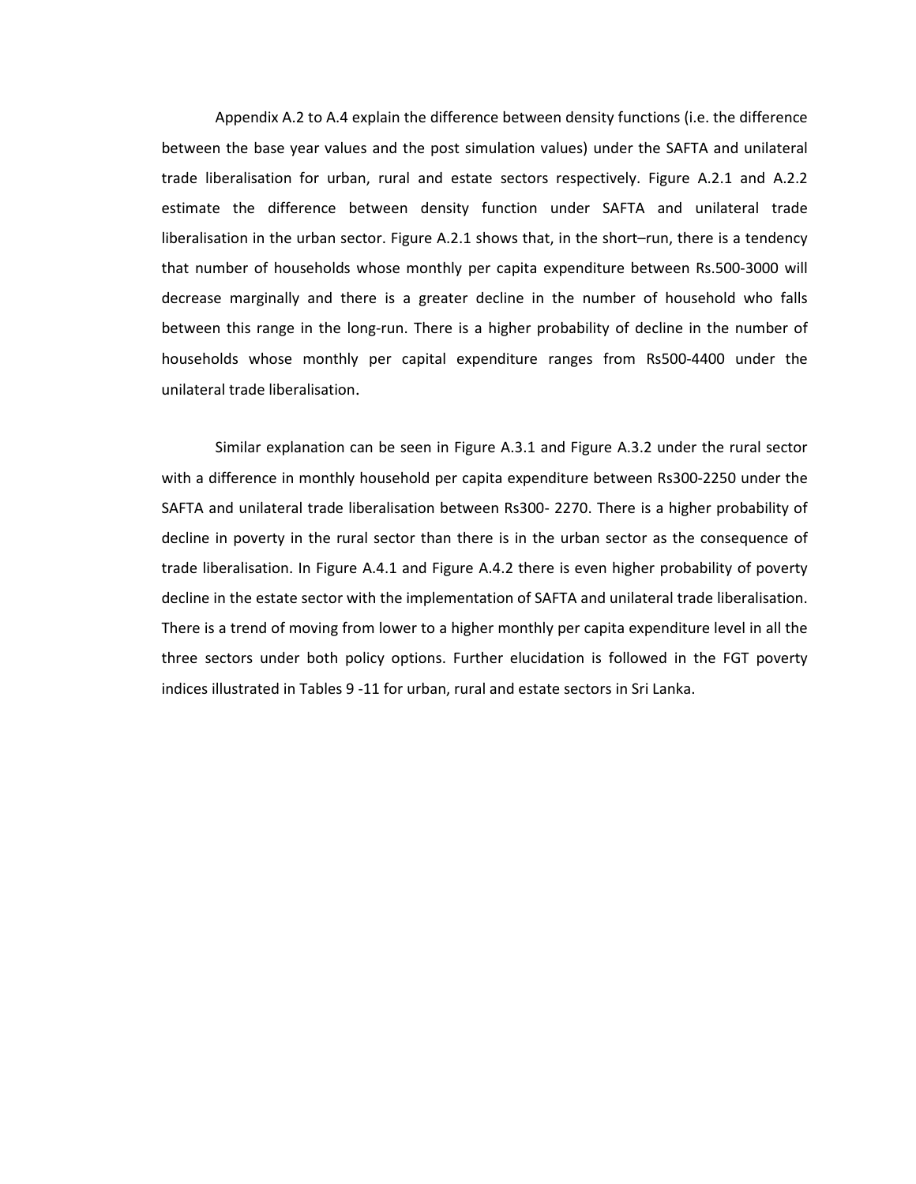Appendix A.2 to A.4 explain the difference between density functions (i.e. the difference between the base year values and the post simulation values) under the SAFTA and unilateral trade liberalisation for urban, rural and estate sectors respectively. Figure A.2.1 and A.2.2 estimate the difference between density function under SAFTA and unilateral trade liberalisation in the urban sector. Figure A.2.1 shows that, in the short–run, there is a tendency that number of households whose monthly per capita expenditure between Rs.500-3000 will decrease marginally and there is a greater decline in the number of household who falls between this range in the long-run. There is a higher probability of decline in the number of households whose monthly per capital expenditure ranges from Rs500-4400 under the unilateral trade liberalisation.

Similar explanation can be seen in Figure A.3.1 and Figure A.3.2 under the rural sector with a difference in monthly household per capita expenditure between Rs300-2250 under the SAFTA and unilateral trade liberalisation between Rs300- 2270. There is a higher probability of decline in poverty in the rural sector than there is in the urban sector as the consequence of trade liberalisation. In Figure A.4.1 and Figure A.4.2 there is even higher probability of poverty decline in the estate sector with the implementation of SAFTA and unilateral trade liberalisation. There is a trend of moving from lower to a higher monthly per capita expenditure level in all the three sectors under both policy options. Further elucidation is followed in the FGT poverty indices illustrated in Tables 9 -11 for urban, rural and estate sectors in Sri Lanka.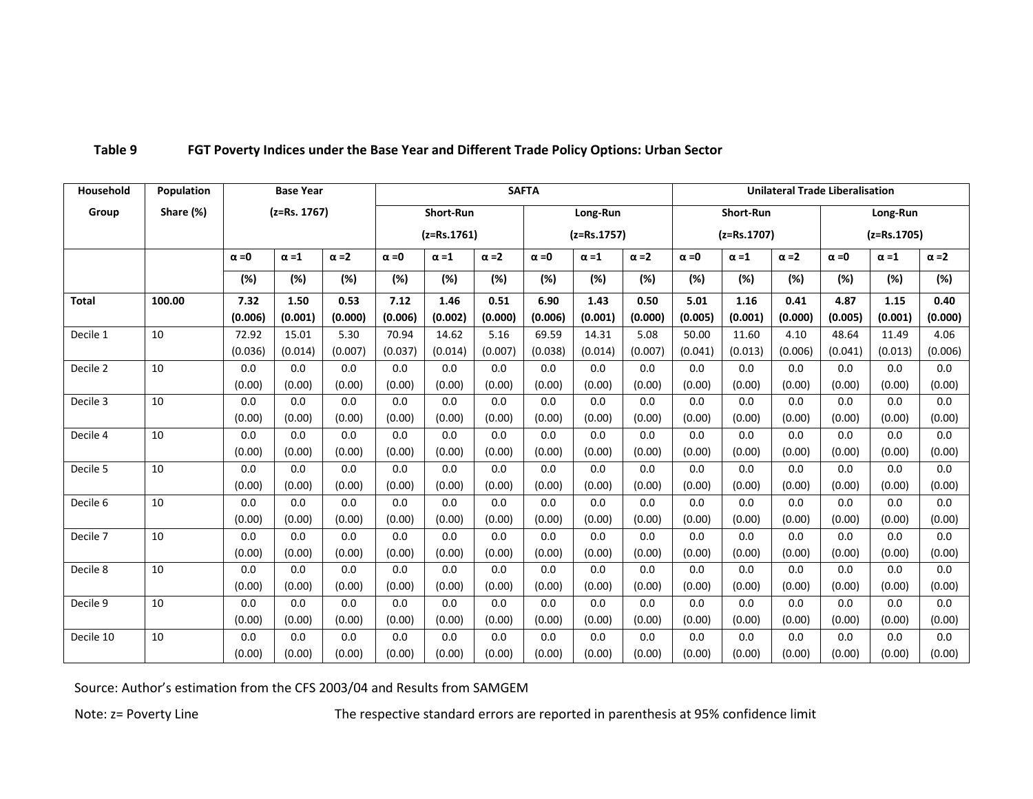**Table 9 FGT Poverty Indices under the Base Year and Different Trade Policy Options: Urban Sector**

| Household Group | Population Share (%) | Base Year (z=Rs. 1767) | | | SAFTA | | | | | | Unilateral Trade Liberalisation | | | | | |
|---|---|---|---|---|---|---|---|---|---|---|---|---|---|---|---|---|
| | | | | | Short-Run (z=Rs.1761) | | | Long-Run (z=Rs.1757) | | | Short-Run (z=Rs.1707) | | | Long-Run (z=Rs.1705) | | |
| | | α =0 | α =1 | α =2 | α =0 | α =1 | α =2 | α =0 | α =1 | α =2 | α =0 | α =1 | α =2 | α =0 | α =1 | α =2 |
| | | (%) | (%) | (%) | (%) | (%) | (%) | (%) | (%) | (%) | (%) | (%) | (%) | (%) | (%) | (%) |
| **Total** | **100.00** | **7.32 (0.006)** | **1.50 (0.001)** | **0.53 (0.000)** | **7.12 (0.006)** | **1.46 (0.002)** | **0.51 (0.000)** | **6.90 (0.006)** | **1.43 (0.001)** | **0.50 (0.000)** | **5.01 (0.005)** | **1.16 (0.001)** | **0.41 (0.000)** | **4.87 (0.005)** | **1.15 (0.001)** | **0.40 (0.000)** |
| Decile 1 | 10 | 72.92 (0.036) | 15.01 (0.014) | 5.30 (0.007) | 70.94 (0.037) | 14.62 (0.014) | 5.16 (0.007) | 69.59 (0.038) | 14.31 (0.014) | 5.08 (0.007) | 50.00 (0.041) | 11.60 (0.013) | 4.10 (0.006) | 48.64 (0.041) | 11.49 (0.013) | 4.06 (0.006) |
| Decile 2 | 10 | 0.0 (0.00) | 0.0 (0.00) | 0.0 (0.00) | 0.0 (0.00) | 0.0 (0.00) | 0.0 (0.00) | 0.0 (0.00) | 0.0 (0.00) | 0.0 (0.00) | 0.0 (0.00) | 0.0 (0.00) | 0.0 (0.00) | 0.0 (0.00) | 0.0 (0.00) | 0.0 (0.00) |
| Decile 3 | 10 | 0.0 (0.00) | 0.0 (0.00) | 0.0 (0.00) | 0.0 (0.00) | 0.0 (0.00) | 0.0 (0.00) | 0.0 (0.00) | 0.0 (0.00) | 0.0 (0.00) | 0.0 (0.00) | 0.0 (0.00) | 0.0 (0.00) | 0.0 (0.00) | 0.0 (0.00) | 0.0 (0.00) |
| Decile 4 | 10 | 0.0 (0.00) | 0.0 (0.00) | 0.0 (0.00) | 0.0 (0.00) | 0.0 (0.00) | 0.0 (0.00) | 0.0 (0.00) | 0.0 (0.00) | 0.0 (0.00) | 0.0 (0.00) | 0.0 (0.00) | 0.0 (0.00) | 0.0 (0.00) | 0.0 (0.00) | 0.0 (0.00) |
| Decile 5 | 10 | 0.0 (0.00) | 0.0 (0.00) | 0.0 (0.00) | 0.0 (0.00) | 0.0 (0.00) | 0.0 (0.00) | 0.0 (0.00) | 0.0 (0.00) | 0.0 (0.00) | 0.0 (0.00) | 0.0 (0.00) | 0.0 (0.00) | 0.0 (0.00) | 0.0 (0.00) | 0.0 (0.00) |
| Decile 6 | 10 | 0.0 (0.00) | 0.0 (0.00) | 0.0 (0.00) | 0.0 (0.00) | 0.0 (0.00) | 0.0 (0.00) | 0.0 (0.00) | 0.0 (0.00) | 0.0 (0.00) | 0.0 (0.00) | 0.0 (0.00) | 0.0 (0.00) | 0.0 (0.00) | 0.0 (0.00) | 0.0 (0.00) |
| Decile 7 | 10 | 0.0 (0.00) | 0.0 (0.00) | 0.0 (0.00) | 0.0 (0.00) | 0.0 (0.00) | 0.0 (0.00) | 0.0 (0.00) | 0.0 (0.00) | 0.0 (0.00) | 0.0 (0.00) | 0.0 (0.00) | 0.0 (0.00) | 0.0 (0.00) | 0.0 (0.00) | 0.0 (0.00) |
| Decile 8 | 10 | 0.0 (0.00) | 0.0 (0.00) | 0.0 (0.00) | 0.0 (0.00) | 0.0 (0.00) | 0.0 (0.00) | 0.0 (0.00) | 0.0 (0.00) | 0.0 (0.00) | 0.0 (0.00) | 0.0 (0.00) | 0.0 (0.00) | 0.0 (0.00) | 0.0 (0.00) | 0.0 (0.00) |
| Decile 9 | 10 | 0.0 (0.00) | 0.0 (0.00) | 0.0 (0.00) | 0.0 (0.00) | 0.0 (0.00) | 0.0 (0.00) | 0.0 (0.00) | 0.0 (0.00) | 0.0 (0.00) | 0.0 (0.00) | 0.0 (0.00) | 0.0 (0.00) | 0.0 (0.00) | 0.0 (0.00) | 0.0 (0.00) |
| Decile 10 | 10 | 0.0 (0.00) | 0.0 (0.00) | 0.0 (0.00) | 0.0 (0.00) | 0.0 (0.00) | 0.0 (0.00) | 0.0 (0.00) | 0.0 (0.00) | 0.0 (0.00) | 0.0 (0.00) | 0.0 (0.00) | 0.0 (0.00) | 0.0 (0.00) | 0.0 (0.00) | 0.0 (0.00) |

Source: Author's estimation from the CFS 2003/04 and Results from SAMGEM

Note: z= Poverty Line The respective standard errors are reported in parenthesis at 95% confidence limit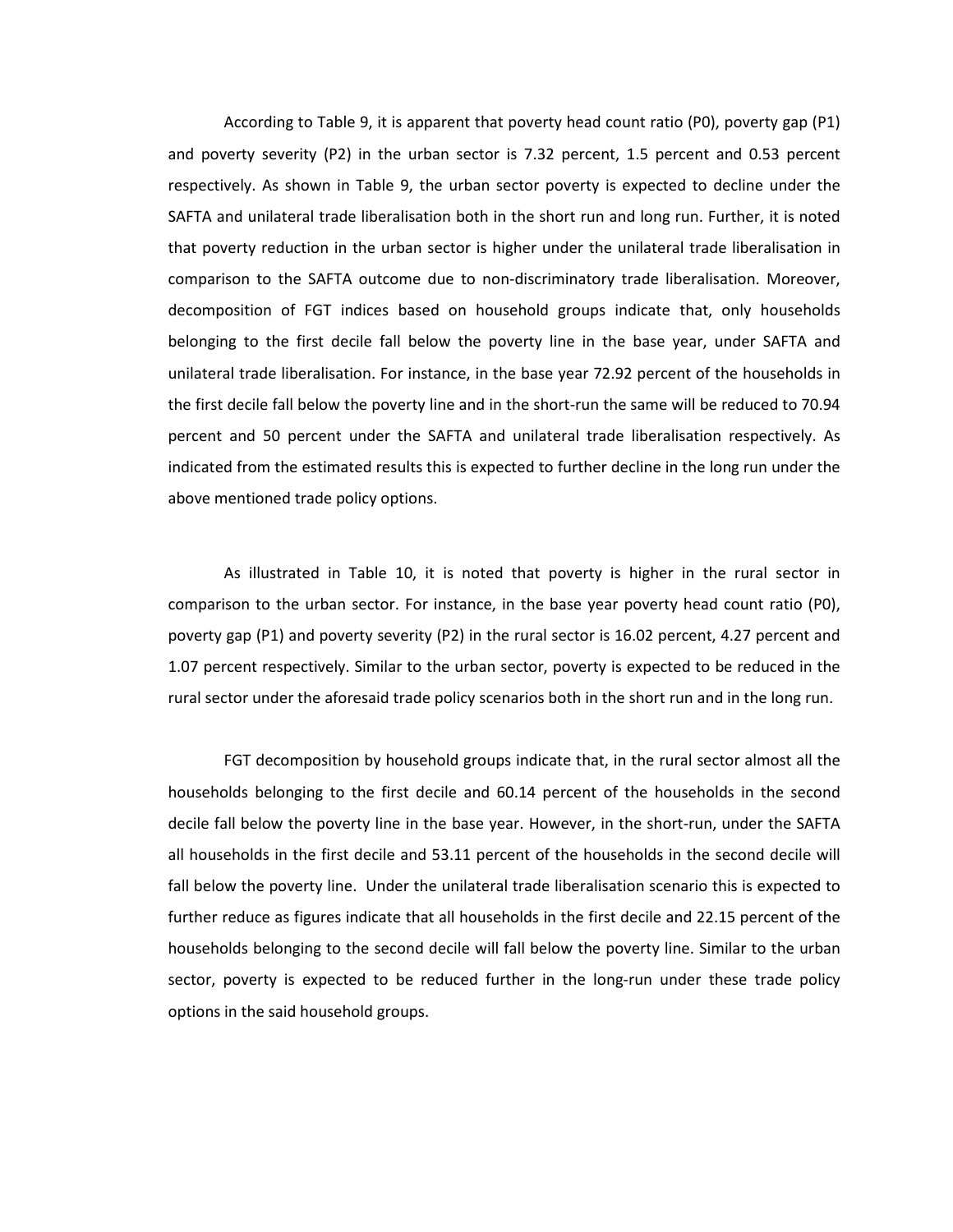According to Table 9, it is apparent that poverty head count ratio (P0), poverty gap (P1) and poverty severity (P2) in the urban sector is 7.32 percent, 1.5 percent and 0.53 percent respectively. As shown in Table 9, the urban sector poverty is expected to decline under the SAFTA and unilateral trade liberalisation both in the short run and long run. Further, it is noted that poverty reduction in the urban sector is higher under the unilateral trade liberalisation in comparison to the SAFTA outcome due to non-discriminatory trade liberalisation. Moreover, decomposition of FGT indices based on household groups indicate that, only households belonging to the first decile fall below the poverty line in the base year, under SAFTA and unilateral trade liberalisation. For instance, in the base year 72.92 percent of the households in the first decile fall below the poverty line and in the short-run the same will be reduced to 70.94 percent and 50 percent under the SAFTA and unilateral trade liberalisation respectively. As indicated from the estimated results this is expected to further decline in the long run under the above mentioned trade policy options.

As illustrated in Table 10, it is noted that poverty is higher in the rural sector in comparison to the urban sector. For instance, in the base year poverty head count ratio (P0), poverty gap (P1) and poverty severity (P2) in the rural sector is 16.02 percent, 4.27 percent and 1.07 percent respectively. Similar to the urban sector, poverty is expected to be reduced in the rural sector under the aforesaid trade policy scenarios both in the short run and in the long run.

FGT decomposition by household groups indicate that, in the rural sector almost all the households belonging to the first decile and 60.14 percent of the households in the second decile fall below the poverty line in the base year. However, in the short-run, under the SAFTA all households in the first decile and 53.11 percent of the households in the second decile will fall below the poverty line. Under the unilateral trade liberalisation scenario this is expected to further reduce as figures indicate that all households in the first decile and 22.15 percent of the households belonging to the second decile will fall below the poverty line. Similar to the urban sector, poverty is expected to be reduced further in the long-run under these trade policy options in the said household groups.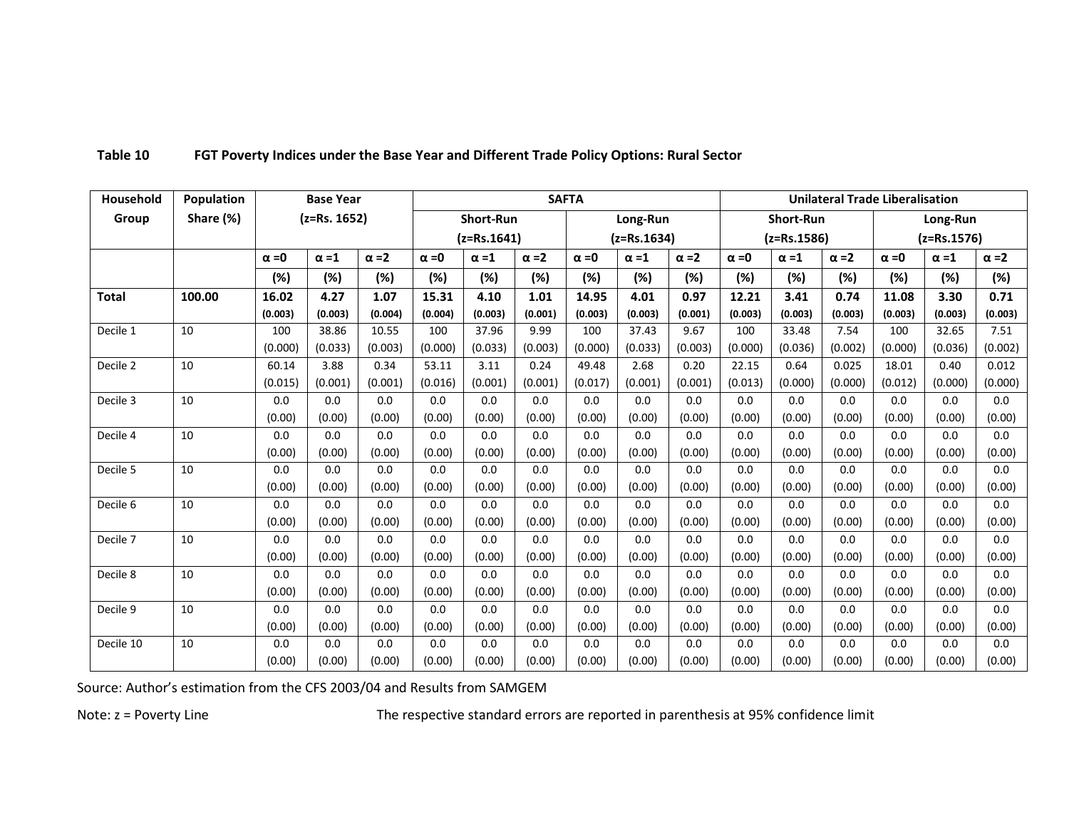**Table 10 FGT Poverty Indices under the Base Year and Different Trade Policy Options: Rural Sector**

| Household Group | Population Share (%) | Base Year (z=Rs. 1652) | | | SAFTA | | | | | | Unilateral Trade Liberalisation | | | | | |
|---|---|---|---|---|---|---|---|---|---|---|---|---|---|---|---|---|
| | | | | | Short-Run (z=Rs.1641) | | | Long-Run (z=Rs.1634) | | | Short-Run (z=Rs.1586) | | | Long-Run (z=Rs.1576) | | |
| | | α =0 (%) | α =1 (%) | α =2 (%) | α =0 (%) | α =1 (%) | α =2 (%) | α =0 (%) | α =1 (%) | α =2 (%) | α =0 (%) | α =1 (%) | α =2 (%) | α =0 (%) | α =1 (%) | α =2 (%) |
| **Total** | **100.00** | **16.02** (0.003) | **4.27** (0.003) | **1.07** (0.004) | **15.31** (0.004) | **4.10** (0.003) | **1.01** (0.001) | **14.95** (0.003) | **4.01** (0.003) | **0.97** (0.001) | **12.21** (0.003) | **3.41** (0.003) | **0.74** (0.003) | **11.08** (0.003) | **3.30** (0.003) | **0.71** (0.003) |
| Decile 1 | 10 | 100 (0.000) | 38.86 (0.033) | 10.55 (0.003) | 100 (0.000) | 37.96 (0.033) | 9.99 (0.003) | 100 (0.000) | 37.43 (0.033) | 9.67 (0.003) | 100 (0.000) | 33.48 (0.036) | 7.54 (0.002) | 100 (0.000) | 32.65 (0.036) | 7.51 (0.002) |
| Decile 2 | 10 | 60.14 (0.015) | 3.88 (0.001) | 0.34 (0.001) | 53.11 (0.016) | 3.11 (0.001) | 0.24 (0.001) | 49.48 (0.017) | 2.68 (0.001) | 0.20 (0.001) | 22.15 (0.013) | 0.64 (0.000) | 0.025 (0.000) | 18.01 (0.012) | 0.40 (0.000) | 0.012 (0.000) |
| Decile 3 | 10 | 0.0 (0.00) | 0.0 (0.00) | 0.0 (0.00) | 0.0 (0.00) | 0.0 (0.00) | 0.0 (0.00) | 0.0 (0.00) | 0.0 (0.00) | 0.0 (0.00) | 0.0 (0.00) | 0.0 (0.00) | 0.0 (0.00) | 0.0 (0.00) | 0.0 (0.00) | 0.0 (0.00) |
| Decile 4 | 10 | 0.0 (0.00) | 0.0 (0.00) | 0.0 (0.00) | 0.0 (0.00) | 0.0 (0.00) | 0.0 (0.00) | 0.0 (0.00) | 0.0 (0.00) | 0.0 (0.00) | 0.0 (0.00) | 0.0 (0.00) | 0.0 (0.00) | 0.0 (0.00) | 0.0 (0.00) | 0.0 (0.00) |
| Decile 5 | 10 | 0.0 (0.00) | 0.0 (0.00) | 0.0 (0.00) | 0.0 (0.00) | 0.0 (0.00) | 0.0 (0.00) | 0.0 (0.00) | 0.0 (0.00) | 0.0 (0.00) | 0.0 (0.00) | 0.0 (0.00) | 0.0 (0.00) | 0.0 (0.00) | 0.0 (0.00) | 0.0 (0.00) |
| Decile 6 | 10 | 0.0 (0.00) | 0.0 (0.00) | 0.0 (0.00) | 0.0 (0.00) | 0.0 (0.00) | 0.0 (0.00) | 0.0 (0.00) | 0.0 (0.00) | 0.0 (0.00) | 0.0 (0.00) | 0.0 (0.00) | 0.0 (0.00) | 0.0 (0.00) | 0.0 (0.00) | 0.0 (0.00) |
| Decile 7 | 10 | 0.0 (0.00) | 0.0 (0.00) | 0.0 (0.00) | 0.0 (0.00) | 0.0 (0.00) | 0.0 (0.00) | 0.0 (0.00) | 0.0 (0.00) | 0.0 (0.00) | 0.0 (0.00) | 0.0 (0.00) | 0.0 (0.00) | 0.0 (0.00) | 0.0 (0.00) | 0.0 (0.00) |
| Decile 8 | 10 | 0.0 (0.00) | 0.0 (0.00) | 0.0 (0.00) | 0.0 (0.00) | 0.0 (0.00) | 0.0 (0.00) | 0.0 (0.00) | 0.0 (0.00) | 0.0 (0.00) | 0.0 (0.00) | 0.0 (0.00) | 0.0 (0.00) | 0.0 (0.00) | 0.0 (0.00) | 0.0 (0.00) |
| Decile 9 | 10 | 0.0 (0.00) | 0.0 (0.00) | 0.0 (0.00) | 0.0 (0.00) | 0.0 (0.00) | 0.0 (0.00) | 0.0 (0.00) | 0.0 (0.00) | 0.0 (0.00) | 0.0 (0.00) | 0.0 (0.00) | 0.0 (0.00) | 0.0 (0.00) | 0.0 (0.00) | 0.0 (0.00) |
| Decile 10 | 10 | 0.0 (0.00) | 0.0 (0.00) | 0.0 (0.00) | 0.0 (0.00) | 0.0 (0.00) | 0.0 (0.00) | 0.0 (0.00) | 0.0 (0.00) | 0.0 (0.00) | 0.0 (0.00) | 0.0 (0.00) | 0.0 (0.00) | 0.0 (0.00) | 0.0 (0.00) | 0.0 (0.00) |

Source: Author's estimation from the CFS 2003/04 and Results from SAMGEM

Note: z = Poverty Line The respective standard errors are reported in parenthesis at 95% confidence limit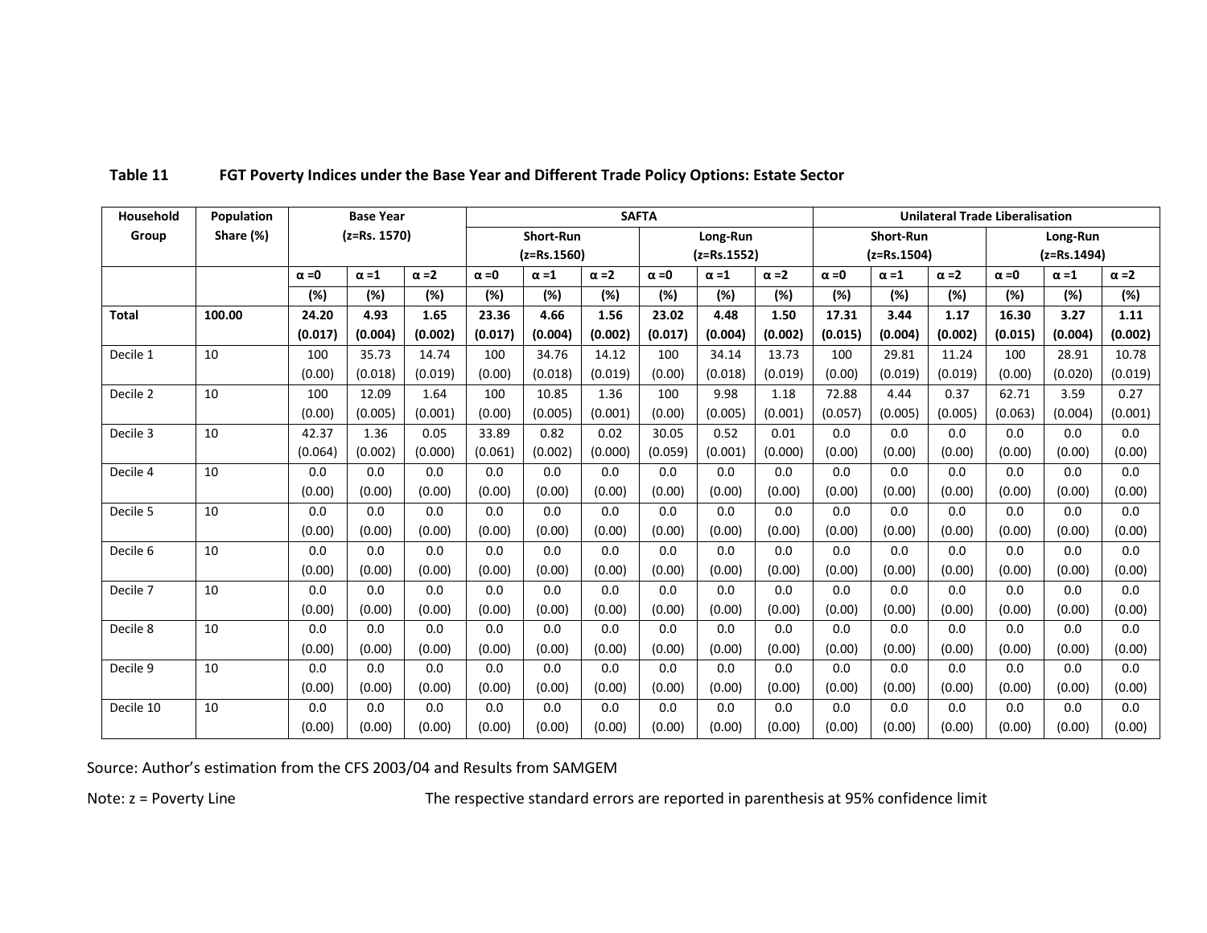**Table 11 FGT Poverty Indices under the Base Year and Different Trade Policy Options: Estate Sector**

| Household Group | Population Share (%) | Base Year (z=Rs. 1570) | | | SAFTA | | | | | | Unilateral Trade Liberalisation | | | | | |
|---|---|---|---|---|---|---|---|---|---|---|---|---|---|---|---|---|
| | | | | | Short-Run (z=Rs.1560) | | | Long-Run (z=Rs.1552) | | | Short-Run (z=Rs.1504) | | | Long-Run (z=Rs.1494) | | |
| | | α =0 | α =1 | α =2 | α =0 | α =1 | α =2 | α =0 | α =1 | α =2 | α =0 | α =1 | α =2 | α =0 | α =1 | α =2 |
| | | (%) | (%) | (%) | (%) | (%) | (%) | (%) | (%) | (%) | (%) | (%) | (%) | (%) | (%) | (%) |
| **Total** | **100.00** | **24.20 (0.017)** | **4.93 (0.004)** | **1.65 (0.002)** | **23.36 (0.017)** | **4.66 (0.004)** | **1.56 (0.002)** | **23.02 (0.017)** | **4.48 (0.004)** | **1.50 (0.002)** | **17.31 (0.015)** | **3.44 (0.004)** | **1.17 (0.002)** | **16.30 (0.015)** | **3.27 (0.004)** | **1.11 (0.002)** |
| Decile 1 | 10 | 100 (0.00) | 35.73 (0.018) | 14.74 (0.019) | 100 (0.00) | 34.76 (0.018) | 14.12 (0.019) | 100 (0.00) | 34.14 (0.018) | 13.73 (0.019) | 100 (0.00) | 29.81 (0.019) | 11.24 (0.019) | 100 (0.00) | 28.91 (0.020) | 10.78 (0.019) |
| Decile 2 | 10 | 100 (0.00) | 12.09 (0.005) | 1.64 (0.001) | 100 (0.00) | 10.85 (0.005) | 1.36 (0.001) | 100 (0.00) | 9.98 (0.005) | 1.18 (0.001) | 72.88 (0.057) | 4.44 (0.005) | 0.37 (0.005) | 62.71 (0.063) | 3.59 (0.004) | 0.27 (0.001) |
| Decile 3 | 10 | 42.37 (0.064) | 1.36 (0.002) | 0.05 (0.000) | 33.89 (0.061) | 0.82 (0.002) | 0.02 (0.000) | 30.05 (0.059) | 0.52 (0.001) | 0.01 (0.000) | 0.0 (0.00) | 0.0 (0.00) | 0.0 (0.00) | 0.0 (0.00) | 0.0 (0.00) | 0.0 (0.00) |
| Decile 4 | 10 | 0.0 (0.00) | 0.0 (0.00) | 0.0 (0.00) | 0.0 (0.00) | 0.0 (0.00) | 0.0 (0.00) | 0.0 (0.00) | 0.0 (0.00) | 0.0 (0.00) | 0.0 (0.00) | 0.0 (0.00) | 0.0 (0.00) | 0.0 (0.00) | 0.0 (0.00) | 0.0 (0.00) |
| Decile 5 | 10 | 0.0 (0.00) | 0.0 (0.00) | 0.0 (0.00) | 0.0 (0.00) | 0.0 (0.00) | 0.0 (0.00) | 0.0 (0.00) | 0.0 (0.00) | 0.0 (0.00) | 0.0 (0.00) | 0.0 (0.00) | 0.0 (0.00) | 0.0 (0.00) | 0.0 (0.00) | 0.0 (0.00) |
| Decile 6 | 10 | 0.0 (0.00) | 0.0 (0.00) | 0.0 (0.00) | 0.0 (0.00) | 0.0 (0.00) | 0.0 (0.00) | 0.0 (0.00) | 0.0 (0.00) | 0.0 (0.00) | 0.0 (0.00) | 0.0 (0.00) | 0.0 (0.00) | 0.0 (0.00) | 0.0 (0.00) | 0.0 (0.00) |
| Decile 7 | 10 | 0.0 (0.00) | 0.0 (0.00) | 0.0 (0.00) | 0.0 (0.00) | 0.0 (0.00) | 0.0 (0.00) | 0.0 (0.00) | 0.0 (0.00) | 0.0 (0.00) | 0.0 (0.00) | 0.0 (0.00) | 0.0 (0.00) | 0.0 (0.00) | 0.0 (0.00) | 0.0 (0.00) |
| Decile 8 | 10 | 0.0 (0.00) | 0.0 (0.00) | 0.0 (0.00) | 0.0 (0.00) | 0.0 (0.00) | 0.0 (0.00) | 0.0 (0.00) | 0.0 (0.00) | 0.0 (0.00) | 0.0 (0.00) | 0.0 (0.00) | 0.0 (0.00) | 0.0 (0.00) | 0.0 (0.00) | 0.0 (0.00) |
| Decile 9 | 10 | 0.0 (0.00) | 0.0 (0.00) | 0.0 (0.00) | 0.0 (0.00) | 0.0 (0.00) | 0.0 (0.00) | 0.0 (0.00) | 0.0 (0.00) | 0.0 (0.00) | 0.0 (0.00) | 0.0 (0.00) | 0.0 (0.00) | 0.0 (0.00) | 0.0 (0.00) | 0.0 (0.00) |
| Decile 10 | 10 | 0.0 (0.00) | 0.0 (0.00) | 0.0 (0.00) | 0.0 (0.00) | 0.0 (0.00) | 0.0 (0.00) | 0.0 (0.00) | 0.0 (0.00) | 0.0 (0.00) | 0.0 (0.00) | 0.0 (0.00) | 0.0 (0.00) | 0.0 (0.00) | 0.0 (0.00) | 0.0 (0.00) |

Source: Author's estimation from the CFS 2003/04 and Results from SAMGEM

Note: z = Poverty Line The respective standard errors are reported in parenthesis at 95% confidence limit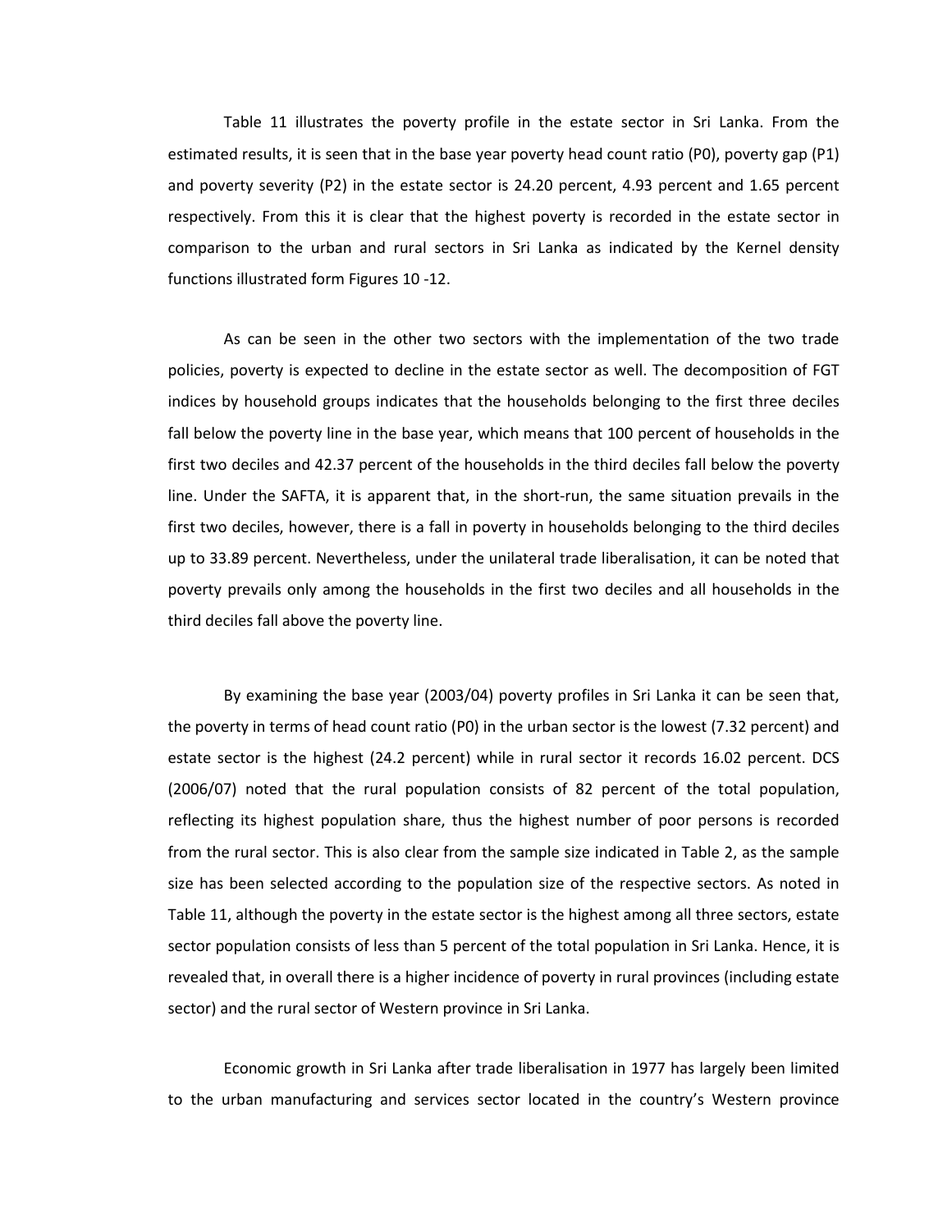Table 11 illustrates the poverty profile in the estate sector in Sri Lanka. From the estimated results, it is seen that in the base year poverty head count ratio (P0), poverty gap (P1) and poverty severity (P2) in the estate sector is 24.20 percent, 4.93 percent and 1.65 percent respectively. From this it is clear that the highest poverty is recorded in the estate sector in comparison to the urban and rural sectors in Sri Lanka as indicated by the Kernel density functions illustrated form Figures 10 -12.

As can be seen in the other two sectors with the implementation of the two trade policies, poverty is expected to decline in the estate sector as well. The decomposition of FGT indices by household groups indicates that the households belonging to the first three deciles fall below the poverty line in the base year, which means that 100 percent of households in the first two deciles and 42.37 percent of the households in the third deciles fall below the poverty line. Under the SAFTA, it is apparent that, in the short-run, the same situation prevails in the first two deciles, however, there is a fall in poverty in households belonging to the third deciles up to 33.89 percent. Nevertheless, under the unilateral trade liberalisation, it can be noted that poverty prevails only among the households in the first two deciles and all households in the third deciles fall above the poverty line.

By examining the base year (2003/04) poverty profiles in Sri Lanka it can be seen that, the poverty in terms of head count ratio (P0) in the urban sector is the lowest (7.32 percent) and estate sector is the highest (24.2 percent) while in rural sector it records 16.02 percent. DCS (2006/07) noted that the rural population consists of 82 percent of the total population, reflecting its highest population share, thus the highest number of poor persons is recorded from the rural sector. This is also clear from the sample size indicated in Table 2, as the sample size has been selected according to the population size of the respective sectors. As noted in Table 11, although the poverty in the estate sector is the highest among all three sectors, estate sector population consists of less than 5 percent of the total population in Sri Lanka. Hence, it is revealed that, in overall there is a higher incidence of poverty in rural provinces (including estate sector) and the rural sector of Western province in Sri Lanka.

Economic growth in Sri Lanka after trade liberalisation in 1977 has largely been limited to the urban manufacturing and services sector located in the country's Western province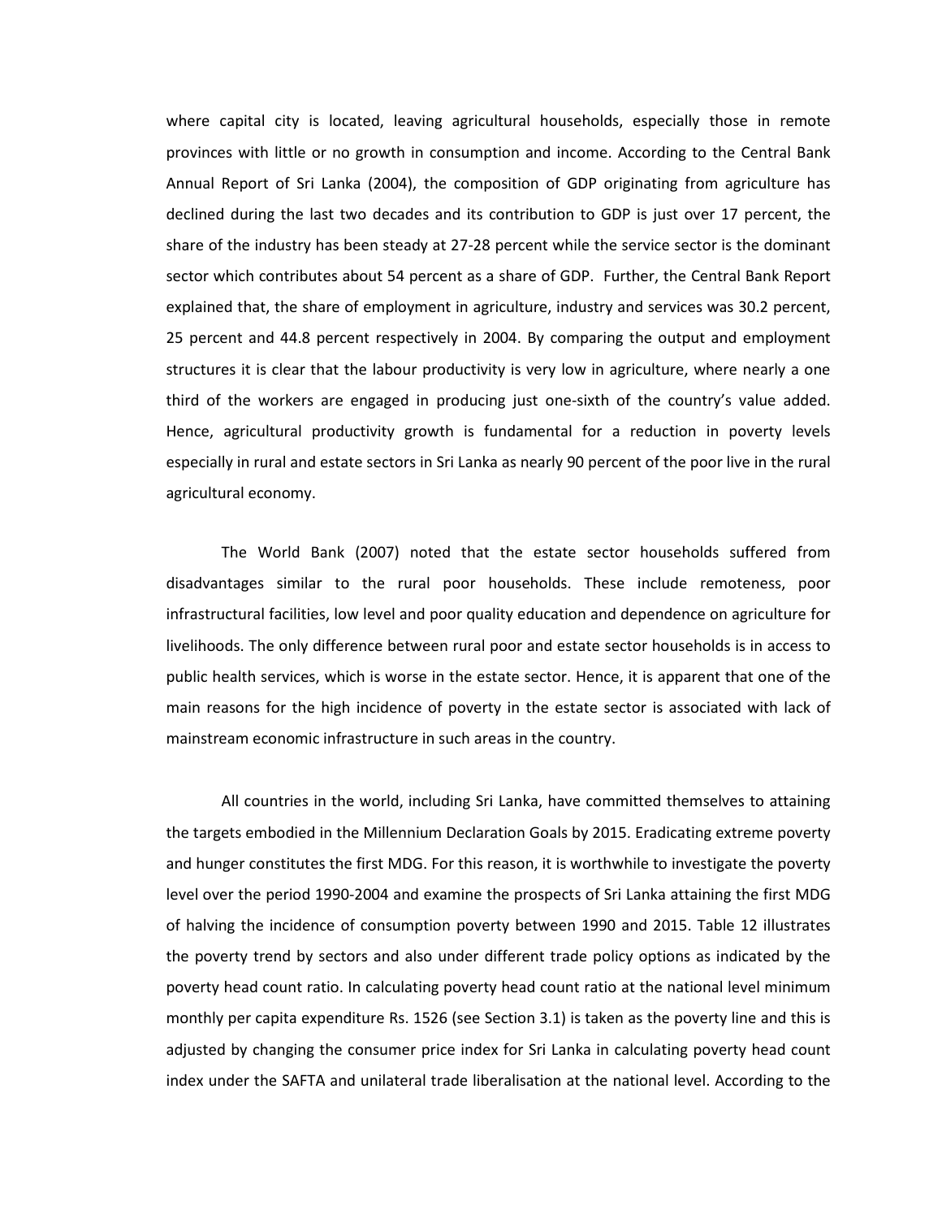where capital city is located, leaving agricultural households, especially those in remote provinces with little or no growth in consumption and income. According to the Central Bank Annual Report of Sri Lanka (2004), the composition of GDP originating from agriculture has declined during the last two decades and its contribution to GDP is just over 17 percent, the share of the industry has been steady at 27-28 percent while the service sector is the dominant sector which contributes about 54 percent as a share of GDP. Further, the Central Bank Report explained that, the share of employment in agriculture, industry and services was 30.2 percent, 25 percent and 44.8 percent respectively in 2004. By comparing the output and employment structures it is clear that the labour productivity is very low in agriculture, where nearly a one third of the workers are engaged in producing just one-sixth of the country's value added. Hence, agricultural productivity growth is fundamental for a reduction in poverty levels especially in rural and estate sectors in Sri Lanka as nearly 90 percent of the poor live in the rural agricultural economy.

The World Bank (2007) noted that the estate sector households suffered from disadvantages similar to the rural poor households. These include remoteness, poor infrastructural facilities, low level and poor quality education and dependence on agriculture for livelihoods. The only difference between rural poor and estate sector households is in access to public health services, which is worse in the estate sector. Hence, it is apparent that one of the main reasons for the high incidence of poverty in the estate sector is associated with lack of mainstream economic infrastructure in such areas in the country.

All countries in the world, including Sri Lanka, have committed themselves to attaining the targets embodied in the Millennium Declaration Goals by 2015. Eradicating extreme poverty and hunger constitutes the first MDG. For this reason, it is worthwhile to investigate the poverty level over the period 1990-2004 and examine the prospects of Sri Lanka attaining the first MDG of halving the incidence of consumption poverty between 1990 and 2015. Table 12 illustrates the poverty trend by sectors and also under different trade policy options as indicated by the poverty head count ratio. In calculating poverty head count ratio at the national level minimum monthly per capita expenditure Rs. 1526 (see Section 3.1) is taken as the poverty line and this is adjusted by changing the consumer price index for Sri Lanka in calculating poverty head count index under the SAFTA and unilateral trade liberalisation at the national level. According to the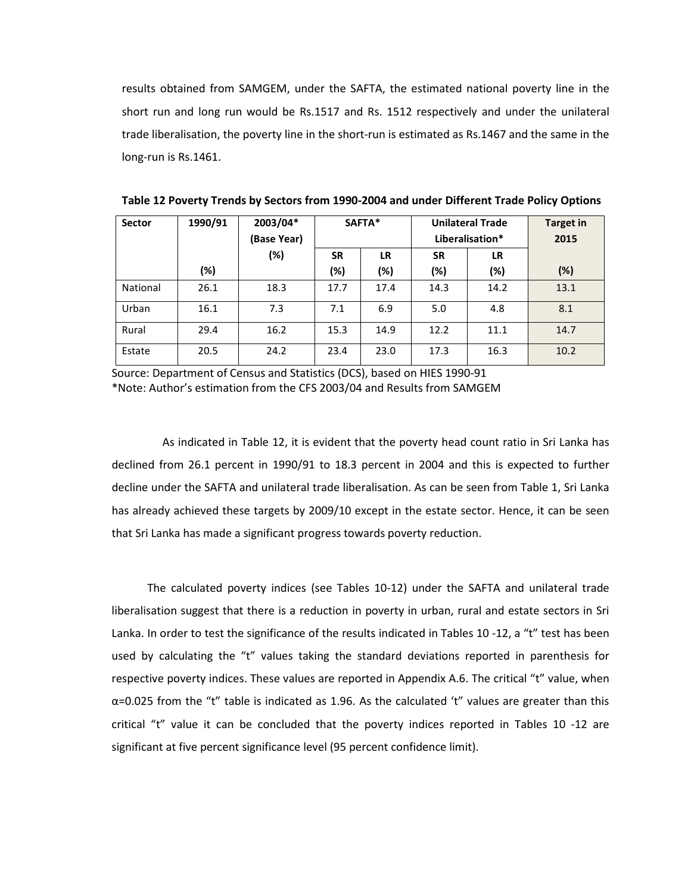results obtained from SAMGEM, under the SAFTA, the estimated national poverty line in the short run and long run would be Rs.1517 and Rs. 1512 respectively and under the unilateral trade liberalisation, the poverty line in the short-run is estimated as Rs.1467 and the same in the long-run is Rs.1461.

**Table 12 Poverty Trends by Sectors from 1990-2004 and under Different Trade Policy Options**

| Sector | 1990/91 | 2003/04* (Base Year) | SAFTA* | | Unilateral Trade Liberalisation* | | Target in 2015 |
|---|---|---|---|---|---|---|---|
| | (%) | (%) | SR (%) | LR (%) | SR (%) | LR (%) | (%) |
| National | 26.1 | 18.3 | 17.7 | 17.4 | 14.3 | 14.2 | 13.1 |
| Urban | 16.1 | 7.3 | 7.1 | 6.9 | 5.0 | 4.8 | 8.1 |
| Rural | 29.4 | 16.2 | 15.3 | 14.9 | 12.2 | 11.1 | 14.7 |
| Estate | 20.5 | 24.2 | 23.4 | 23.0 | 17.3 | 16.3 | 10.2 |

Source: Department of Census and Statistics (DCS), based on HIES 1990-91
*Note: Author's estimation from the CFS 2003/04 and Results from SAMGEM

As indicated in Table 12, it is evident that the poverty head count ratio in Sri Lanka has declined from 26.1 percent in 1990/91 to 18.3 percent in 2004 and this is expected to further decline under the SAFTA and unilateral trade liberalisation. As can be seen from Table 1, Sri Lanka has already achieved these targets by 2009/10 except in the estate sector. Hence, it can be seen that Sri Lanka has made a significant progress towards poverty reduction.

The calculated poverty indices (see Tables 10-12) under the SAFTA and unilateral trade liberalisation suggest that there is a reduction in poverty in urban, rural and estate sectors in Sri Lanka. In order to test the significance of the results indicated in Tables 10 -12, a "t" test has been used by calculating the "t" values taking the standard deviations reported in parenthesis for respective poverty indices. These values are reported in Appendix A.6. The critical "t" value, when $\alpha=0.025$ from the "t" table is indicated as 1.96. As the calculated 't" values are greater than this critical "t" value it can be concluded that the poverty indices reported in Tables 10 -12 are significant at five percent significance level (95 percent confidence limit).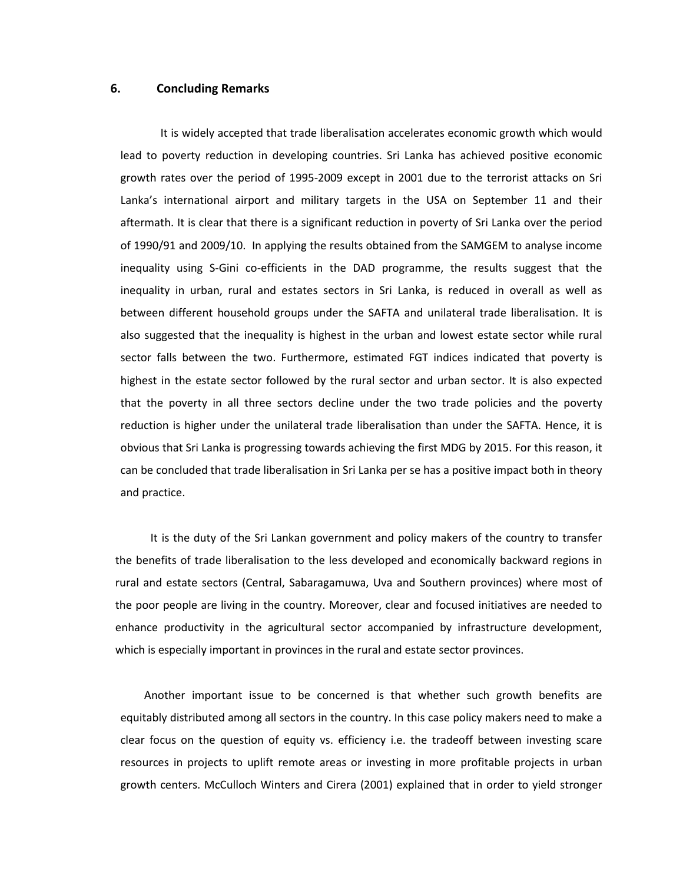## 6. Concluding Remarks

It is widely accepted that trade liberalisation accelerates economic growth which would lead to poverty reduction in developing countries. Sri Lanka has achieved positive economic growth rates over the period of 1995-2009 except in 2001 due to the terrorist attacks on Sri Lanka's international airport and military targets in the USA on September 11 and their aftermath. It is clear that there is a significant reduction in poverty of Sri Lanka over the period of 1990/91 and 2009/10. In applying the results obtained from the SAMGEM to analyse income inequality using S-Gini co-efficients in the DAD programme, the results suggest that the inequality in urban, rural and estates sectors in Sri Lanka, is reduced in overall as well as between different household groups under the SAFTA and unilateral trade liberalisation. It is also suggested that the inequality is highest in the urban and lowest estate sector while rural sector falls between the two. Furthermore, estimated FGT indices indicated that poverty is highest in the estate sector followed by the rural sector and urban sector. It is also expected that the poverty in all three sectors decline under the two trade policies and the poverty reduction is higher under the unilateral trade liberalisation than under the SAFTA. Hence, it is obvious that Sri Lanka is progressing towards achieving the first MDG by 2015. For this reason, it can be concluded that trade liberalisation in Sri Lanka per se has a positive impact both in theory and practice.

It is the duty of the Sri Lankan government and policy makers of the country to transfer the benefits of trade liberalisation to the less developed and economically backward regions in rural and estate sectors (Central, Sabaragamuwa, Uva and Southern provinces) where most of the poor people are living in the country. Moreover, clear and focused initiatives are needed to enhance productivity in the agricultural sector accompanied by infrastructure development, which is especially important in provinces in the rural and estate sector provinces.

Another important issue to be concerned is that whether such growth benefits are equitably distributed among all sectors in the country. In this case policy makers need to make a clear focus on the question of equity vs. efficiency i.e. the tradeoff between investing scare resources in projects to uplift remote areas or investing in more profitable projects in urban growth centers. McCulloch Winters and Cirera (2001) explained that in order to yield stronger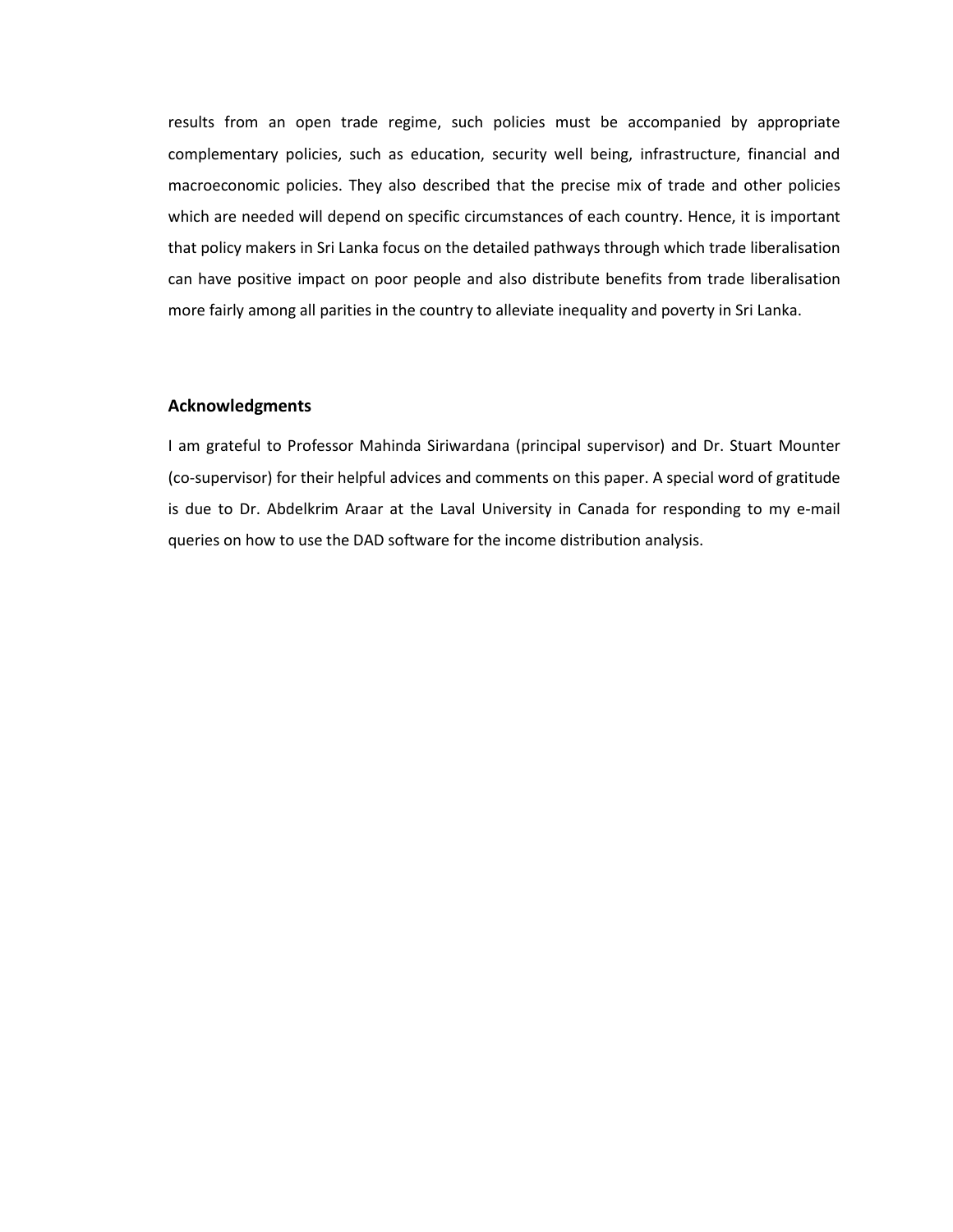results from an open trade regime, such policies must be accompanied by appropriate complementary policies, such as education, security well being, infrastructure, financial and macroeconomic policies. They also described that the precise mix of trade and other policies which are needed will depend on specific circumstances of each country. Hence, it is important that policy makers in Sri Lanka focus on the detailed pathways through which trade liberalisation can have positive impact on poor people and also distribute benefits from trade liberalisation more fairly among all parities in the country to alleviate inequality and poverty in Sri Lanka.

### Acknowledgments

I am grateful to Professor Mahinda Siriwardana (principal supervisor) and Dr. Stuart Mounter (co-supervisor) for their helpful advices and comments on this paper. A special word of gratitude is due to Dr. Abdelkrim Araar at the Laval University in Canada for responding to my e-mail queries on how to use the DAD software for the income distribution analysis.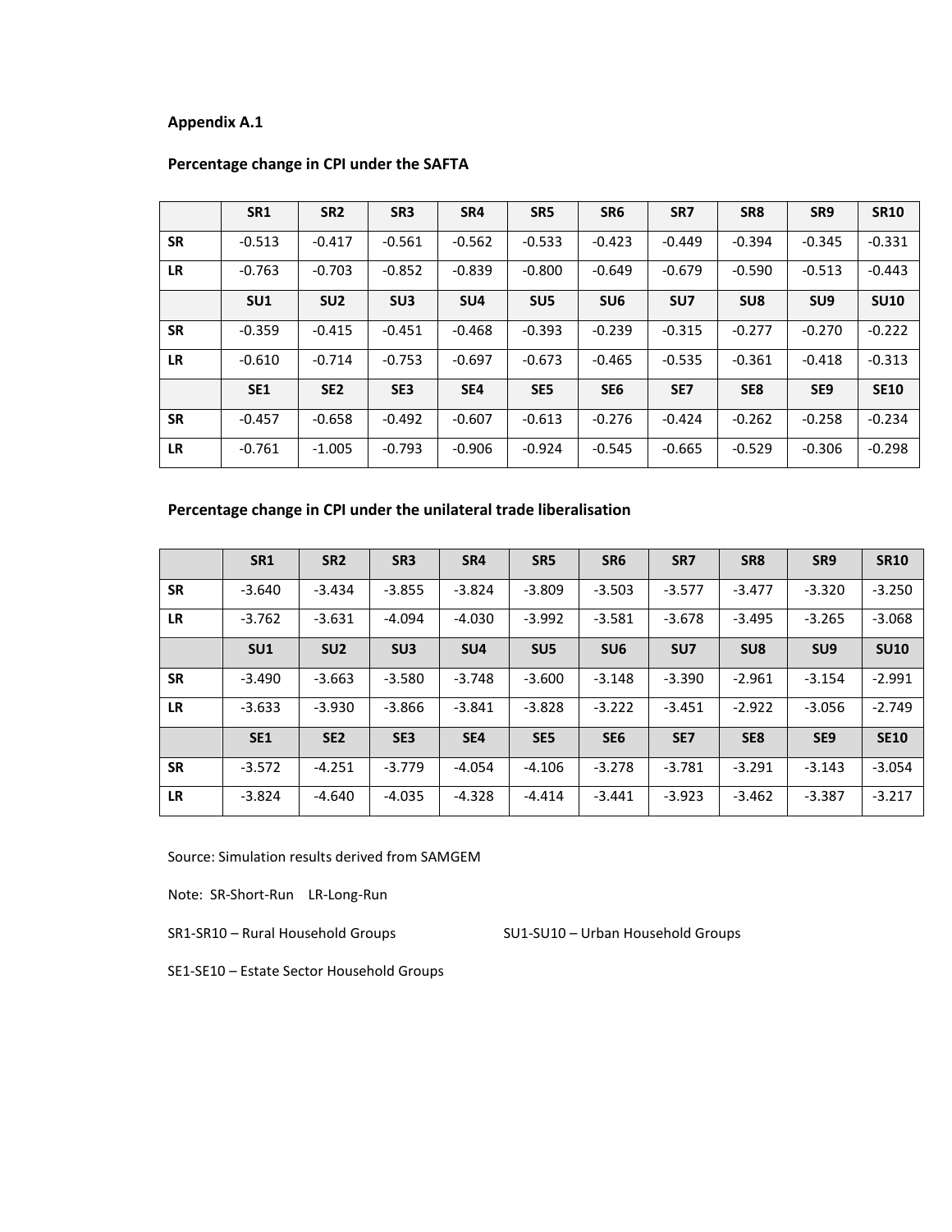**Appendix A.1**

**Percentage change in CPI under the SAFTA**

| | SR1 | SR2 | SR3 | SR4 | SR5 | SR6 | SR7 | SR8 | SR9 | SR10 |
|---|---|---|---|---|---|---|---|---|---|---|
| **SR** | -0.513 | -0.417 | -0.561 | -0.562 | -0.533 | -0.423 | -0.449 | -0.394 | -0.345 | -0.331 |
| **LR** | -0.763 | -0.703 | -0.852 | -0.839 | -0.800 | -0.649 | -0.679 | -0.590 | -0.513 | -0.443 |
| | **SU1** | **SU2** | **SU3** | **SU4** | **SU5** | **SU6** | **SU7** | **SU8** | **SU9** | **SU10** |
| **SR** | -0.359 | -0.415 | -0.451 | -0.468 | -0.393 | -0.239 | -0.315 | -0.277 | -0.270 | -0.222 |
| **LR** | -0.610 | -0.714 | -0.753 | -0.697 | -0.673 | -0.465 | -0.535 | -0.361 | -0.418 | -0.313 |
| | **SE1** | **SE2** | **SE3** | **SE4** | **SE5** | **SE6** | **SE7** | **SE8** | **SE9** | **SE10** |
| **SR** | -0.457 | -0.658 | -0.492 | -0.607 | -0.613 | -0.276 | -0.424 | -0.262 | -0.258 | -0.234 |
| **LR** | -0.761 | -1.005 | -0.793 | -0.906 | -0.924 | -0.545 | -0.665 | -0.529 | -0.306 | -0.298 |

**Percentage change in CPI under the unilateral trade liberalisation**

| | SR1 | SR2 | SR3 | SR4 | SR5 | SR6 | SR7 | SR8 | SR9 | SR10 |
|---|---|---|---|---|---|---|---|---|---|---|
| **SR** | -3.640 | -3.434 | -3.855 | -3.824 | -3.809 | -3.503 | -3.577 | -3.477 | -3.320 | -3.250 |
| **LR** | -3.762 | -3.631 | -4.094 | -4.030 | -3.992 | -3.581 | -3.678 | -3.495 | -3.265 | -3.068 |
| | **SU1** | **SU2** | **SU3** | **SU4** | **SU5** | **SU6** | **SU7** | **SU8** | **SU9** | **SU10** |
| **SR** | -3.490 | -3.663 | -3.580 | -3.748 | -3.600 | -3.148 | -3.390 | -2.961 | -3.154 | -2.991 |
| **LR** | -3.633 | -3.930 | -3.866 | -3.841 | -3.828 | -3.222 | -3.451 | -2.922 | -3.056 | -2.749 |
| | **SE1** | **SE2** | **SE3** | **SE4** | **SE5** | **SE6** | **SE7** | **SE8** | **SE9** | **SE10** |
| **SR** | -3.572 | -4.251 | -3.779 | -4.054 | -4.106 | -3.278 | -3.781 | -3.291 | -3.143 | -3.054 |
| **LR** | -3.824 | -4.640 | -4.035 | -4.328 | -4.414 | -3.441 | -3.923 | -3.462 | -3.387 | -3.217 |

Source: Simulation results derived from SAMGEM

Note: SR-Short-Run LR-Long-Run

SR1-SR10 – Rural Household Groups

SU1-SU10 – Urban Household Groups

SE1-SE10 – Estate Sector Household Groups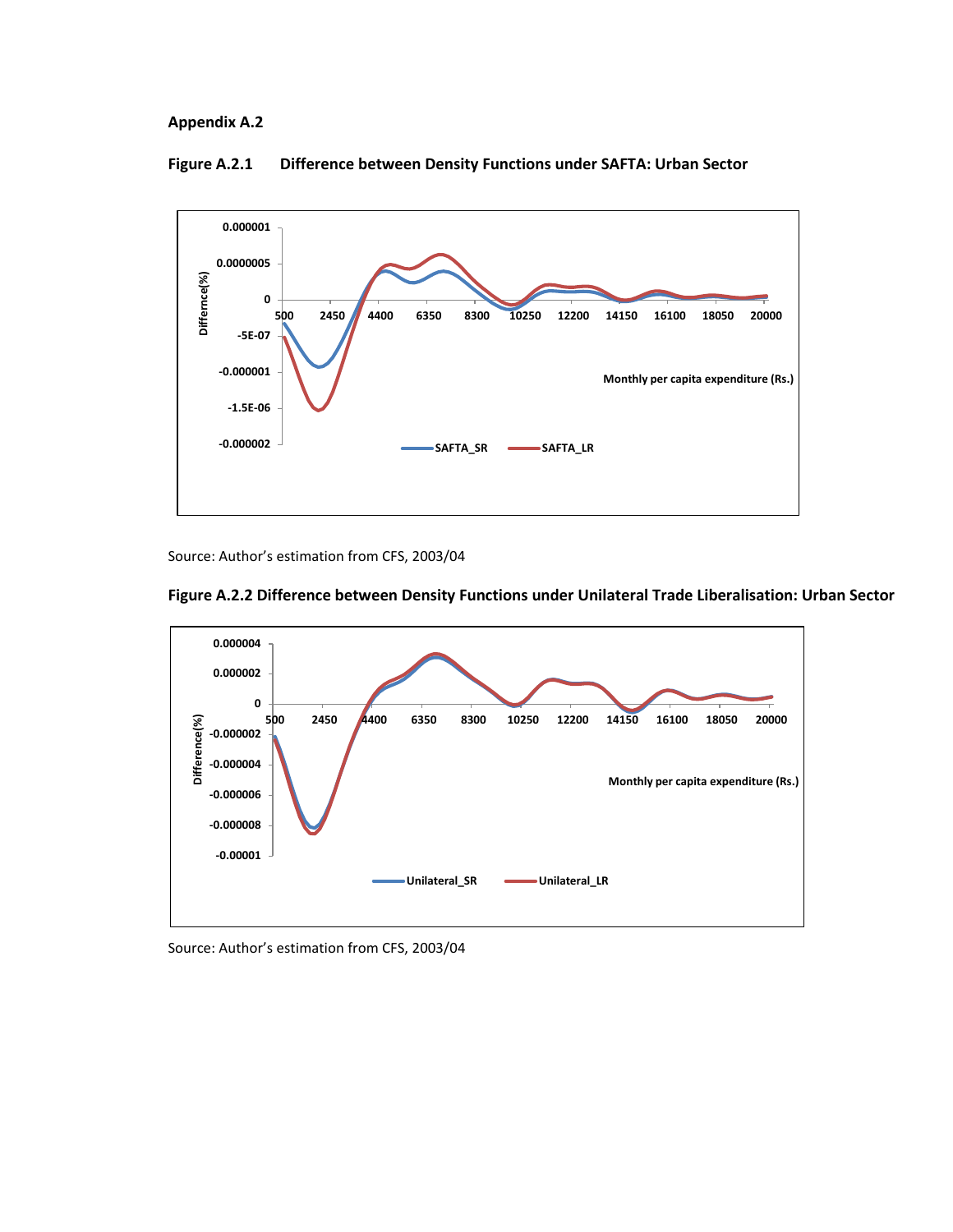**Appendix A.2**

**Figure A.2.1 Difference between Density Functions under SAFTA: Urban Sector**

Source: Author's estimation from CFS, 2003/04

**Figure A.2.2 Difference between Density Functions under Unilateral Trade Liberalisation: Urban Sector**

Source: Author's estimation from CFS, 2003/04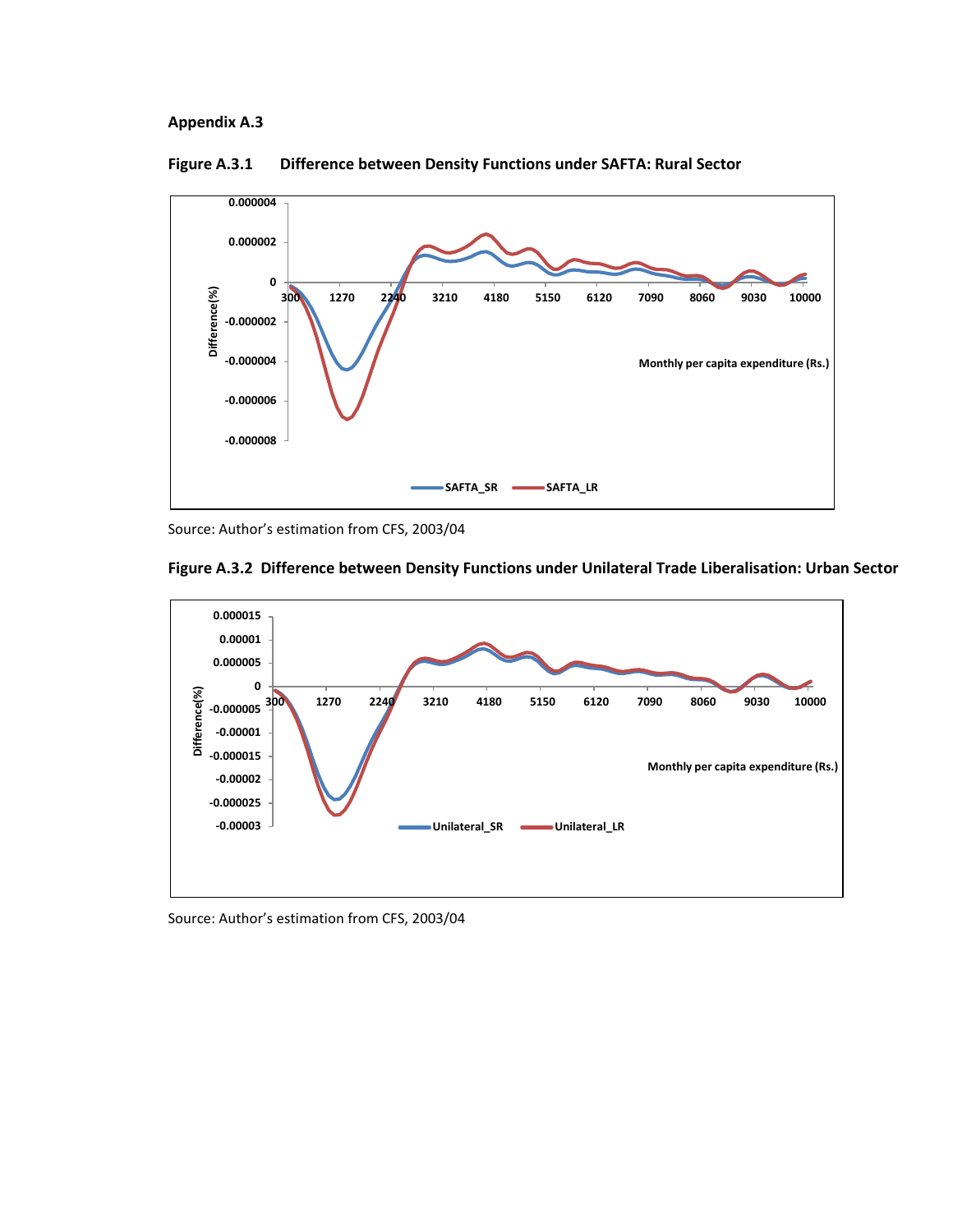**Appendix A.3**

**Figure A.3.1 Difference between Density Functions under SAFTA: Rural Sector**

Source: Author's estimation from CFS, 2003/04

**Figure A.3.2 Difference between Density Functions under Unilateral Trade Liberalisation: Urban Sector**

Source: Author's estimation from CFS, 2003/04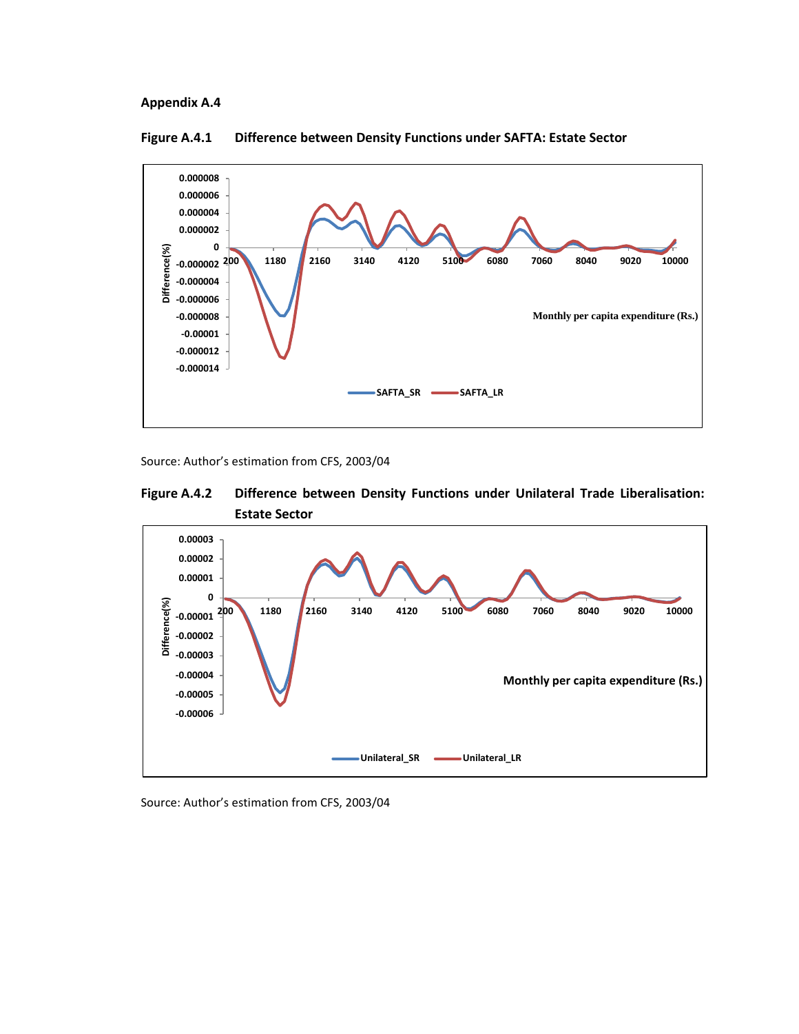## Appendix A.4

**Figure A.4.1 Difference between Density Functions under SAFTA: Estate Sector**

Source: Author's estimation from CFS, 2003/04

**Figure A.4.2 Difference between Density Functions under Unilateral Trade Liberalisation: Estate Sector**

Source: Author's estimation from CFS, 2003/04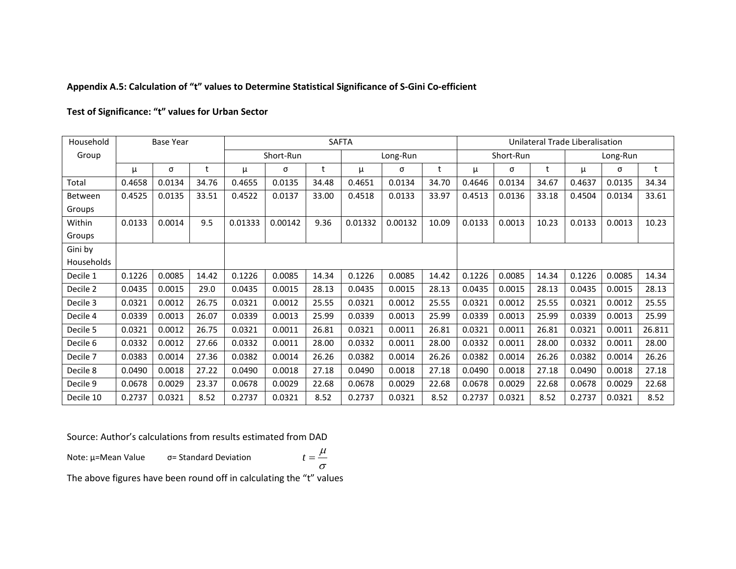**Appendix A.5: Calculation of "t" values to Determine Statistical Significance of S-Gini Co-efficient**

**Test of Significance: "t" values for Urban Sector**

| Household Group | Base Year | | | SAFTA | | | | | | Unilateral Trade Liberalisation | | | | | |
|---|---|---|---|---|---|---|---|---|---|---|---|---|---|---|---|
| | | | | Short-Run | | | Long-Run | | | Short-Run | | | Long-Run | | |
| | μ | σ | t | μ | σ | t | μ | σ | t | μ | σ | t | μ | σ | t |
| Total | 0.4658 | 0.0134 | 34.76 | 0.4655 | 0.0135 | 34.48 | 0.4651 | 0.0134 | 34.70 | 0.4646 | 0.0134 | 34.67 | 0.4637 | 0.0135 | 34.34 |
| Between Groups | 0.4525 | 0.0135 | 33.51 | 0.4522 | 0.0137 | 33.00 | 0.4518 | 0.0133 | 33.97 | 0.4513 | 0.0136 | 33.18 | 0.4504 | 0.0134 | 33.61 |
| Within Groups | 0.0133 | 0.0014 | 9.5 | 0.01333 | 0.00142 | 9.36 | 0.01332 | 0.00132 | 10.09 | 0.0133 | 0.0013 | 10.23 | 0.0133 | 0.0013 | 10.23 |
| Gini by Households | | | | | | | | | | | | | | | |
| Decile 1 | 0.1226 | 0.0085 | 14.42 | 0.1226 | 0.0085 | 14.34 | 0.1226 | 0.0085 | 14.42 | 0.1226 | 0.0085 | 14.34 | 0.1226 | 0.0085 | 14.34 |
| Decile 2 | 0.0435 | 0.0015 | 29.0 | 0.0435 | 0.0015 | 28.13 | 0.0435 | 0.0015 | 28.13 | 0.0435 | 0.0015 | 28.13 | 0.0435 | 0.0015 | 28.13 |
| Decile 3 | 0.0321 | 0.0012 | 26.75 | 0.0321 | 0.0012 | 25.55 | 0.0321 | 0.0012 | 25.55 | 0.0321 | 0.0012 | 25.55 | 0.0321 | 0.0012 | 25.55 |
| Decile 4 | 0.0339 | 0.0013 | 26.07 | 0.0339 | 0.0013 | 25.99 | 0.0339 | 0.0013 | 25.99 | 0.0339 | 0.0013 | 25.99 | 0.0339 | 0.0013 | 25.99 |
| Decile 5 | 0.0321 | 0.0012 | 26.75 | 0.0321 | 0.0011 | 26.81 | 0.0321 | 0.0011 | 26.81 | 0.0321 | 0.0011 | 26.81 | 0.0321 | 0.0011 | 26.811 |
| Decile 6 | 0.0332 | 0.0012 | 27.66 | 0.0332 | 0.0011 | 28.00 | 0.0332 | 0.0011 | 28.00 | 0.0332 | 0.0011 | 28.00 | 0.0332 | 0.0011 | 28.00 |
| Decile 7 | 0.0383 | 0.0014 | 27.36 | 0.0382 | 0.0014 | 26.26 | 0.0382 | 0.0014 | 26.26 | 0.0382 | 0.0014 | 26.26 | 0.0382 | 0.0014 | 26.26 |
| Decile 8 | 0.0490 | 0.0018 | 27.22 | 0.0490 | 0.0018 | 27.18 | 0.0490 | 0.0018 | 27.18 | 0.0490 | 0.0018 | 27.18 | 0.0490 | 0.0018 | 27.18 |
| Decile 9 | 0.0678 | 0.0029 | 23.37 | 0.0678 | 0.0029 | 22.68 | 0.0678 | 0.0029 | 22.68 | 0.0678 | 0.0029 | 22.68 | 0.0678 | 0.0029 | 22.68 |
| Decile 10 | 0.2737 | 0.0321 | 8.52 | 0.2737 | 0.0321 | 8.52 | 0.2737 | 0.0321 | 8.52 | 0.2737 | 0.0321 | 8.52 | 0.2737 | 0.0321 | 8.52 |

Source: Author's calculations from results estimated from DAD

Note: μ=Mean Value    σ= Standard Deviation    $t = \frac{\mu}{\sigma}$

The above figures have been round off in calculating the "t" values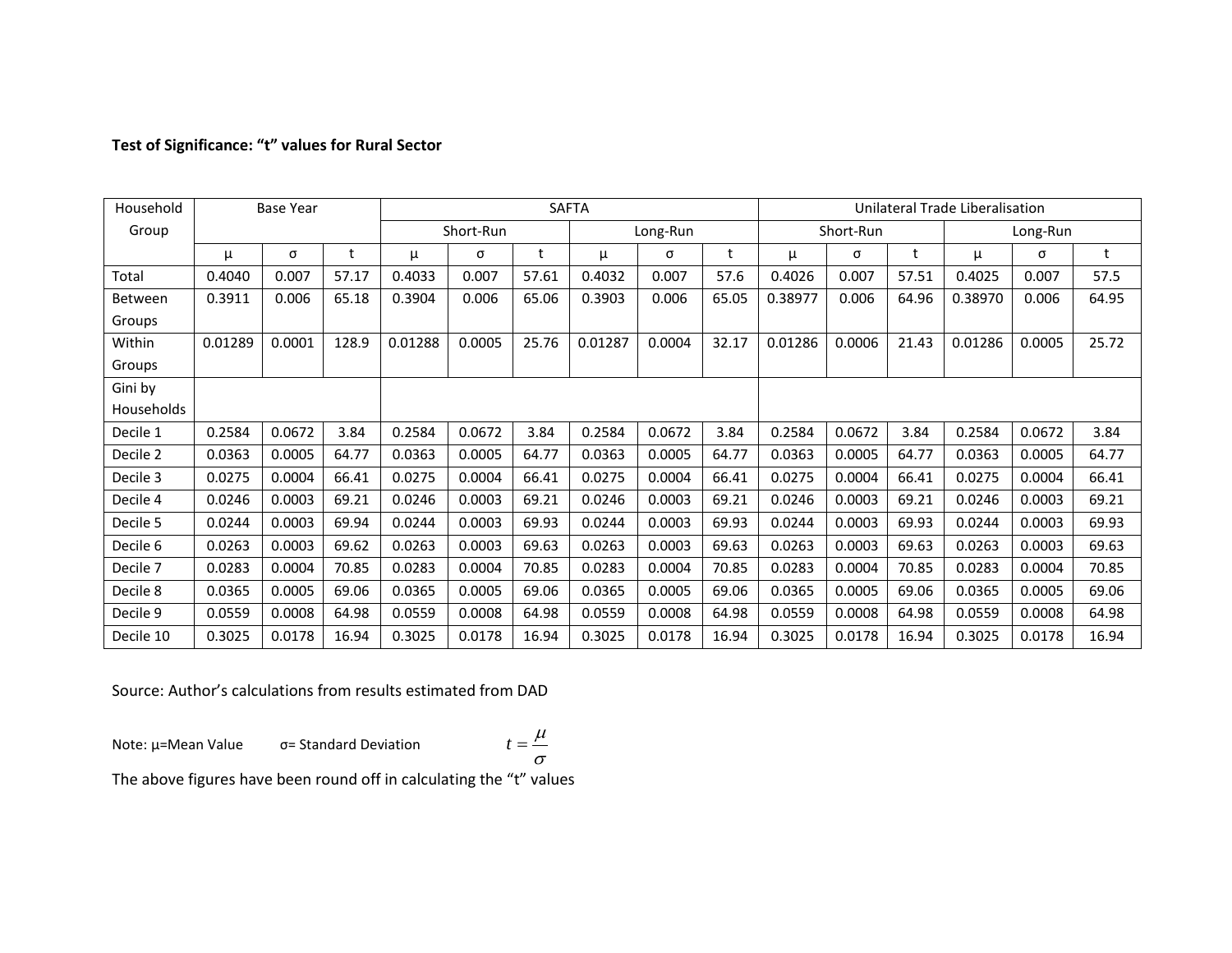**Test of Significance: "t" values for Rural Sector**

| Household Group | Base Year | | | SAFTA | | | | | | Unilateral Trade Liberalisation | | | | | |
|---|---|---|---|---|---|---|---|---|---|---|---|---|---|---|---|
| | | | | Short-Run | | | Long-Run | | | Short-Run | | | Long-Run | | |
| | μ | σ | t | μ | σ | t | μ | σ | t | μ | σ | t | μ | σ | t |
| Total | 0.4040 | 0.007 | 57.17 | 0.4033 | 0.007 | 57.61 | 0.4032 | 0.007 | 57.6 | 0.4026 | 0.007 | 57.51 | 0.4025 | 0.007 | 57.5 |
| Between Groups | 0.3911 | 0.006 | 65.18 | 0.3904 | 0.006 | 65.06 | 0.3903 | 0.006 | 65.05 | 0.38977 | 0.006 | 64.96 | 0.38970 | 0.006 | 64.95 |
| Within Groups | 0.01289 | 0.0001 | 128.9 | 0.01288 | 0.0005 | 25.76 | 0.01287 | 0.0004 | 32.17 | 0.01286 | 0.0006 | 21.43 | 0.01286 | 0.0005 | 25.72 |
| Gini by Households | | | | | | | | | | | | | | | |
| Decile 1 | 0.2584 | 0.0672 | 3.84 | 0.2584 | 0.0672 | 3.84 | 0.2584 | 0.0672 | 3.84 | 0.2584 | 0.0672 | 3.84 | 0.2584 | 0.0672 | 3.84 |
| Decile 2 | 0.0363 | 0.0005 | 64.77 | 0.0363 | 0.0005 | 64.77 | 0.0363 | 0.0005 | 64.77 | 0.0363 | 0.0005 | 64.77 | 0.0363 | 0.0005 | 64.77 |
| Decile 3 | 0.0275 | 0.0004 | 66.41 | 0.0275 | 0.0004 | 66.41 | 0.0275 | 0.0004 | 66.41 | 0.0275 | 0.0004 | 66.41 | 0.0275 | 0.0004 | 66.41 |
| Decile 4 | 0.0246 | 0.0003 | 69.21 | 0.0246 | 0.0003 | 69.21 | 0.0246 | 0.0003 | 69.21 | 0.0246 | 0.0003 | 69.21 | 0.0246 | 0.0003 | 69.21 |
| Decile 5 | 0.0244 | 0.0003 | 69.94 | 0.0244 | 0.0003 | 69.93 | 0.0244 | 0.0003 | 69.93 | 0.0244 | 0.0003 | 69.93 | 0.0244 | 0.0003 | 69.93 |
| Decile 6 | 0.0263 | 0.0003 | 69.62 | 0.0263 | 0.0003 | 69.63 | 0.0263 | 0.0003 | 69.63 | 0.0263 | 0.0003 | 69.63 | 0.0263 | 0.0003 | 69.63 |
| Decile 7 | 0.0283 | 0.0004 | 70.85 | 0.0283 | 0.0004 | 70.85 | 0.0283 | 0.0004 | 70.85 | 0.0283 | 0.0004 | 70.85 | 0.0283 | 0.0004 | 70.85 |
| Decile 8 | 0.0365 | 0.0005 | 69.06 | 0.0365 | 0.0005 | 69.06 | 0.0365 | 0.0005 | 69.06 | 0.0365 | 0.0005 | 69.06 | 0.0365 | 0.0005 | 69.06 |
| Decile 9 | 0.0559 | 0.0008 | 64.98 | 0.0559 | 0.0008 | 64.98 | 0.0559 | 0.0008 | 64.98 | 0.0559 | 0.0008 | 64.98 | 0.0559 | 0.0008 | 64.98 |
| Decile 10 | 0.3025 | 0.0178 | 16.94 | 0.3025 | 0.0178 | 16.94 | 0.3025 | 0.0178 | 16.94 | 0.3025 | 0.0178 | 16.94 | 0.3025 | 0.0178 | 16.94 |

Source: Author's calculations from results estimated from DAD

Note: μ=Mean Value     σ= Standard Deviation     $t = \frac{\mu}{\sigma}$

The above figures have been round off in calculating the "t" values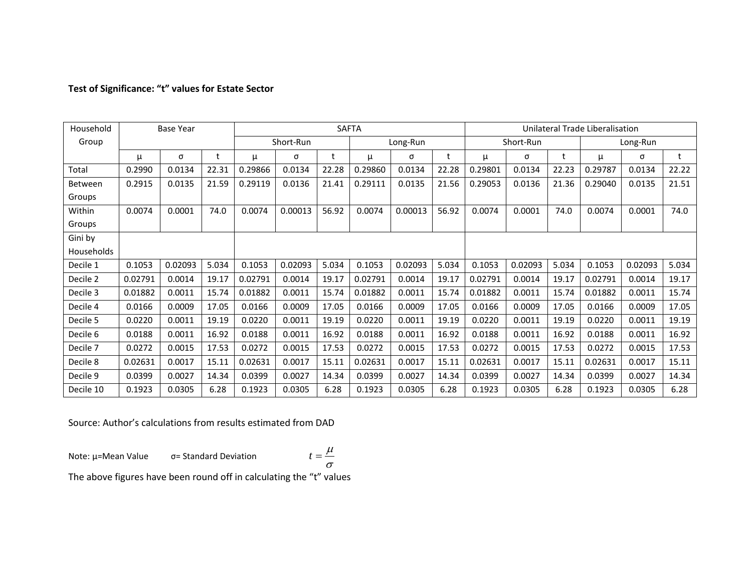**Test of Significance: "t" values for Estate Sector**

| Household Group | Base Year | | | SAFTA | | | | | | Unilateral Trade Liberalisation | | | | | |
|---|---|---|---|---|---|---|---|---|---|---|---|---|---|---|---|
| | | | | Short-Run | | | Long-Run | | | Short-Run | | | Long-Run | | |
| | μ | σ | t | μ | σ | t | μ | σ | t | μ | σ | t | μ | σ | t |
| Total | 0.2990 | 0.0134 | 22.31 | 0.29866 | 0.0134 | 22.28 | 0.29860 | 0.0134 | 22.28 | 0.29801 | 0.0134 | 22.23 | 0.29787 | 0.0134 | 22.22 |
| Between Groups | 0.2915 | 0.0135 | 21.59 | 0.29119 | 0.0136 | 21.41 | 0.29111 | 0.0135 | 21.56 | 0.29053 | 0.0136 | 21.36 | 0.29040 | 0.0135 | 21.51 |
| Within Groups | 0.0074 | 0.0001 | 74.0 | 0.0074 | 0.00013 | 56.92 | 0.0074 | 0.00013 | 56.92 | 0.0074 | 0.0001 | 74.0 | 0.0074 | 0.0001 | 74.0 |
| Gini by Households | | | | | | | | | | | | | | | |
| Decile 1 | 0.1053 | 0.02093 | 5.034 | 0.1053 | 0.02093 | 5.034 | 0.1053 | 0.02093 | 5.034 | 0.1053 | 0.02093 | 5.034 | 0.1053 | 0.02093 | 5.034 |
| Decile 2 | 0.02791 | 0.0014 | 19.17 | 0.02791 | 0.0014 | 19.17 | 0.02791 | 0.0014 | 19.17 | 0.02791 | 0.0014 | 19.17 | 0.02791 | 0.0014 | 19.17 |
| Decile 3 | 0.01882 | 0.0011 | 15.74 | 0.01882 | 0.0011 | 15.74 | 0.01882 | 0.0011 | 15.74 | 0.01882 | 0.0011 | 15.74 | 0.01882 | 0.0011 | 15.74 |
| Decile 4 | 0.0166 | 0.0009 | 17.05 | 0.0166 | 0.0009 | 17.05 | 0.0166 | 0.0009 | 17.05 | 0.0166 | 0.0009 | 17.05 | 0.0166 | 0.0009 | 17.05 |
| Decile 5 | 0.0220 | 0.0011 | 19.19 | 0.0220 | 0.0011 | 19.19 | 0.0220 | 0.0011 | 19.19 | 0.0220 | 0.0011 | 19.19 | 0.0220 | 0.0011 | 19.19 |
| Decile 6 | 0.0188 | 0.0011 | 16.92 | 0.0188 | 0.0011 | 16.92 | 0.0188 | 0.0011 | 16.92 | 0.0188 | 0.0011 | 16.92 | 0.0188 | 0.0011 | 16.92 |
| Decile 7 | 0.0272 | 0.0015 | 17.53 | 0.0272 | 0.0015 | 17.53 | 0.0272 | 0.0015 | 17.53 | 0.0272 | 0.0015 | 17.53 | 0.0272 | 0.0015 | 17.53 |
| Decile 8 | 0.02631 | 0.0017 | 15.11 | 0.02631 | 0.0017 | 15.11 | 0.02631 | 0.0017 | 15.11 | 0.02631 | 0.0017 | 15.11 | 0.02631 | 0.0017 | 15.11 |
| Decile 9 | 0.0399 | 0.0027 | 14.34 | 0.0399 | 0.0027 | 14.34 | 0.0399 | 0.0027 | 14.34 | 0.0399 | 0.0027 | 14.34 | 0.0399 | 0.0027 | 14.34 |
| Decile 10 | 0.1923 | 0.0305 | 6.28 | 0.1923 | 0.0305 | 6.28 | 0.1923 | 0.0305 | 6.28 | 0.1923 | 0.0305 | 6.28 | 0.1923 | 0.0305 | 6.28 |

Source: Author's calculations from results estimated from DAD

Note: μ=Mean Value σ= Standard Deviation $t = \frac{\mu}{\sigma}$

The above figures have been round off in calculating the "t" values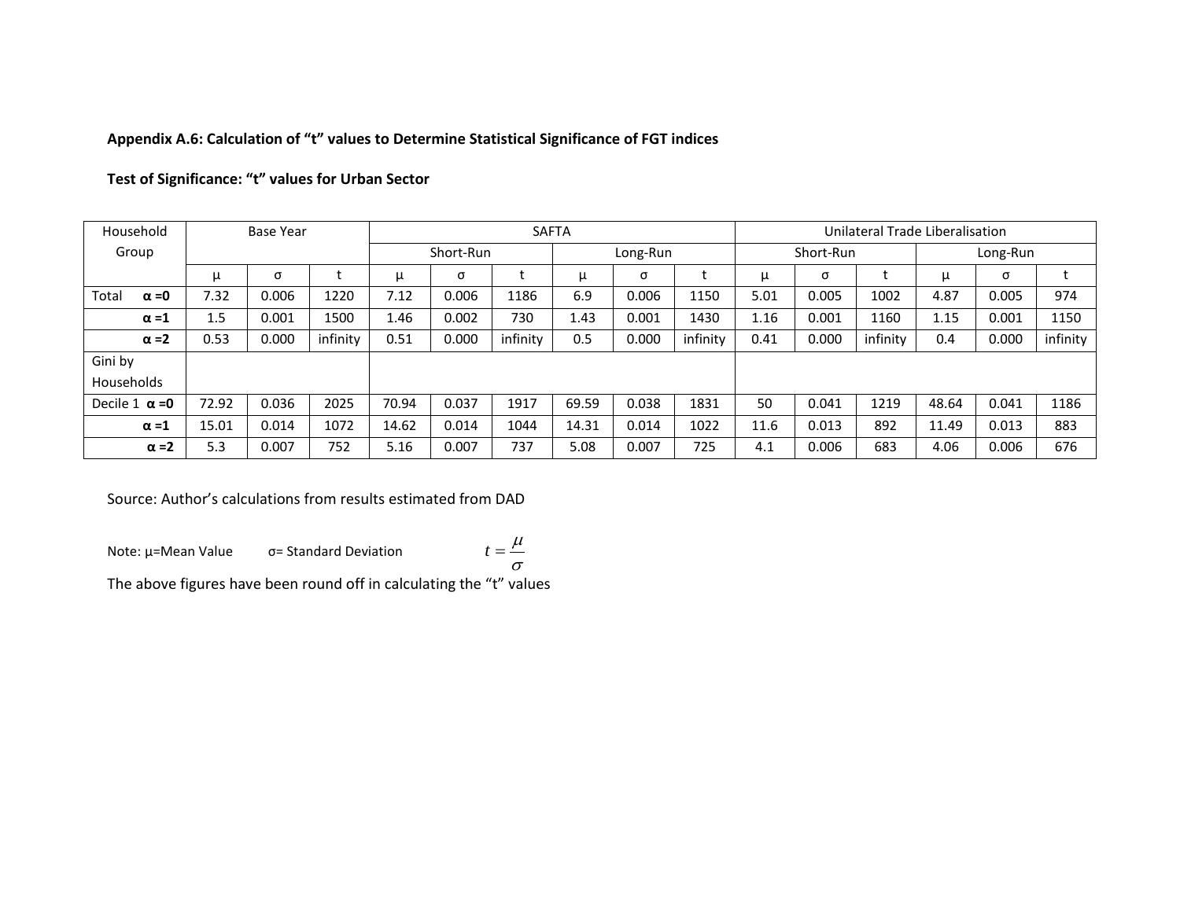**Appendix A.6: Calculation of "t" values to Determine Statistical Significance of FGT indices**

**Test of Significance: "t" values for Urban Sector**

| Household Group | Base Year | | | SAFTA | | | | | | Unilateral Trade Liberalisation | | | | | |
|---|---|---|---|---|---|---|---|---|---|---|---|---|---|---|---|
| | | | | Short-Run | | | Long-Run | | | Short-Run | | | Long-Run | | |
| | μ | σ | t | μ | σ | t | μ | σ | t | μ | σ | t | μ | σ | t |
| Total **α =0** | 7.32 | 0.006 | 1220 | 7.12 | 0.006 | 1186 | 6.9 | 0.006 | 1150 | 5.01 | 0.005 | 1002 | 4.87 | 0.005 | 974 |
| **α =1** | 1.5 | 0.001 | 1500 | 1.46 | 0.002 | 730 | 1.43 | 0.001 | 1430 | 1.16 | 0.001 | 1160 | 1.15 | 0.001 | 1150 |
| **α =2** | 0.53 | 0.000 | infinity | 0.51 | 0.000 | infinity | 0.5 | 0.000 | infinity | 0.41 | 0.000 | infinity | 0.4 | 0.000 | infinity |
| Gini by Households | | | | | | | | | | | | | | | |
| Decile 1 **α =0** | 72.92 | 0.036 | 2025 | 70.94 | 0.037 | 1917 | 69.59 | 0.038 | 1831 | 50 | 0.041 | 1219 | 48.64 | 0.041 | 1186 |
| **α =1** | 15.01 | 0.014 | 1072 | 14.62 | 0.014 | 1044 | 14.31 | 0.014 | 1022 | 11.6 | 0.013 | 892 | 11.49 | 0.013 | 883 |
| **α =2** | 5.3 | 0.007 | 752 | 5.16 | 0.007 | 737 | 5.08 | 0.007 | 725 | 4.1 | 0.006 | 683 | 4.06 | 0.006 | 676 |

Source: Author's calculations from results estimated from DAD

Note: μ=Mean Value σ= Standard Deviation $t = \frac{\mu}{\sigma}$

The above figures have been round off in calculating the "t" values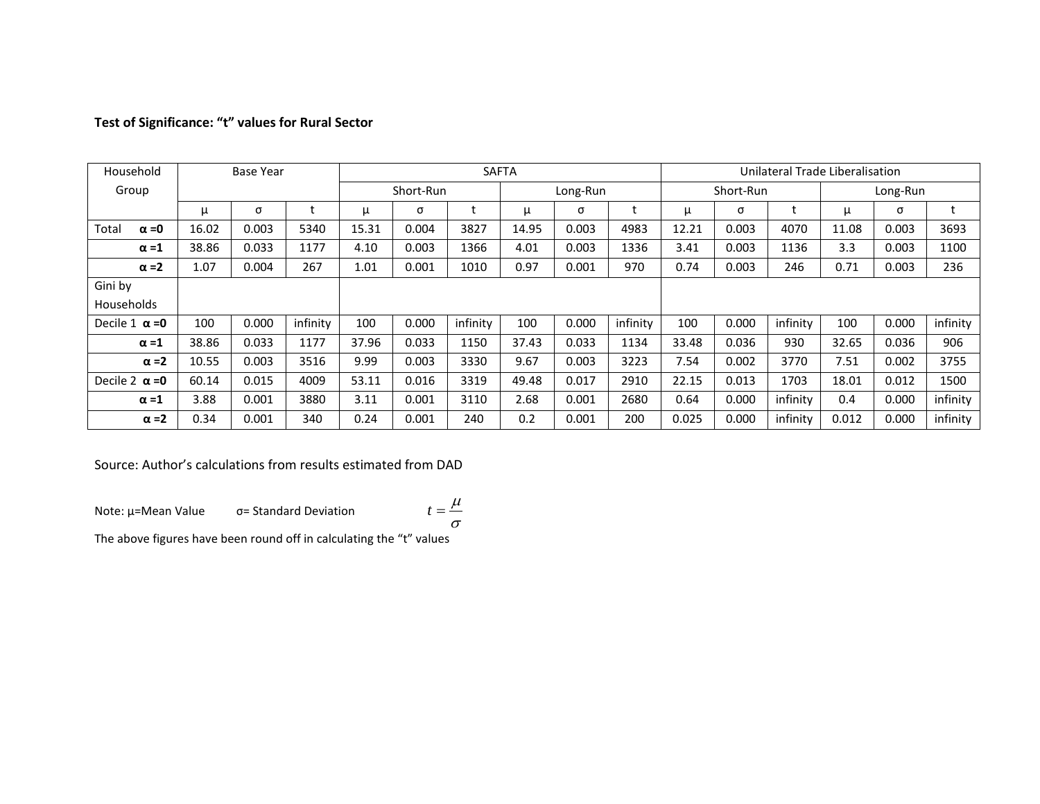**Test of Significance: "t" values for Rural Sector**

| Household Group | Base Year | | | SAFTA | | | | | | Unilateral Trade Liberalisation | | | | | |
|---|---|---|---|---|---|---|---|---|---|---|---|---|---|---|---|
| | | | | Short-Run | | | Long-Run | | | Short-Run | | | Long-Run | | |
| | μ | σ | t | μ | σ | t | μ | σ | t | μ | σ | t | μ | σ | t |
| Total **α =0** | 16.02 | 0.003 | 5340 | 15.31 | 0.004 | 3827 | 14.95 | 0.003 | 4983 | 12.21 | 0.003 | 4070 | 11.08 | 0.003 | 3693 |
| **α =1** | 38.86 | 0.033 | 1177 | 4.10 | 0.003 | 1366 | 4.01 | 0.003 | 1336 | 3.41 | 0.003 | 1136 | 3.3 | 0.003 | 1100 |
| **α =2** | 1.07 | 0.004 | 267 | 1.01 | 0.001 | 1010 | 0.97 | 0.001 | 970 | 0.74 | 0.003 | 246 | 0.71 | 0.003 | 236 |
| Gini by Households | | | | | | | | | | | | | | | |
| Decile 1 **α =0** | 100 | 0.000 | infinity | 100 | 0.000 | infinity | 100 | 0.000 | infinity | 100 | 0.000 | infinity | 100 | 0.000 | infinity |
| **α =1** | 38.86 | 0.033 | 1177 | 37.96 | 0.033 | 1150 | 37.43 | 0.033 | 1134 | 33.48 | 0.036 | 930 | 32.65 | 0.036 | 906 |
| **α =2** | 10.55 | 0.003 | 3516 | 9.99 | 0.003 | 3330 | 9.67 | 0.003 | 3223 | 7.54 | 0.002 | 3770 | 7.51 | 0.002 | 3755 |
| Decile 2 **α =0** | 60.14 | 0.015 | 4009 | 53.11 | 0.016 | 3319 | 49.48 | 0.017 | 2910 | 22.15 | 0.013 | 1703 | 18.01 | 0.012 | 1500 |
| **α =1** | 3.88 | 0.001 | 3880 | 3.11 | 0.001 | 3110 | 2.68 | 0.001 | 2680 | 0.64 | 0.000 | infinity | 0.4 | 0.000 | infinity |
| **α =2** | 0.34 | 0.001 | 340 | 0.24 | 0.001 | 240 | 0.2 | 0.001 | 200 | 0.025 | 0.000 | infinity | 0.012 | 0.000 | infinity |

Source: Author's calculations from results estimated from DAD

Note: μ=Mean Value  σ= Standard Deviation  $t = \frac{\mu}{\sigma}$

The above figures have been round off in calculating the "t" values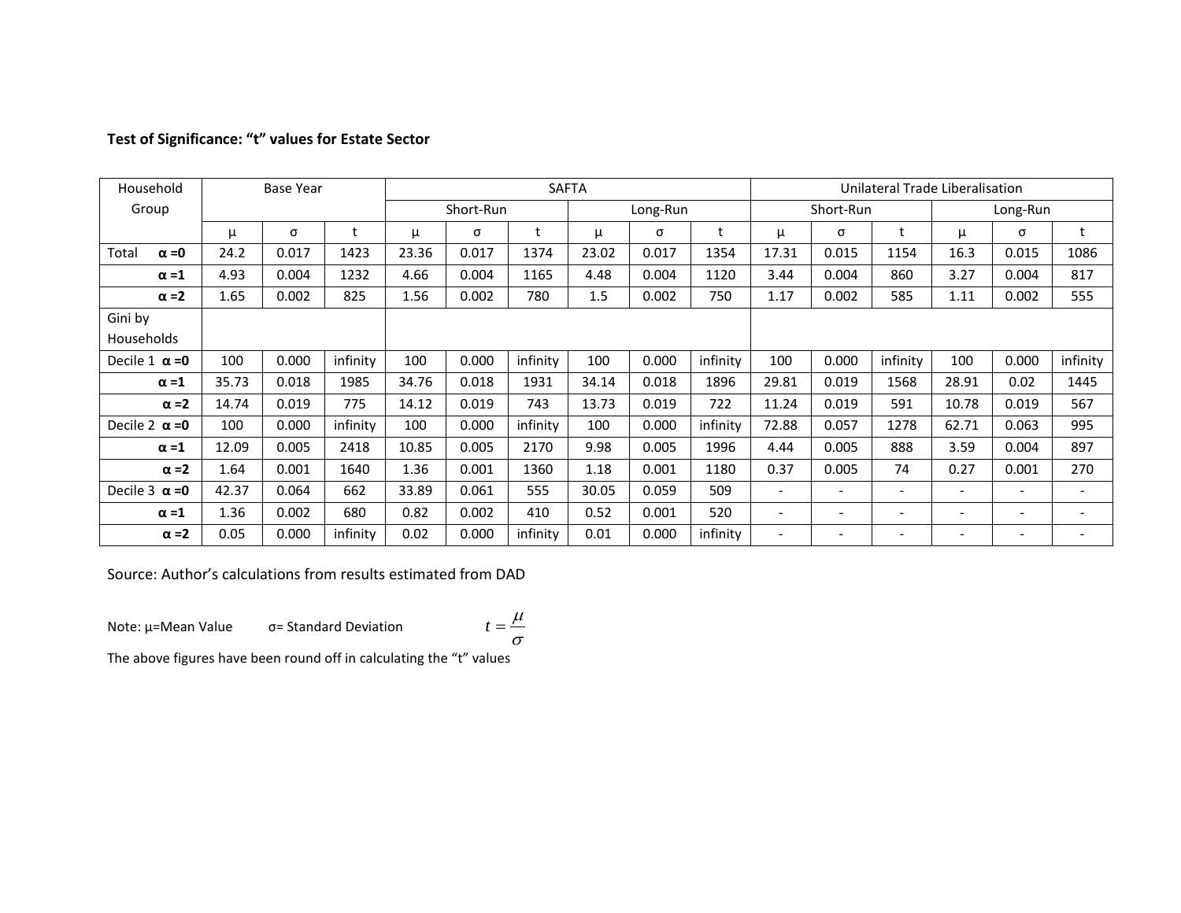**Test of Significance: "t" values for Estate Sector**

| Household Group | Base Year | | | SAFTA | | | | | | Unilateral Trade Liberalisation | | | | | |
|---|---|---|---|---|---|---|---|---|---|---|---|---|---|---|---|
| | | | | Short-Run | | | Long-Run | | | Short-Run | | | Long-Run | | |
| | μ | σ | t | μ | σ | t | μ | σ | t | μ | σ | t | μ | σ | t |
| Total **α =0** | 24.2 | 0.017 | 1423 | 23.36 | 0.017 | 1374 | 23.02 | 0.017 | 1354 | 17.31 | 0.015 | 1154 | 16.3 | 0.015 | 1086 |
| **α =1** | 4.93 | 0.004 | 1232 | 4.66 | 0.004 | 1165 | 4.48 | 0.004 | 1120 | 3.44 | 0.004 | 860 | 3.27 | 0.004 | 817 |
| **α =2** | 1.65 | 0.002 | 825 | 1.56 | 0.002 | 780 | 1.5 | 0.002 | 750 | 1.17 | 0.002 | 585 | 1.11 | 0.002 | 555 |
| Gini by Households | | | | | | | | | | | | | | | |
| Decile 1 **α =0** | 100 | 0.000 | infinity | 100 | 0.000 | infinity | 100 | 0.000 | infinity | 100 | 0.000 | infinity | 100 | 0.000 | infinity |
| **α =1** | 35.73 | 0.018 | 1985 | 34.76 | 0.018 | 1931 | 34.14 | 0.018 | 1896 | 29.81 | 0.019 | 1568 | 28.91 | 0.02 | 1445 |
| **α =2** | 14.74 | 0.019 | 775 | 14.12 | 0.019 | 743 | 13.73 | 0.019 | 722 | 11.24 | 0.019 | 591 | 10.78 | 0.019 | 567 |
| Decile 2 **α =0** | 100 | 0.000 | infinity | 100 | 0.000 | infinity | 100 | 0.000 | infinity | 72.88 | 0.057 | 1278 | 62.71 | 0.063 | 995 |
| **α =1** | 12.09 | 0.005 | 2418 | 10.85 | 0.005 | 2170 | 9.98 | 0.005 | 1996 | 4.44 | 0.005 | 888 | 3.59 | 0.004 | 897 |
| **α =2** | 1.64 | 0.001 | 1640 | 1.36 | 0.001 | 1360 | 1.18 | 0.001 | 1180 | 0.37 | 0.005 | 74 | 0.27 | 0.001 | 270 |
| Decile 3 **α =0** | 42.37 | 0.064 | 662 | 33.89 | 0.061 | 555 | 30.05 | 0.059 | 509 | - | - | - | - | - | - |
| **α =1** | 1.36 | 0.002 | 680 | 0.82 | 0.002 | 410 | 0.52 | 0.001 | 520 | - | - | - | - | - | - |
| **α =2** | 0.05 | 0.000 | infinity | 0.02 | 0.000 | infinity | 0.01 | 0.000 | infinity | - | - | - | - | - | - |

Source: Author's calculations from results estimated from DAD

Note: μ=Mean Value σ= Standard Deviation $t = \frac{\mu}{\sigma}$

The above figures have been round off in calculating the "t" values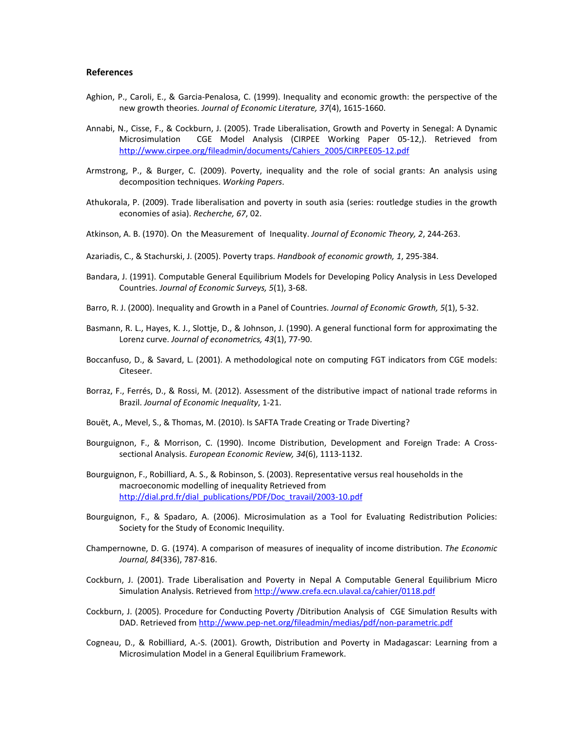## References

Aghion, P., Caroli, E., & Garcia-Penalosa, C. (1999). Inequality and economic growth: the perspective of the new growth theories. *Journal of Economic Literature, 37*(4), 1615-1660.

Annabi, N., Cisse, F., & Cockburn, J. (2005). Trade Liberalisation, Growth and Poverty in Senegal: A Dynamic Microsimulation CGE Model Analysis (CIRPEE Working Paper 05-12,). Retrieved from http://www.cirpee.org/fileadmin/documents/Cahiers_2005/CIRPEE05-12.pdf

Armstrong, P., & Burger, C. (2009). Poverty, inequality and the role of social grants: An analysis using decomposition techniques. *Working Papers*.

Athukorala, P. (2009). Trade liberalisation and poverty in south asia (series: routledge studies in the growth economies of asia). *Recherche, 67*, 02.

Atkinson, A. B. (1970). On the Measurement of Inequality. *Journal of Economic Theory, 2*, 244-263.

Azariadis, C., & Stachurski, J. (2005). Poverty traps. *Handbook of economic growth, 1*, 295-384.

Bandara, J. (1991). Computable General Equilibrium Models for Developing Policy Analysis in Less Developed Countries. *Journal of Economic Surveys, 5*(1), 3-68.

Barro, R. J. (2000). Inequality and Growth in a Panel of Countries. *Journal of Economic Growth, 5*(1), 5-32.

Basmann, R. L., Hayes, K. J., Slottje, D., & Johnson, J. (1990). A general functional form for approximating the Lorenz curve. *Journal of econometrics, 43*(1), 77-90.

Boccanfuso, D., & Savard, L. (2001). A methodological note on computing FGT indicators from CGE models: Citeseer.

Borraz, F., Ferrés, D., & Rossi, M. (2012). Assessment of the distributive impact of national trade reforms in Brazil. *Journal of Economic Inequality*, 1-21.

Bouët, A., Mevel, S., & Thomas, M. (2010). Is SAFTA Trade Creating or Trade Diverting?

Bourguignon, F., & Morrison, C. (1990). Income Distribution, Development and Foreign Trade: A Cross-sectional Analysis. *European Economic Review, 34*(6), 1113-1132.

Bourguignon, F., Robilliard, A. S., & Robinson, S. (2003). Representative versus real households in the macroeconomic modelling of inequality Retrieved from http://dial.prd.fr/dial_publications/PDF/Doc_travail/2003-10.pdf

Bourguignon, F., & Spadaro, A. (2006). Microsimulation as a Tool for Evaluating Redistribution Policies: Society for the Study of Economic Inequility.

Champernowne, D. G. (1974). A comparison of measures of inequality of income distribution. *The Economic Journal, 84*(336), 787-816.

Cockburn, J. (2001). Trade Liberalisation and Poverty in Nepal A Computable General Equilibrium Micro Simulation Analysis. Retrieved from http://www.crefa.ecn.ulaval.ca/cahier/0118.pdf

Cockburn, J. (2005). Procedure for Conducting Poverty /Ditribution Analysis of CGE Simulation Results with DAD. Retrieved from http://www.pep-net.org/fileadmin/medias/pdf/non-parametric.pdf

Cogneau, D., & Robilliard, A.-S. (2001). Growth, Distribution and Poverty in Madagascar: Learning from a Microsimulation Model in a General Equilibrium Framework.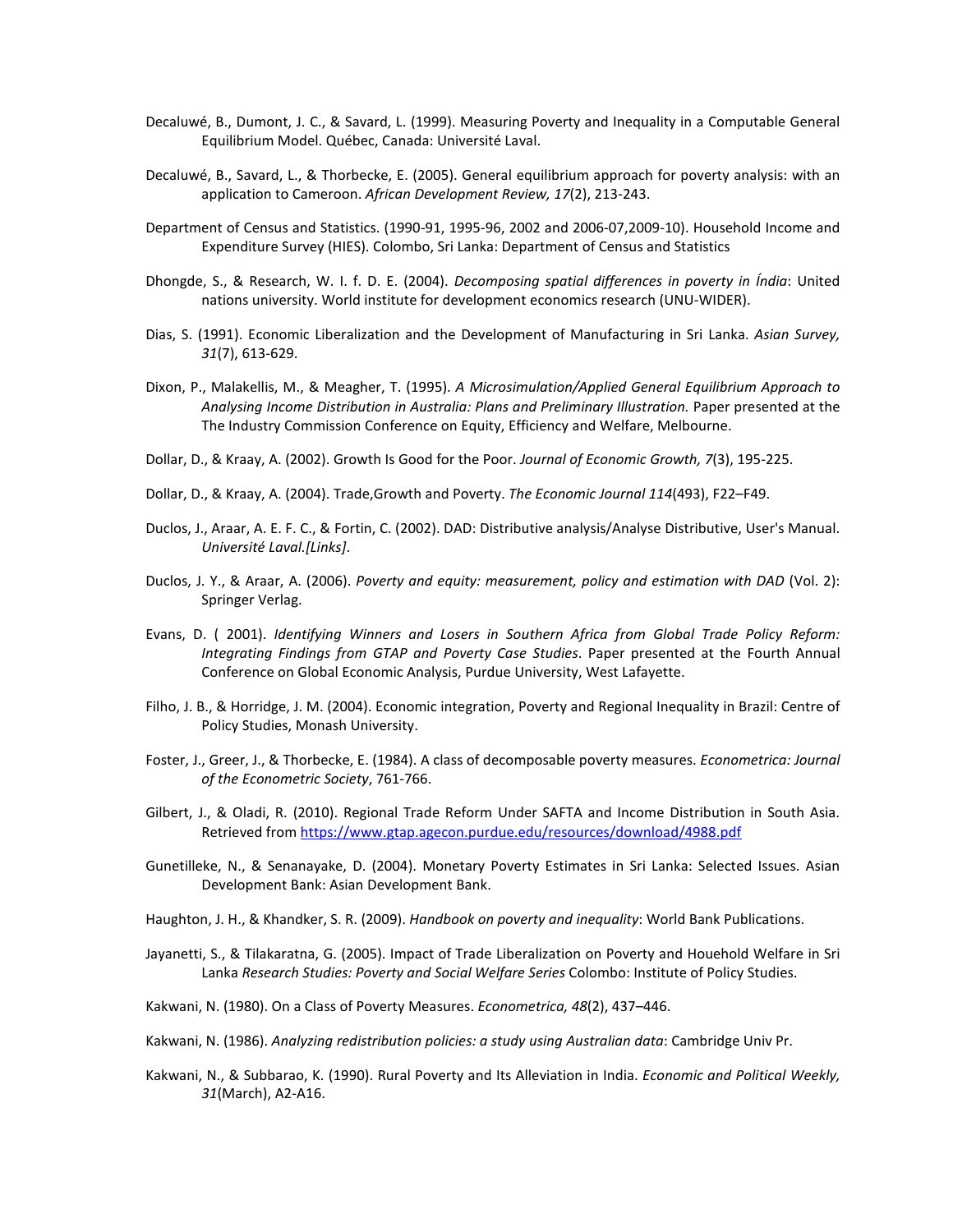Decaluwé, B., Dumont, J. C., & Savard, L. (1999). Measuring Poverty and Inequality in a Computable General Equilibrium Model. Québec, Canada: Université Laval.

Decaluwé, B., Savard, L., & Thorbecke, E. (2005). General equilibrium approach for poverty analysis: with an application to Cameroon. *African Development Review, 17*(2), 213-243.

Department of Census and Statistics. (1990-91, 1995-96, 2002 and 2006-07,2009-10). Household Income and Expenditure Survey (HIES). Colombo, Sri Lanka: Department of Census and Statistics

Dhongde, S., & Research, W. I. f. D. E. (2004). *Decomposing spatial differences in poverty in Índia*: United nations university. World institute for development economics research (UNU-WIDER).

Dias, S. (1991). Economic Liberalization and the Development of Manufacturing in Sri Lanka. *Asian Survey, 31*(7), 613-629.

Dixon, P., Malakellis, M., & Meagher, T. (1995). *A Microsimulation/Applied General Equilibrium Approach to Analysing Income Distribution in Australia: Plans and Preliminary Illustration.* Paper presented at the The Industry Commission Conference on Equity, Efficiency and Welfare, Melbourne.

Dollar, D., & Kraay, A. (2002). Growth Is Good for the Poor. *Journal of Economic Growth, 7*(3), 195-225.

Dollar, D., & Kraay, A. (2004). Trade,Growth and Poverty. *The Economic Journal 114*(493), F22–F49.

Duclos, J., Araar, A. E. F. C., & Fortin, C. (2002). DAD: Distributive analysis/Analyse Distributive, User's Manual. *Université Laval.[Links]*.

Duclos, J. Y., & Araar, A. (2006). *Poverty and equity: measurement, policy and estimation with DAD* (Vol. 2): Springer Verlag.

Evans, D. ( 2001). *Identifying Winners and Losers in Southern Africa from Global Trade Policy Reform: Integrating Findings from GTAP and Poverty Case Studies*. Paper presented at the Fourth Annual Conference on Global Economic Analysis, Purdue University, West Lafayette.

Filho, J. B., & Horridge, J. M. (2004). Economic integration, Poverty and Regional Inequality in Brazil: Centre of Policy Studies, Monash University.

Foster, J., Greer, J., & Thorbecke, E. (1984). A class of decomposable poverty measures. *Econometrica: Journal of the Econometric Society*, 761-766.

Gilbert, J., & Oladi, R. (2010). Regional Trade Reform Under SAFTA and Income Distribution in South Asia. Retrieved from https://www.gtap.agecon.purdue.edu/resources/download/4988.pdf

Gunetilleke, N., & Senanayake, D. (2004). Monetary Poverty Estimates in Sri Lanka: Selected Issues. Asian Development Bank: Asian Development Bank.

Haughton, J. H., & Khandker, S. R. (2009). *Handbook on poverty and inequality*: World Bank Publications.

Jayanetti, S., & Tilakaratna, G. (2005). Impact of Trade Liberalization on Poverty and Houehold Welfare in Sri Lanka *Research Studies: Poverty and Social Welfare Series* Colombo: Institute of Policy Studies.

Kakwani, N. (1980). On a Class of Poverty Measures. *Econometrica, 48*(2), 437–446.

Kakwani, N. (1986). *Analyzing redistribution policies: a study using Australian data*: Cambridge Univ Pr.

Kakwani, N., & Subbarao, K. (1990). Rural Poverty and Its Alleviation in India. *Economic and Political Weekly, 31*(March), A2-A16.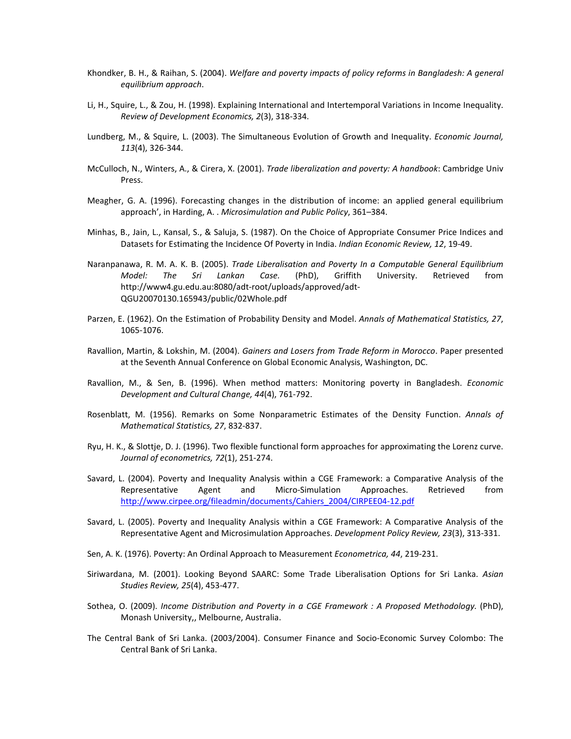Khondker, B. H., & Raihan, S. (2004). *Welfare and poverty impacts of policy reforms in Bangladesh: A general equilibrium approach*.

Li, H., Squire, L., & Zou, H. (1998). Explaining International and Intertemporal Variations in Income Inequality. *Review of Development Economics, 2*(3), 318-334.

Lundberg, M., & Squire, L. (2003). The Simultaneous Evolution of Growth and Inequality. *Economic Journal, 113*(4), 326-344.

McCulloch, N., Winters, A., & Cirera, X. (2001). *Trade liberalization and poverty: A handbook*: Cambridge Univ Press.

Meagher, G. A. (1996). Forecasting changes in the distribution of income: an applied general equilibrium approach', in Harding, A. . *Microsimulation and Public Policy*, 361–384.

Minhas, B., Jain, L., Kansal, S., & Saluja, S. (1987). On the Choice of Appropriate Consumer Price Indices and Datasets for Estimating the Incidence Of Poverty in India. *Indian Economic Review, 12*, 19-49.

Naranpanawa, R. M. A. K. B. (2005). *Trade Liberalisation and Poverty In a Computable General Equilibrium Model: The Sri Lankan Case.* (PhD), Griffith University. Retrieved from http://www4.gu.edu.au:8080/adt-root/uploads/approved/adt-QGU20070130.165943/public/02Whole.pdf

Parzen, E. (1962). On the Estimation of Probability Density and Model. *Annals of Mathematical Statistics, 27*, 1065-1076.

Ravallion, Martin, & Lokshin, M. (2004). *Gainers and Losers from Trade Reform in Morocco*. Paper presented at the Seventh Annual Conference on Global Economic Analysis, Washington, DC.

Ravallion, M., & Sen, B. (1996). When method matters: Monitoring poverty in Bangladesh. *Economic Development and Cultural Change, 44*(4), 761-792.

Rosenblatt, M. (1956). Remarks on Some Nonparametric Estimates of the Density Function. *Annals of Mathematical Statistics, 27*, 832-837.

Ryu, H. K., & Slottje, D. J. (1996). Two flexible functional form approaches for approximating the Lorenz curve. *Journal of econometrics, 72*(1), 251-274.

Savard, L. (2004). Poverty and Inequality Analysis within a CGE Framework: a Comparative Analysis of the Representative Agent and Micro-Simulation Approaches. Retrieved from http://www.cirpee.org/fileadmin/documents/Cahiers_2004/CIRPEE04-12.pdf

Savard, L. (2005). Poverty and Inequality Analysis within a CGE Framework: A Comparative Analysis of the Representative Agent and Microsimulation Approaches. *Development Policy Review, 23*(3), 313-331.

Sen, A. K. (1976). Poverty: An Ordinal Approach to Measurement *Econometrica, 44*, 219-231.

Siriwardana, M. (2001). Looking Beyond SAARC: Some Trade Liberalisation Options for Sri Lanka. *Asian Studies Review, 25*(4), 453-477.

Sothea, O. (2009). *Income Distribution and Poverty in a CGE Framework : A Proposed Methodology.* (PhD), Monash University,, Melbourne, Australia.

The Central Bank of Sri Lanka. (2003/2004). Consumer Finance and Socio-Economic Survey Colombo: The Central Bank of Sri Lanka.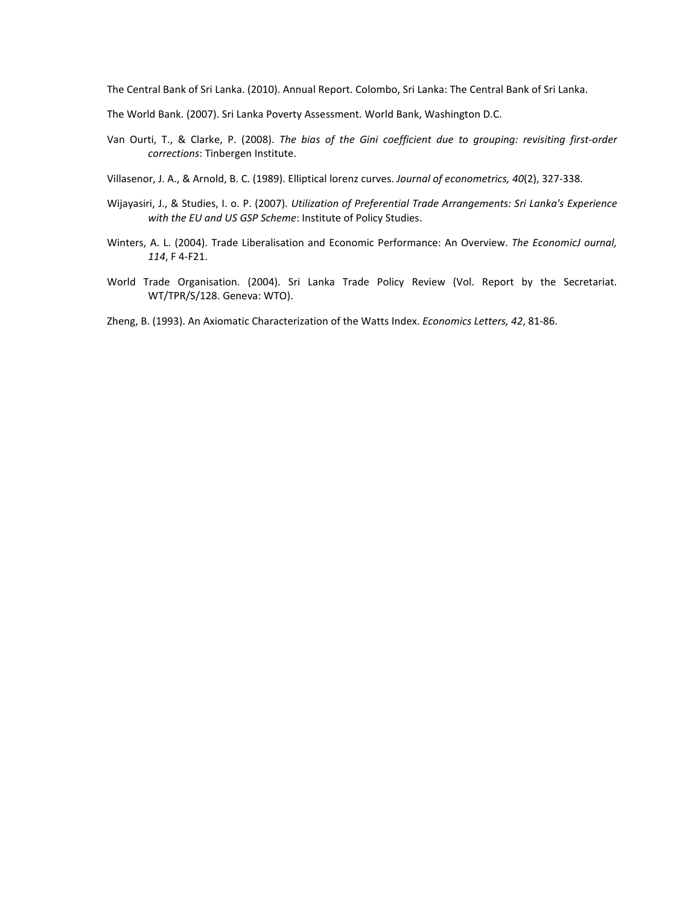The Central Bank of Sri Lanka. (2010). Annual Report. Colombo, Sri Lanka: The Central Bank of Sri Lanka.

The World Bank. (2007). Sri Lanka Poverty Assessment. World Bank, Washington D.C.

Van Ourti, T., & Clarke, P. (2008). *The bias of the Gini coefficient due to grouping: revisiting first-order corrections*: Tinbergen Institute.

Villasenor, J. A., & Arnold, B. C. (1989). Elliptical lorenz curves. *Journal of econometrics, 40*(2), 327-338.

Wijayasiri, J., & Studies, I. o. P. (2007). *Utilization of Preferential Trade Arrangements: Sri Lanka's Experience with the EU and US GSP Scheme*: Institute of Policy Studies.

Winters, A. L. (2004). Trade Liberalisation and Economic Performance: An Overview. *The EconomicJ ournal, 114*, F 4-F21.

World Trade Organisation. (2004). Sri Lanka Trade Policy Review (Vol. Report by the Secretariat. WT/TPR/S/128. Geneva: WTO).

Zheng, B. (1993). An Axiomatic Characterization of the Watts Index. *Economics Letters, 42*, 81-86.